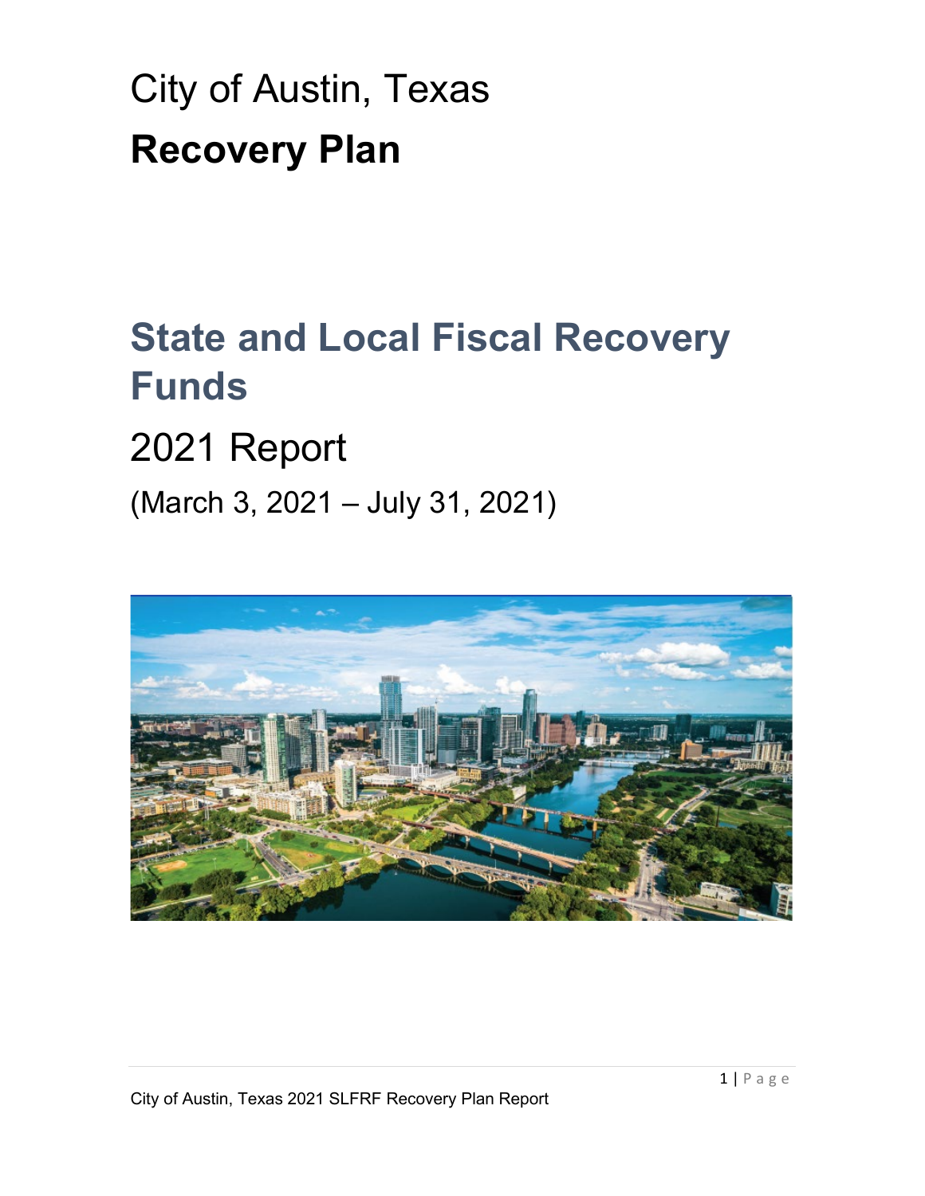# City of Austin, Texas

# **Recovery Plan**

## State and Local Fiscal Recovery Funds

## 2021 Report

(March 3, 2021 – July 31, 2021)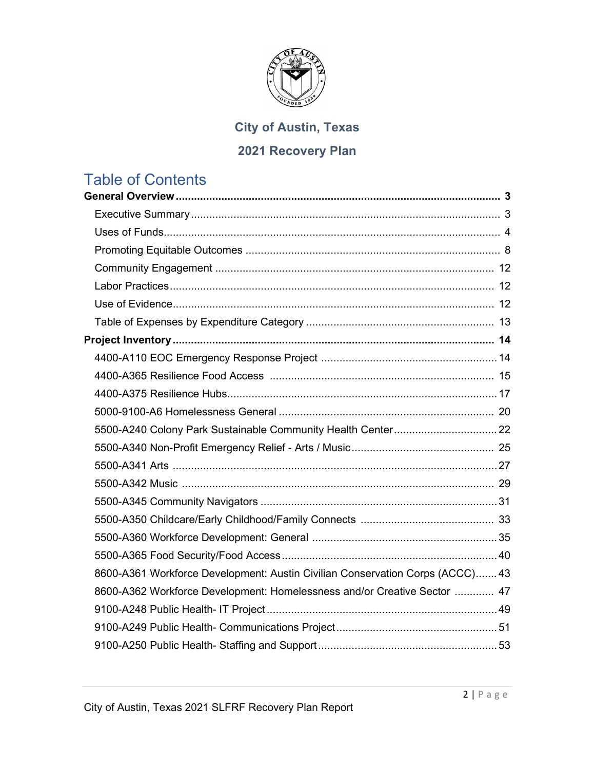**City of Austin, Texas**

**2021 Recovery Plan**

## Table of Contents

**General Overview** .......... **3**

- Executive Summary .......... 3
- Uses of Funds .......... 4
- Promoting Equitable Outcomes .......... 8
- Community Engagement .......... 12
- Labor Practices .......... 12
- Use of Evidence .......... 12
- Table of Expenses by Expenditure Category .......... 13

**Project Inventory** .......... **14**

- 4400-A110 EOC Emergency Response Project .......... 14
- 4400-A365 Resilience Food Access .......... 15
- 4400-A375 Resilience Hubs .......... 17
- 5000-9100-A6 Homelessness General .......... 20
- 5500-A240 Colony Park Sustainable Community Health Center .......... 22
- 5500-A340 Non-Profit Emergency Relief - Arts / Music .......... 25
- 5500-A341 Arts .......... 27
- 5500-A342 Music .......... 29
- 5500-A345 Community Navigators .......... 31
- 5500-A350 Childcare/Early Childhood/Family Connects .......... 33
- 5500-A360 Workforce Development: General .......... 35
- 5500-A365 Food Security/Food Access .......... 40
- 8600-A361 Workforce Development: Austin Civilian Conservation Corps (ACCC) .......... 43
- 8600-A362 Workforce Development: Homelessness and/or Creative Sector .......... 47
- 9100-A248 Public Health- IT Project .......... 49
- 9100-A249 Public Health- Communications Project .......... 51
- 9100-A250 Public Health- Staffing and Support .......... 53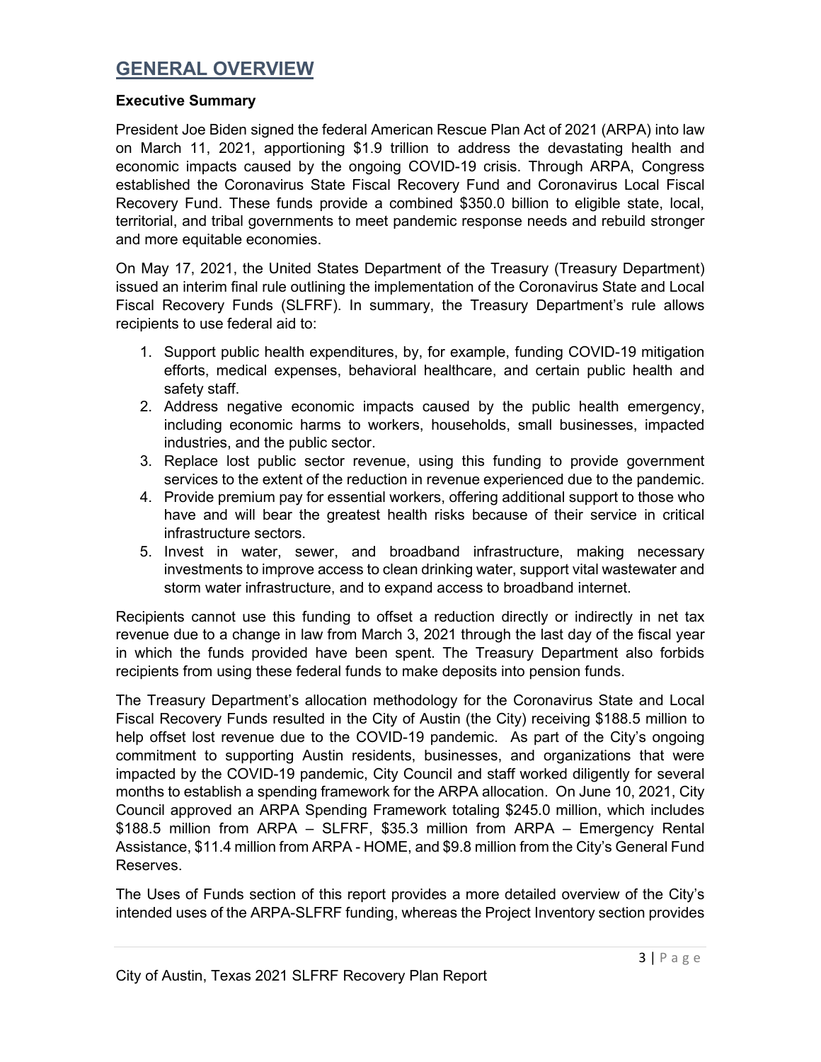# GENERAL OVERVIEW

**Executive Summary**

President Joe Biden signed the federal American Rescue Plan Act of 2021 (ARPA) into law on March 11, 2021, apportioning $1.9 trillion to address the devastating health and economic impacts caused by the ongoing COVID-19 crisis. Through ARPA, Congress established the Coronavirus State Fiscal Recovery Fund and Coronavirus Local Fiscal Recovery Fund. These funds provide a combined $350.0 billion to eligible state, local, territorial, and tribal governments to meet pandemic response needs and rebuild stronger and more equitable economies.

On May 17, 2021, the United States Department of the Treasury (Treasury Department) issued an interim final rule outlining the implementation of the Coronavirus State and Local Fiscal Recovery Funds (SLFRF). In summary, the Treasury Department's rule allows recipients to use federal aid to:

1. Support public health expenditures, by, for example, funding COVID-19 mitigation efforts, medical expenses, behavioral healthcare, and certain public health and safety staff.
2. Address negative economic impacts caused by the public health emergency, including economic harms to workers, households, small businesses, impacted industries, and the public sector.
3. Replace lost public sector revenue, using this funding to provide government services to the extent of the reduction in revenue experienced due to the pandemic.
4. Provide premium pay for essential workers, offering additional support to those who have and will bear the greatest health risks because of their service in critical infrastructure sectors.
5. Invest in water, sewer, and broadband infrastructure, making necessary investments to improve access to clean drinking water, support vital wastewater and storm water infrastructure, and to expand access to broadband internet.

Recipients cannot use this funding to offset a reduction directly or indirectly in net tax revenue due to a change in law from March 3, 2021 through the last day of the fiscal year in which the funds provided have been spent. The Treasury Department also forbids recipients from using these federal funds to make deposits into pension funds.

The Treasury Department's allocation methodology for the Coronavirus State and Local Fiscal Recovery Funds resulted in the City of Austin (the City) receiving $188.5 million to help offset lost revenue due to the COVID-19 pandemic. As part of the City's ongoing commitment to supporting Austin residents, businesses, and organizations that were impacted by the COVID-19 pandemic, City Council and staff worked diligently for several months to establish a spending framework for the ARPA allocation. On June 10, 2021, City Council approved an ARPA Spending Framework totaling $245.0 million, which includes $188.5 million from ARPA – SLFRF, $35.3 million from ARPA – Emergency Rental Assistance, $11.4 million from ARPA - HOME, and $9.8 million from the City's General Fund Reserves.

The Uses of Funds section of this report provides a more detailed overview of the City's intended uses of the ARPA-SLFRF funding, whereas the Project Inventory section provides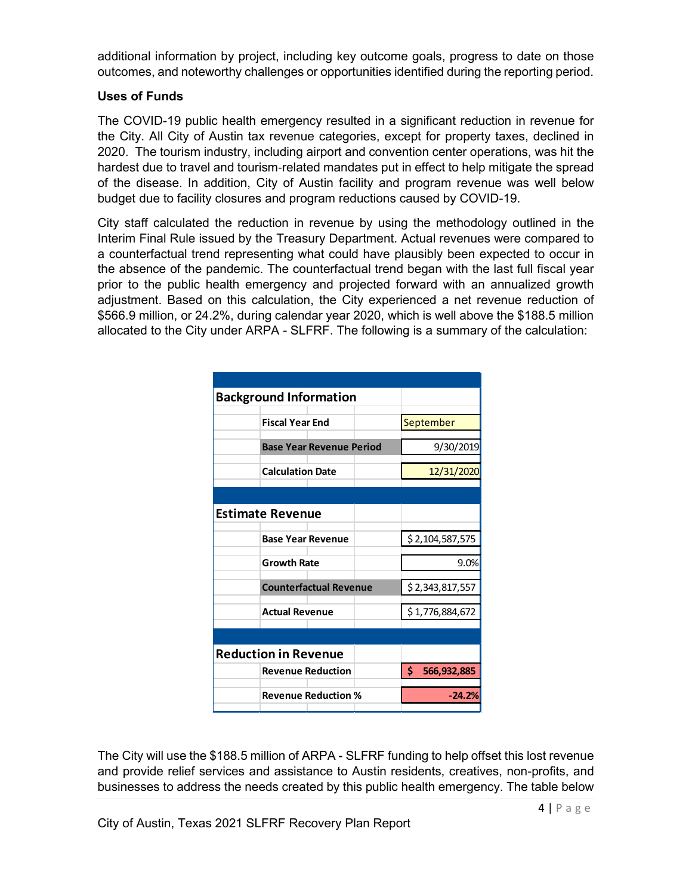additional information by project, including key outcome goals, progress to date on those outcomes, and noteworthy challenges or opportunities identified during the reporting period.

**Uses of Funds**

The COVID-19 public health emergency resulted in a significant reduction in revenue for the City. All City of Austin tax revenue categories, except for property taxes, declined in 2020. The tourism industry, including airport and convention center operations, was hit the hardest due to travel and tourism-related mandates put in effect to help mitigate the spread of the disease. In addition, City of Austin facility and program revenue was well below budget due to facility closures and program reductions caused by COVID-19.

City staff calculated the reduction in revenue by using the methodology outlined in the Interim Final Rule issued by the Treasury Department. Actual revenues were compared to a counterfactual trend representing what could have plausibly been expected to occur in the absence of the pandemic. The counterfactual trend began with the last full fiscal year prior to the public health emergency and projected forward with an annualized growth adjustment. Based on this calculation, the City experienced a net revenue reduction of $566.9 million, or 24.2%, during calendar year 2020, which is well above the $188.5 million allocated to the City under ARPA - SLFRF. The following is a summary of the calculation:

| Background Information | |
|---|---|
| Fiscal Year End | September |
| Base Year Revenue Period | 9/30/2019 |
| Calculation Date | 12/31/2020 |
| **Estimate Revenue** | |
| Base Year Revenue | $ 2,104,587,575 |
| Growth Rate | 9.0% |
| Counterfactual Revenue | $ 2,343,817,557 |
| Actual Revenue | $ 1,776,884,672 |
| **Reduction in Revenue** | |
| Revenue Reduction | $ 566,932,885 |
| Revenue Reduction % | -24.2% |

The City will use the $188.5 million of ARPA - SLFRF funding to help offset this lost revenue and provide relief services and assistance to Austin residents, creatives, non-profits, and businesses to address the needs created by this public health emergency. The table below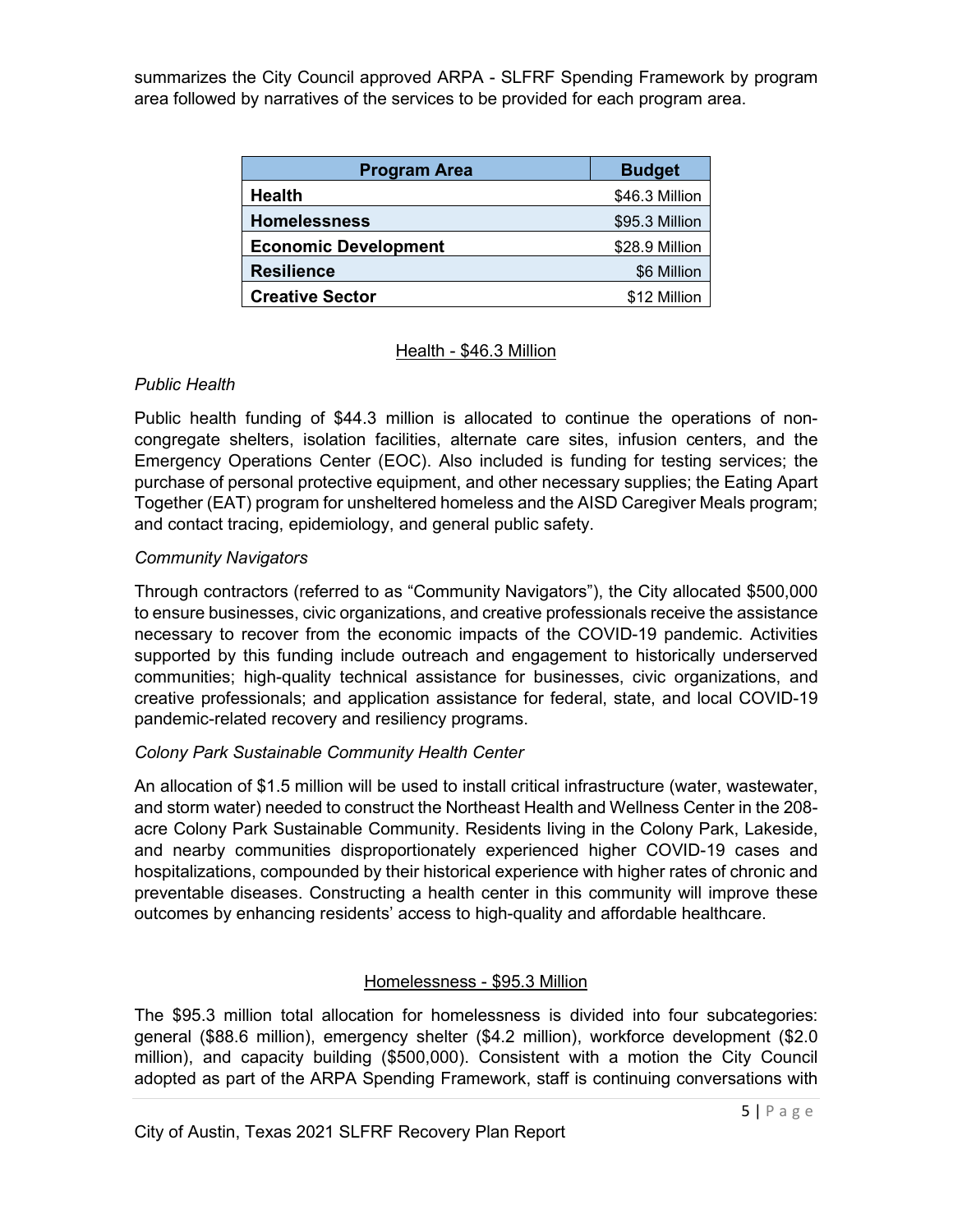summarizes the City Council approved ARPA - SLFRF Spending Framework by program area followed by narratives of the services to be provided for each program area.

| Program Area | Budget |
|---|---|
| **Health** | $46.3 Million |
| **Homelessness** | $95.3 Million |
| **Economic Development** | $28.9 Million |
| **Resilience** | $6 Million |
| **Creative Sector** | $12 Million |

## Health - $46.3 Million

*Public Health*

Public health funding of $44.3 million is allocated to continue the operations of non-congregate shelters, isolation facilities, alternate care sites, infusion centers, and the Emergency Operations Center (EOC). Also included is funding for testing services; the purchase of personal protective equipment, and other necessary supplies; the Eating Apart Together (EAT) program for unsheltered homeless and the AISD Caregiver Meals program; and contact tracing, epidemiology, and general public safety.

*Community Navigators*

Through contractors (referred to as "Community Navigators"), the City allocated $500,000 to ensure businesses, civic organizations, and creative professionals receive the assistance necessary to recover from the economic impacts of the COVID-19 pandemic. Activities supported by this funding include outreach and engagement to historically underserved communities; high-quality technical assistance for businesses, civic organizations, and creative professionals; and application assistance for federal, state, and local COVID-19 pandemic-related recovery and resiliency programs.

*Colony Park Sustainable Community Health Center*

An allocation of $1.5 million will be used to install critical infrastructure (water, wastewater, and storm water) needed to construct the Northeast Health and Wellness Center in the 208-acre Colony Park Sustainable Community. Residents living in the Colony Park, Lakeside, and nearby communities disproportionately experienced higher COVID-19 cases and hospitalizations, compounded by their historical experience with higher rates of chronic and preventable diseases. Constructing a health center in this community will improve these outcomes by enhancing residents' access to high-quality and affordable healthcare.

## Homelessness - $95.3 Million

The $95.3 million total allocation for homelessness is divided into four subcategories: general ($88.6 million), emergency shelter ($4.2 million), workforce development ($2.0 million), and capacity building ($500,000). Consistent with a motion the City Council adopted as part of the ARPA Spending Framework, staff is continuing conversations with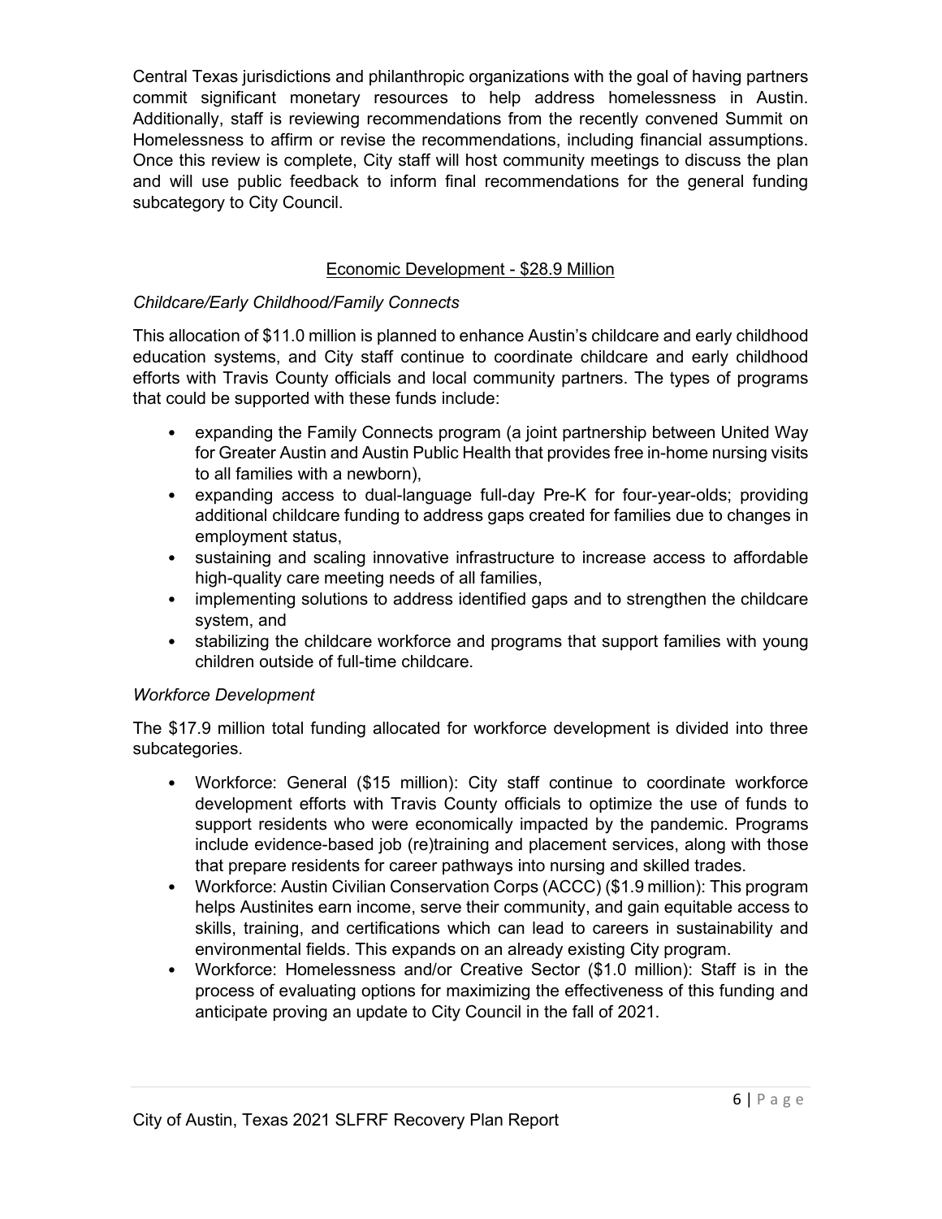Central Texas jurisdictions and philanthropic organizations with the goal of having partners commit significant monetary resources to help address homelessness in Austin. Additionally, staff is reviewing recommendations from the recently convened Summit on Homelessness to affirm or revise the recommendations, including financial assumptions. Once this review is complete, City staff will host community meetings to discuss the plan and will use public feedback to inform final recommendations for the general funding subcategory to City Council.

## Economic Development - $28.9 Million

*Childcare/Early Childhood/Family Connects*

This allocation of $11.0 million is planned to enhance Austin's childcare and early childhood education systems, and City staff continue to coordinate childcare and early childhood efforts with Travis County officials and local community partners. The types of programs that could be supported with these funds include:

- expanding the Family Connects program (a joint partnership between United Way for Greater Austin and Austin Public Health that provides free in-home nursing visits to all families with a newborn),
- expanding access to dual-language full-day Pre-K for four-year-olds; providing additional childcare funding to address gaps created for families due to changes in employment status,
- sustaining and scaling innovative infrastructure to increase access to affordable high-quality care meeting needs of all families,
- implementing solutions to address identified gaps and to strengthen the childcare system, and
- stabilizing the childcare workforce and programs that support families with young children outside of full-time childcare.

*Workforce Development*

The $17.9 million total funding allocated for workforce development is divided into three subcategories.

- Workforce: General ($15 million): City staff continue to coordinate workforce development efforts with Travis County officials to optimize the use of funds to support residents who were economically impacted by the pandemic. Programs include evidence-based job (re)training and placement services, along with those that prepare residents for career pathways into nursing and skilled trades.
- Workforce: Austin Civilian Conservation Corps (ACCC) ($1.9 million): This program helps Austinites earn income, serve their community, and gain equitable access to skills, training, and certifications which can lead to careers in sustainability and environmental fields. This expands on an already existing City program.
- Workforce: Homelessness and/or Creative Sector ($1.0 million): Staff is in the process of evaluating options for maximizing the effectiveness of this funding and anticipate proving an update to City Council in the fall of 2021.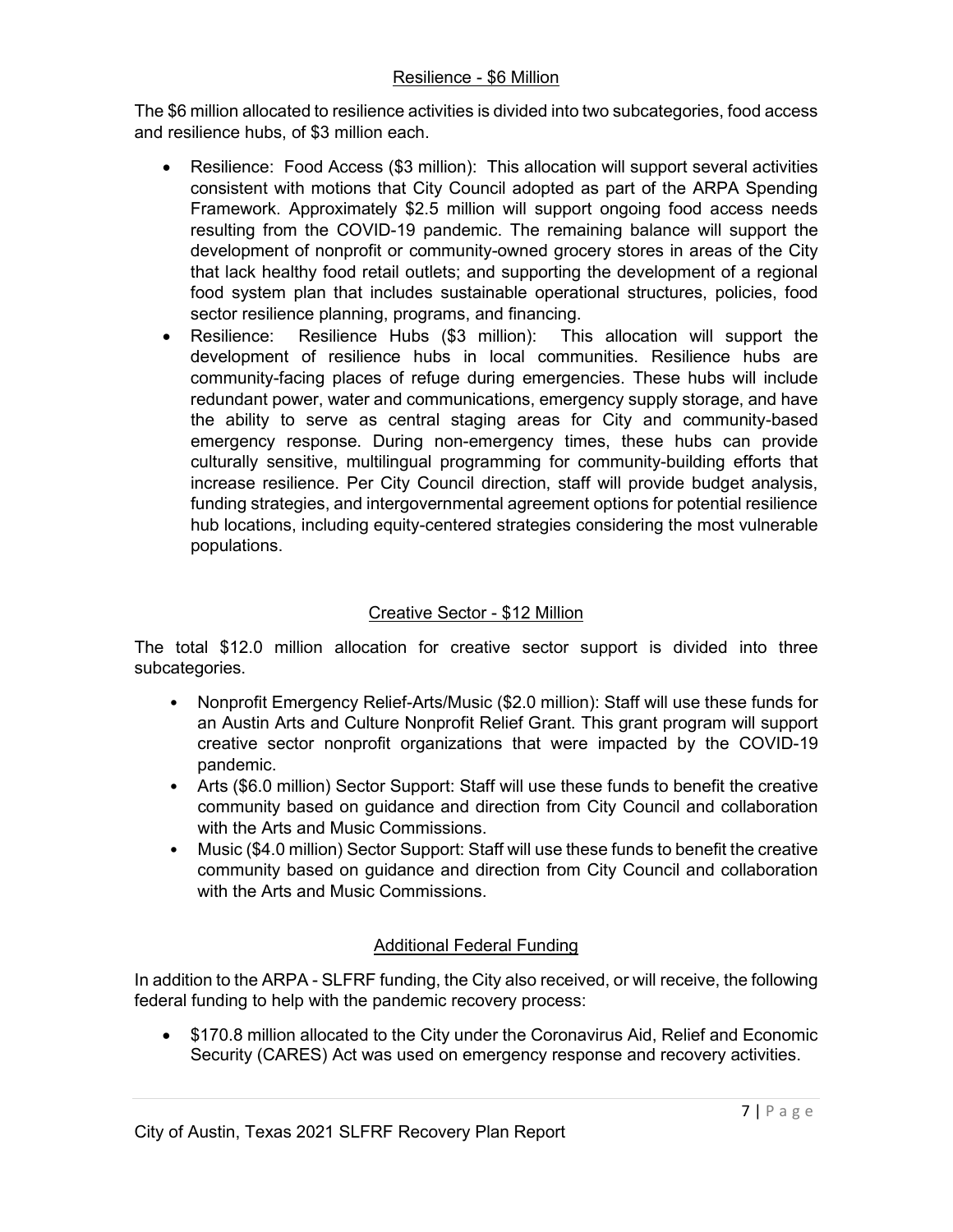## Resilience - $6 Million

The $6 million allocated to resilience activities is divided into two subcategories, food access and resilience hubs, of $3 million each.

- Resilience: Food Access ($3 million): This allocation will support several activities consistent with motions that City Council adopted as part of the ARPA Spending Framework. Approximately $2.5 million will support ongoing food access needs resulting from the COVID-19 pandemic. The remaining balance will support the development of nonprofit or community-owned grocery stores in areas of the City that lack healthy food retail outlets; and supporting the development of a regional food system plan that includes sustainable operational structures, policies, food sector resilience planning, programs, and financing.
- Resilience: Resilience Hubs ($3 million): This allocation will support the development of resilience hubs in local communities. Resilience hubs are community-facing places of refuge during emergencies. These hubs will include redundant power, water and communications, emergency supply storage, and have the ability to serve as central staging areas for City and community-based emergency response. During non-emergency times, these hubs can provide culturally sensitive, multilingual programming for community-building efforts that increase resilience. Per City Council direction, staff will provide budget analysis, funding strategies, and intergovernmental agreement options for potential resilience hub locations, including equity-centered strategies considering the most vulnerable populations.

## Creative Sector - $12 Million

The total $12.0 million allocation for creative sector support is divided into three subcategories.

- Nonprofit Emergency Relief-Arts/Music ($2.0 million): Staff will use these funds for an Austin Arts and Culture Nonprofit Relief Grant. This grant program will support creative sector nonprofit organizations that were impacted by the COVID-19 pandemic.
- Arts ($6.0 million) Sector Support: Staff will use these funds to benefit the creative community based on guidance and direction from City Council and collaboration with the Arts and Music Commissions.
- Music ($4.0 million) Sector Support: Staff will use these funds to benefit the creative community based on guidance and direction from City Council and collaboration with the Arts and Music Commissions.

## Additional Federal Funding

In addition to the ARPA - SLFRF funding, the City also received, or will receive, the following federal funding to help with the pandemic recovery process:

- $170.8 million allocated to the City under the Coronavirus Aid, Relief and Economic Security (CARES) Act was used on emergency response and recovery activities.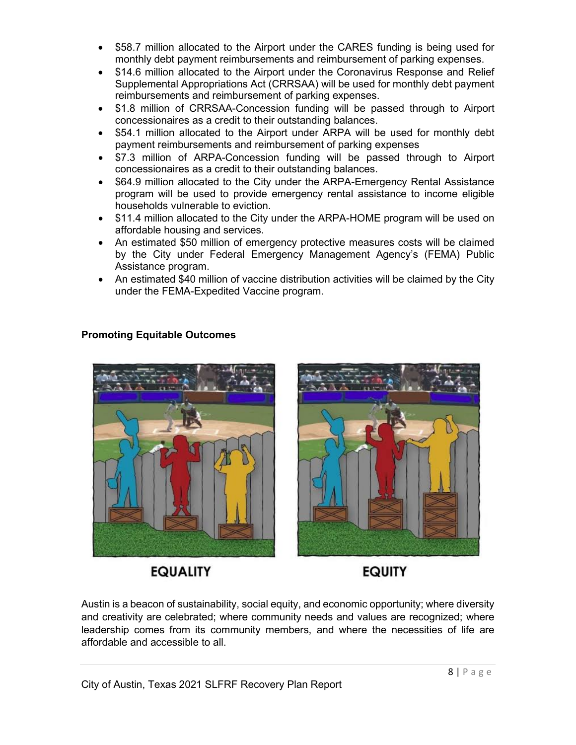- $58.7 million allocated to the Airport under the CARES funding is being used for monthly debt payment reimbursements and reimbursement of parking expenses.
- $14.6 million allocated to the Airport under the Coronavirus Response and Relief Supplemental Appropriations Act (CRRSAA) will be used for monthly debt payment reimbursements and reimbursement of parking expenses.
- $1.8 million of CRRSAA-Concession funding will be passed through to Airport concessionaires as a credit to their outstanding balances.
- $54.1 million allocated to the Airport under ARPA will be used for monthly debt payment reimbursements and reimbursement of parking expenses
- $7.3 million of ARPA-Concession funding will be passed through to Airport concessionaires as a credit to their outstanding balances.
- $64.9 million allocated to the City under the ARPA-Emergency Rental Assistance program will be used to provide emergency rental assistance to income eligible households vulnerable to eviction.
- $11.4 million allocated to the City under the ARPA-HOME program will be used on affordable housing and services.
- An estimated $50 million of emergency protective measures costs will be claimed by the City under Federal Emergency Management Agency's (FEMA) Public Assistance program.
- An estimated $40 million of vaccine distribution activities will be claimed by the City under the FEMA-Expedited Vaccine program.

**Promoting Equitable Outcomes**

EQUALITY

EQUITY

Austin is a beacon of sustainability, social equity, and economic opportunity; where diversity and creativity are celebrated; where community needs and values are recognized; where leadership comes from its community members, and where the necessities of life are affordable and accessible to all.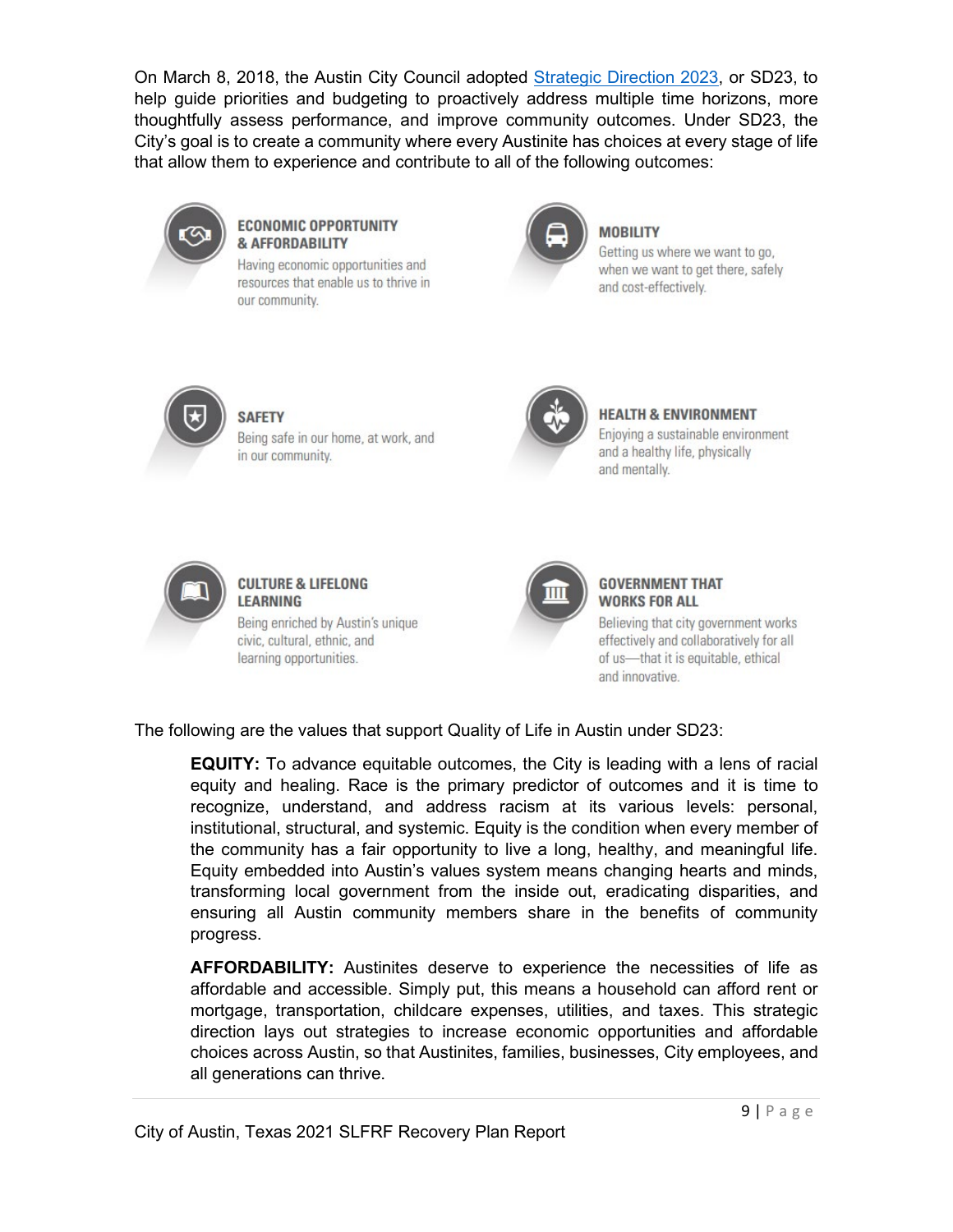On March 8, 2018, the Austin City Council adopted [Strategic Direction 2023](), or SD23, to help guide priorities and budgeting to proactively address multiple time horizons, more thoughtfully assess performance, and improve community outcomes. Under SD23, the City's goal is to create a community where every Austinite has choices at every stage of life that allow them to experience and contribute to all of the following outcomes:

**ECONOMIC OPPORTUNITY & AFFORDABILITY**
Having economic opportunities and resources that enable us to thrive in our community.

**MOBILITY**
Getting us where we want to go, when we want to get there, safely and cost-effectively.

**SAFETY**
Being safe in our home, at work, and in our community.

**HEALTH & ENVIRONMENT**
Enjoying a sustainable environment and a healthy life, physically and mentally.

**CULTURE & LIFELONG LEARNING**
Being enriched by Austin's unique civic, cultural, ethnic, and learning opportunities.

**GOVERNMENT THAT WORKS FOR ALL**
Believing that city government works effectively and collaboratively for all of us—that it is equitable, ethical and innovative.

The following are the values that support Quality of Life in Austin under SD23:

> **EQUITY:** To advance equitable outcomes, the City is leading with a lens of racial equity and healing. Race is the primary predictor of outcomes and it is time to recognize, understand, and address racism at its various levels: personal, institutional, structural, and systemic. Equity is the condition when every member of the community has a fair opportunity to live a long, healthy, and meaningful life. Equity embedded into Austin's values system means changing hearts and minds, transforming local government from the inside out, eradicating disparities, and ensuring all Austin community members share in the benefits of community progress.
>
> **AFFORDABILITY:** Austinites deserve to experience the necessities of life as affordable and accessible. Simply put, this means a household can afford rent or mortgage, transportation, childcare expenses, utilities, and taxes. This strategic direction lays out strategies to increase economic opportunities and affordable choices across Austin, so that Austinites, families, businesses, City employees, and all generations can thrive.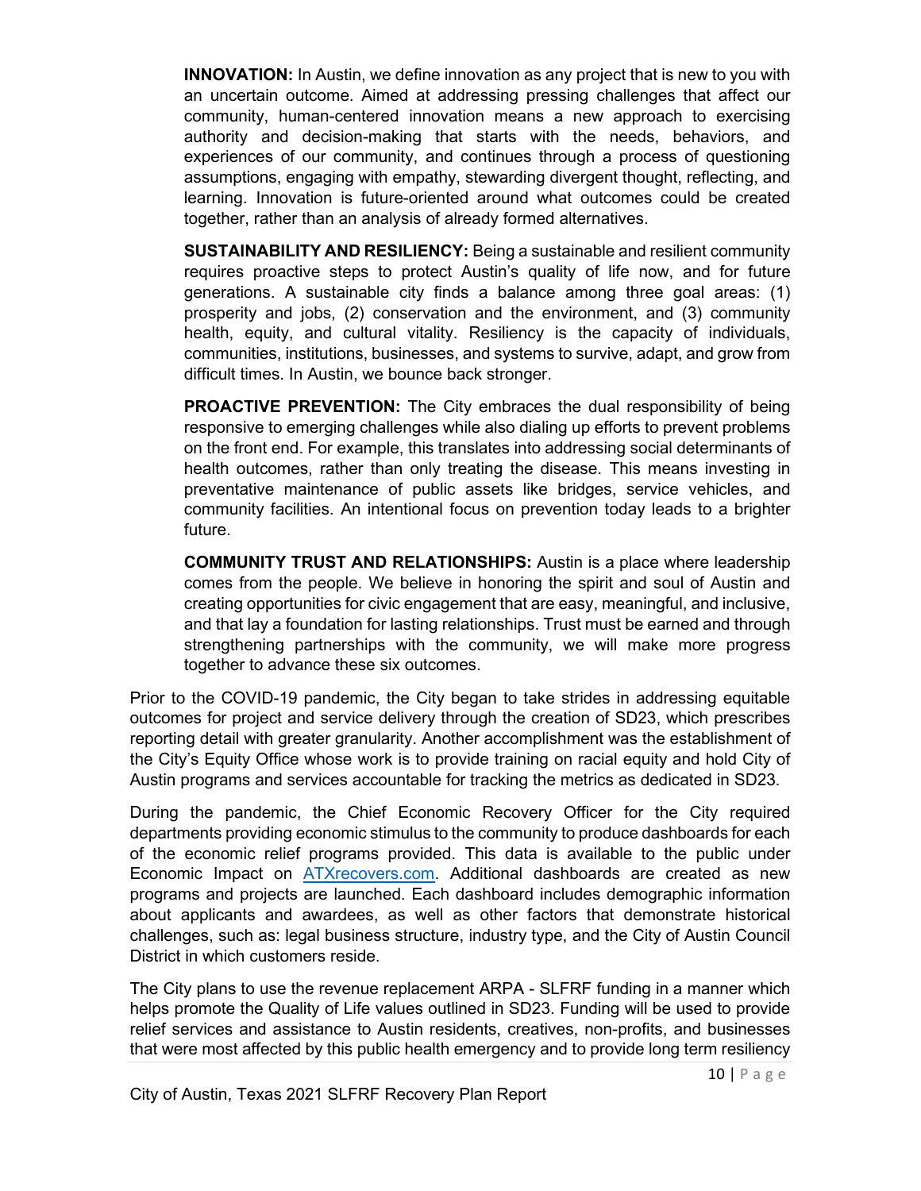**INNOVATION:** In Austin, we define innovation as any project that is new to you with an uncertain outcome. Aimed at addressing pressing challenges that affect our community, human-centered innovation means a new approach to exercising authority and decision-making that starts with the needs, behaviors, and experiences of our community, and continues through a process of questioning assumptions, engaging with empathy, stewarding divergent thought, reflecting, and learning. Innovation is future-oriented around what outcomes could be created together, rather than an analysis of already formed alternatives.

**SUSTAINABILITY AND RESILIENCY:** Being a sustainable and resilient community requires proactive steps to protect Austin's quality of life now, and for future generations. A sustainable city finds a balance among three goal areas: (1) prosperity and jobs, (2) conservation and the environment, and (3) community health, equity, and cultural vitality. Resiliency is the capacity of individuals, communities, institutions, businesses, and systems to survive, adapt, and grow from difficult times. In Austin, we bounce back stronger.

**PROACTIVE PREVENTION:** The City embraces the dual responsibility of being responsive to emerging challenges while also dialing up efforts to prevent problems on the front end. For example, this translates into addressing social determinants of health outcomes, rather than only treating the disease. This means investing in preventative maintenance of public assets like bridges, service vehicles, and community facilities. An intentional focus on prevention today leads to a brighter future.

**COMMUNITY TRUST AND RELATIONSHIPS:** Austin is a place where leadership comes from the people. We believe in honoring the spirit and soul of Austin and creating opportunities for civic engagement that are easy, meaningful, and inclusive, and that lay a foundation for lasting relationships. Trust must be earned and through strengthening partnerships with the community, we will make more progress together to advance these six outcomes.

Prior to the COVID-19 pandemic, the City began to take strides in addressing equitable outcomes for project and service delivery through the creation of SD23, which prescribes reporting detail with greater granularity. Another accomplishment was the establishment of the City's Equity Office whose work is to provide training on racial equity and hold City of Austin programs and services accountable for tracking the metrics as dedicated in SD23.

During the pandemic, the Chief Economic Recovery Officer for the City required departments providing economic stimulus to the community to produce dashboards for each of the economic relief programs provided. This data is available to the public under Economic Impact on [ATXrecovers.com](ATXrecovers.com). Additional dashboards are created as new programs and projects are launched. Each dashboard includes demographic information about applicants and awardees, as well as other factors that demonstrate historical challenges, such as: legal business structure, industry type, and the City of Austin Council District in which customers reside.

The City plans to use the revenue replacement ARPA - SLFRF funding in a manner which helps promote the Quality of Life values outlined in SD23. Funding will be used to provide relief services and assistance to Austin residents, creatives, non-profits, and businesses that were most affected by this public health emergency and to provide long term resiliency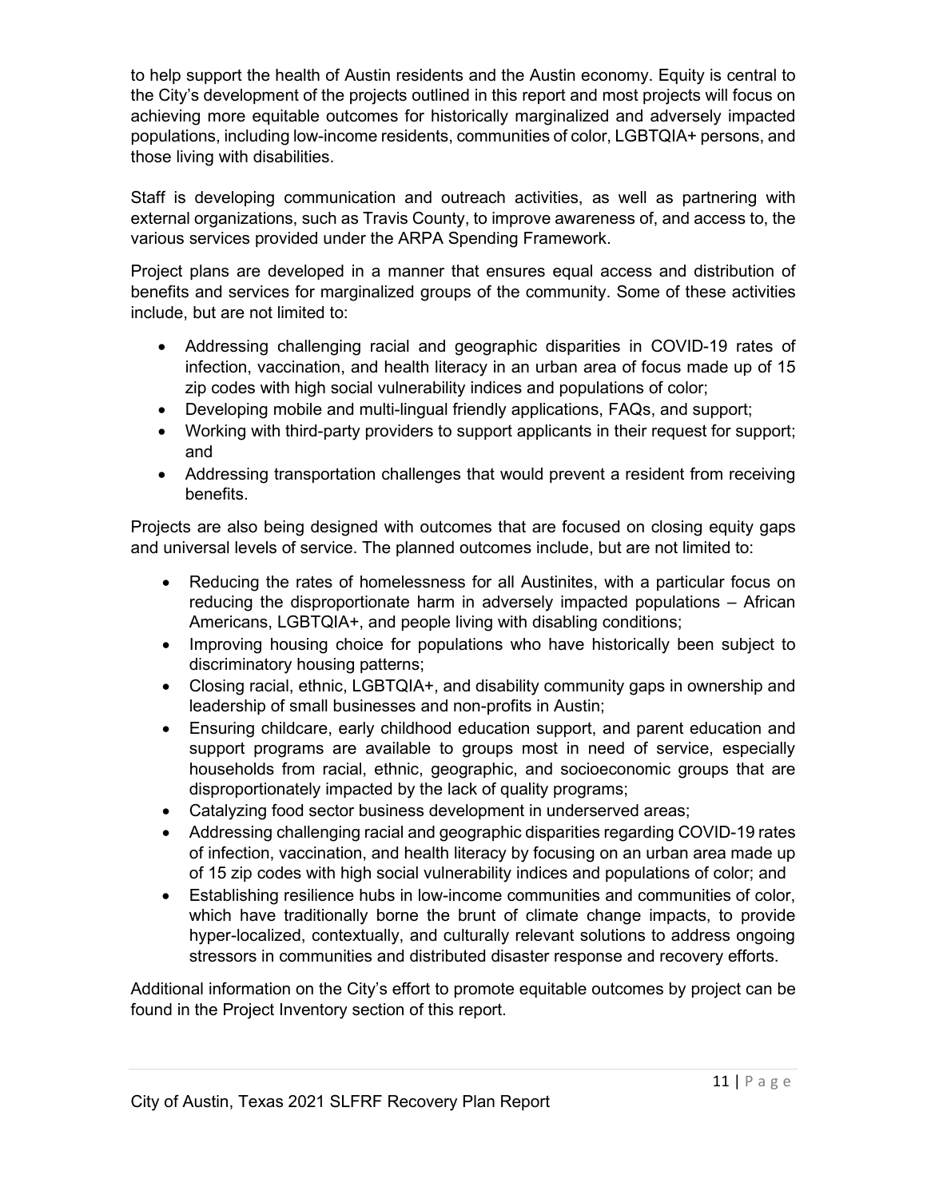to help support the health of Austin residents and the Austin economy. Equity is central to the City's development of the projects outlined in this report and most projects will focus on achieving more equitable outcomes for historically marginalized and adversely impacted populations, including low-income residents, communities of color, LGBTQIA+ persons, and those living with disabilities.

Staff is developing communication and outreach activities, as well as partnering with external organizations, such as Travis County, to improve awareness of, and access to, the various services provided under the ARPA Spending Framework.

Project plans are developed in a manner that ensures equal access and distribution of benefits and services for marginalized groups of the community. Some of these activities include, but are not limited to:

- Addressing challenging racial and geographic disparities in COVID-19 rates of infection, vaccination, and health literacy in an urban area of focus made up of 15 zip codes with high social vulnerability indices and populations of color;
- Developing mobile and multi-lingual friendly applications, FAQs, and support;
- Working with third-party providers to support applicants in their request for support; and
- Addressing transportation challenges that would prevent a resident from receiving benefits.

Projects are also being designed with outcomes that are focused on closing equity gaps and universal levels of service. The planned outcomes include, but are not limited to:

- Reducing the rates of homelessness for all Austinites, with a particular focus on reducing the disproportionate harm in adversely impacted populations – African Americans, LGBTQIA+, and people living with disabling conditions;
- Improving housing choice for populations who have historically been subject to discriminatory housing patterns;
- Closing racial, ethnic, LGBTQIA+, and disability community gaps in ownership and leadership of small businesses and non-profits in Austin;
- Ensuring childcare, early childhood education support, and parent education and support programs are available to groups most in need of service, especially households from racial, ethnic, geographic, and socioeconomic groups that are disproportionately impacted by the lack of quality programs;
- Catalyzing food sector business development in underserved areas;
- Addressing challenging racial and geographic disparities regarding COVID-19 rates of infection, vaccination, and health literacy by focusing on an urban area made up of 15 zip codes with high social vulnerability indices and populations of color; and
- Establishing resilience hubs in low-income communities and communities of color, which have traditionally borne the brunt of climate change impacts, to provide hyper-localized, contextually, and culturally relevant solutions to address ongoing stressors in communities and distributed disaster response and recovery efforts.

Additional information on the City's effort to promote equitable outcomes by project can be found in the Project Inventory section of this report.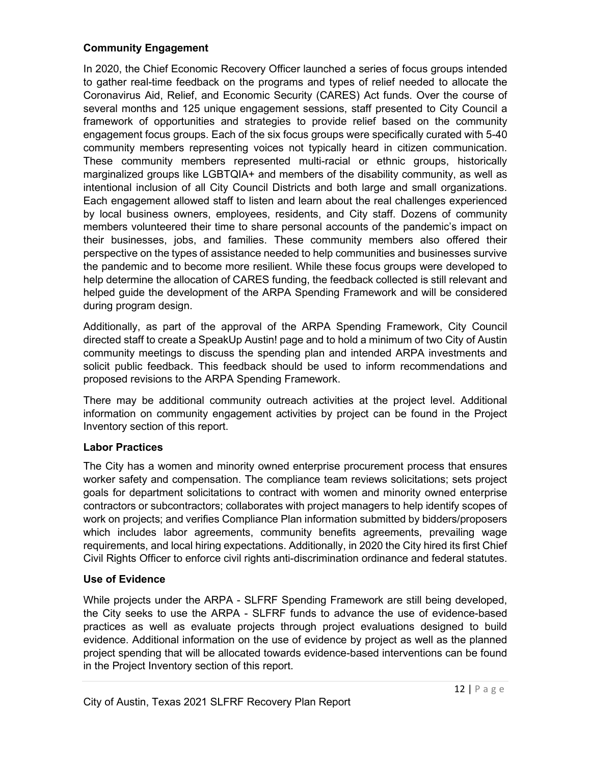**Community Engagement**

In 2020, the Chief Economic Recovery Officer launched a series of focus groups intended to gather real-time feedback on the programs and types of relief needed to allocate the Coronavirus Aid, Relief, and Economic Security (CARES) Act funds. Over the course of several months and 125 unique engagement sessions, staff presented to City Council a framework of opportunities and strategies to provide relief based on the community engagement focus groups. Each of the six focus groups were specifically curated with 5-40 community members representing voices not typically heard in citizen communication. These community members represented multi-racial or ethnic groups, historically marginalized groups like LGBTQIA+ and members of the disability community, as well as intentional inclusion of all City Council Districts and both large and small organizations. Each engagement allowed staff to listen and learn about the real challenges experienced by local business owners, employees, residents, and City staff. Dozens of community members volunteered their time to share personal accounts of the pandemic's impact on their businesses, jobs, and families. These community members also offered their perspective on the types of assistance needed to help communities and businesses survive the pandemic and to become more resilient. While these focus groups were developed to help determine the allocation of CARES funding, the feedback collected is still relevant and helped guide the development of the ARPA Spending Framework and will be considered during program design.

Additionally, as part of the approval of the ARPA Spending Framework, City Council directed staff to create a SpeakUp Austin! page and to hold a minimum of two City of Austin community meetings to discuss the spending plan and intended ARPA investments and solicit public feedback. This feedback should be used to inform recommendations and proposed revisions to the ARPA Spending Framework.

There may be additional community outreach activities at the project level. Additional information on community engagement activities by project can be found in the Project Inventory section of this report.

**Labor Practices**

The City has a women and minority owned enterprise procurement process that ensures worker safety and compensation. The compliance team reviews solicitations; sets project goals for department solicitations to contract with women and minority owned enterprise contractors or subcontractors; collaborates with project managers to help identify scopes of work on projects; and verifies Compliance Plan information submitted by bidders/proposers which includes labor agreements, community benefits agreements, prevailing wage requirements, and local hiring expectations. Additionally, in 2020 the City hired its first Chief Civil Rights Officer to enforce civil rights anti-discrimination ordinance and federal statutes.

**Use of Evidence**

While projects under the ARPA - SLFRF Spending Framework are still being developed, the City seeks to use the ARPA - SLFRF funds to advance the use of evidence-based practices as well as evaluate projects through project evaluations designed to build evidence. Additional information on the use of evidence by project as well as the planned project spending that will be allocated towards evidence-based interventions can be found in the Project Inventory section of this report.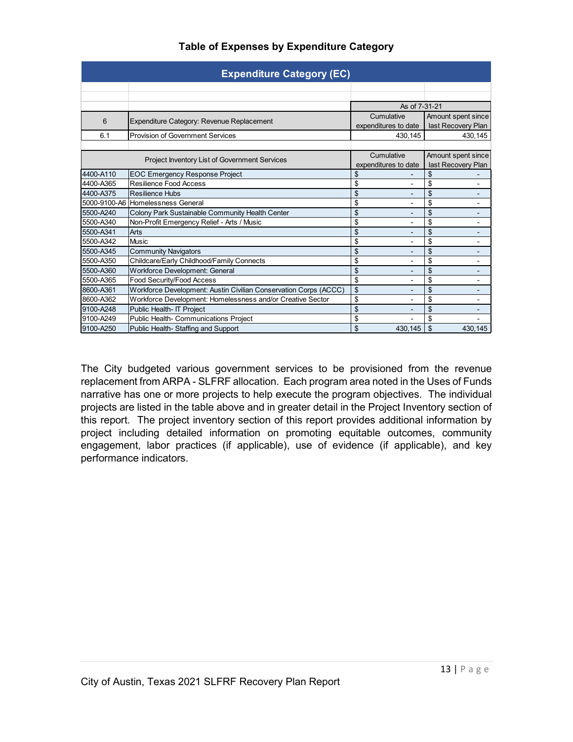### Table of Expenses by Expenditure Category

| Expenditure Category (EC) | | | |
|---|---|---|---|
| | | As of 7-31-21 | |
| 6 | Expenditure Category: Revenue Replacement | Cumulative expenditures to date | Amount spent since last Recovery Plan |
| 6.1 | Provision of Government Services | 430,145 | 430,145 |

| Project Inventory List of Government Services | | Cumulative expenditures to date | Amount spent since last Recovery Plan |
|---|---|---|---|
| 4400-A110 | EOC Emergency Response Project | $ - | $ - |
| 4400-A365 | Resilience Food Access | $ - | $ - |
| 4400-A375 | Resilience Hubs | $ - | $ - |
| 5000-9100-A6 | Homelessness General | $ - | $ - |
| 5500-A240 | Colony Park Sustainable Community Health Center | $ - | $ - |
| 5500-A340 | Non-Profit Emergency Relief - Arts / Music | $ - | $ - |
| 5500-A341 | Arts | $ - | $ - |
| 5500-A342 | Music | $ - | $ - |
| 5500-A345 | Community Navigators | $ - | $ - |
| 5500-A350 | Childcare/Early Childhood/Family Connects | $ - | $ - |
| 5500-A360 | Workforce Development: General | $ - | $ - |
| 5500-A365 | Food Security/Food Access | $ - | $ - |
| 8600-A361 | Workforce Development: Austin Civilian Conservation Corps (ACCC) | $ - | $ - |
| 8600-A362 | Workforce Development: Homelessness and/or Creative Sector | $ - | $ - |
| 9100-A248 | Public Health- IT Project | $ - | $ - |
| 9100-A249 | Public Health- Communications Project | $ - | $ - |
| 9100-A250 | Public Health- Staffing and Support | $ 430,145 | $ 430,145 |

The City budgeted various government services to be provisioned from the revenue replacement from ARPA - SLFRF allocation. Each program area noted in the Uses of Funds narrative has one or more projects to help execute the program objectives. The individual projects are listed in the table above and in greater detail in the Project Inventory section of this report. The project inventory section of this report provides additional information by project including detailed information on promoting equitable outcomes, community engagement, labor practices (if applicable), use of evidence (if applicable), and key performance indicators.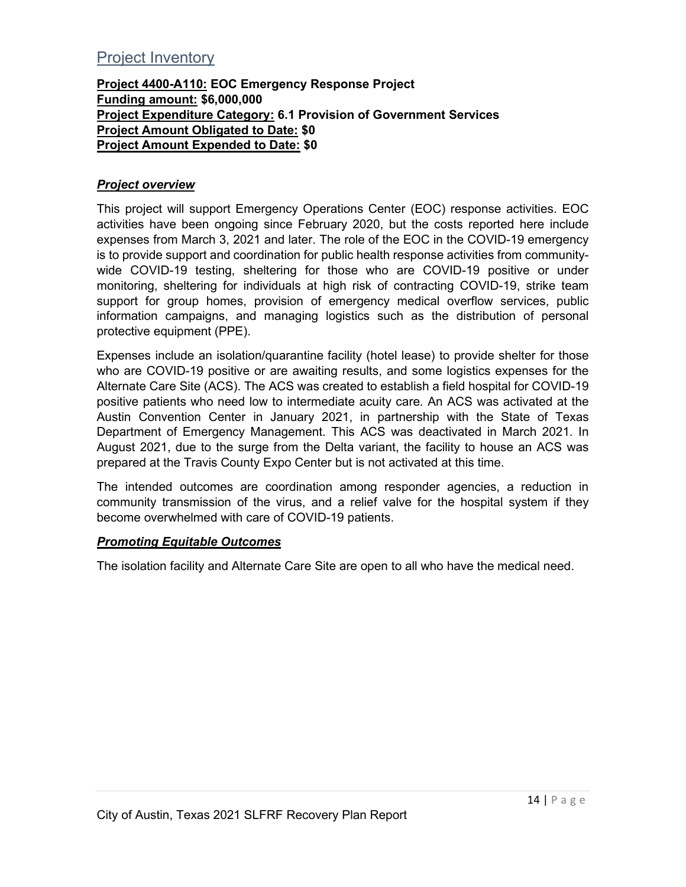## Project Inventory

**<u>Project 4400-A110:</u> EOC Emergency Response Project**
**<u>Funding amount:</u> $6,000,000**
**<u>Project Expenditure Category:</u> 6.1 Provision of Government Services**
**<u>Project Amount Obligated to Date:</u> $0**
**<u>Project Amount Expended to Date:</u> $0**

***<u>Project overview</u>***

This project will support Emergency Operations Center (EOC) response activities. EOC activities have been ongoing since February 2020, but the costs reported here include expenses from March 3, 2021 and later. The role of the EOC in the COVID-19 emergency is to provide support and coordination for public health response activities from community-wide COVID-19 testing, sheltering for those who are COVID-19 positive or under monitoring, sheltering for individuals at high risk of contracting COVID-19, strike team support for group homes, provision of emergency medical overflow services, public information campaigns, and managing logistics such as the distribution of personal protective equipment (PPE).

Expenses include an isolation/quarantine facility (hotel lease) to provide shelter for those who are COVID-19 positive or are awaiting results, and some logistics expenses for the Alternate Care Site (ACS). The ACS was created to establish a field hospital for COVID-19 positive patients who need low to intermediate acuity care. An ACS was activated at the Austin Convention Center in January 2021, in partnership with the State of Texas Department of Emergency Management. This ACS was deactivated in March 2021. In August 2021, due to the surge from the Delta variant, the facility to house an ACS was prepared at the Travis County Expo Center but is not activated at this time.

The intended outcomes are coordination among responder agencies, a reduction in community transmission of the virus, and a relief valve for the hospital system if they become overwhelmed with care of COVID-19 patients.

***<u>Promoting Equitable Outcomes</u>***

The isolation facility and Alternate Care Site are open to all who have the medical need.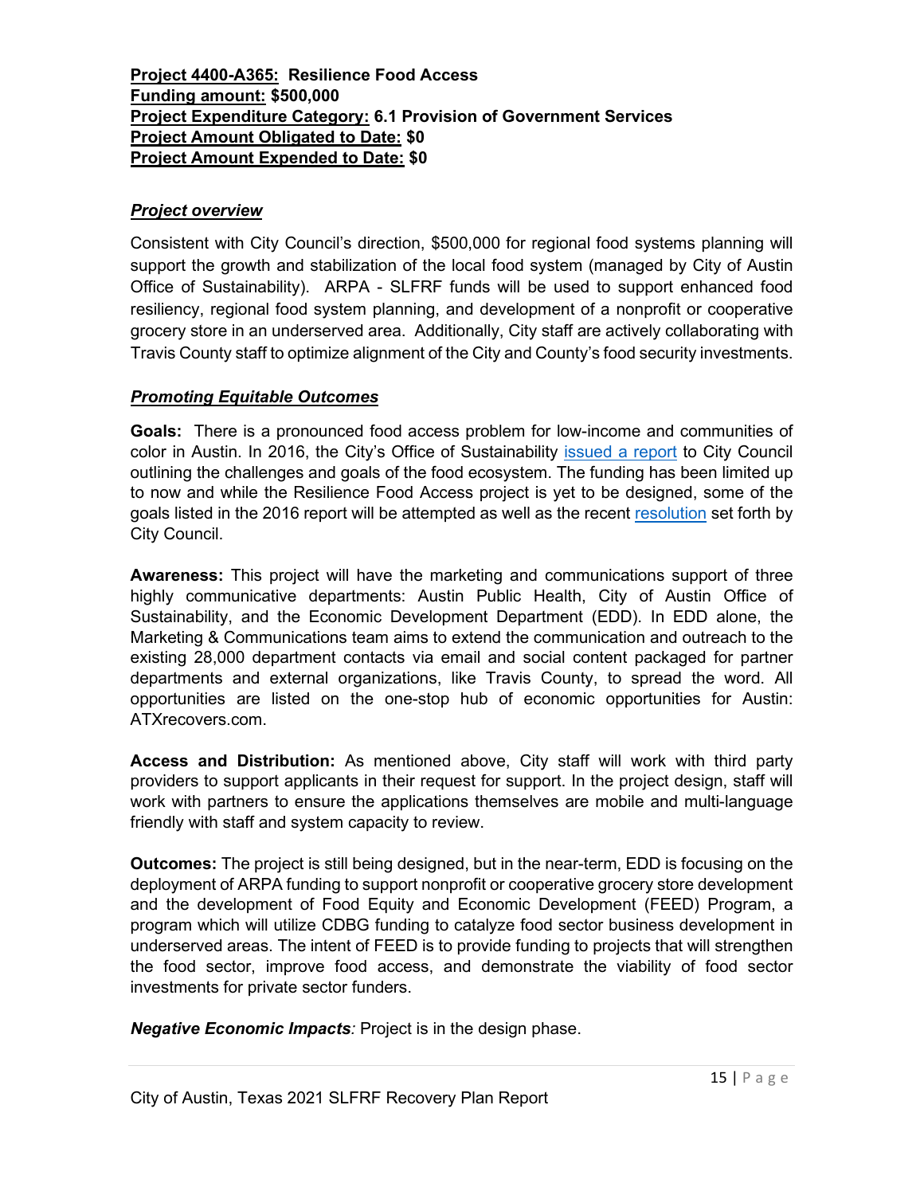**Project 4400-A365:** **Resilience Food Access**
**Funding amount:** **$500,000**
**Project Expenditure Category:** **6.1 Provision of Government Services**
**Project Amount Obligated to Date:** **$0**
**Project Amount Expended to Date:** **$0**

### ***Project overview***

Consistent with City Council's direction, $500,000 for regional food systems planning will support the growth and stabilization of the local food system (managed by City of Austin Office of Sustainability). ARPA - SLFRF funds will be used to support enhanced food resiliency, regional food system planning, and development of a nonprofit or cooperative grocery store in an underserved area. Additionally, City staff are actively collaborating with Travis County staff to optimize alignment of the City and County's food security investments.

### ***Promoting Equitable Outcomes***

**Goals:** There is a pronounced food access problem for low-income and communities of color in Austin. In 2016, the City's Office of Sustainability issued a report to City Council outlining the challenges and goals of the food ecosystem. The funding has been limited up to now and while the Resilience Food Access project is yet to be designed, some of the goals listed in the 2016 report will be attempted as well as the recent resolution set forth by City Council.

**Awareness:** This project will have the marketing and communications support of three highly communicative departments: Austin Public Health, City of Austin Office of Sustainability, and the Economic Development Department (EDD). In EDD alone, the Marketing & Communications team aims to extend the communication and outreach to the existing 28,000 department contacts via email and social content packaged for partner departments and external organizations, like Travis County, to spread the word. All opportunities are listed on the one-stop hub of economic opportunities for Austin: ATXrecovers.com.

**Access and Distribution:** As mentioned above, City staff will work with third party providers to support applicants in their request for support. In the project design, staff will work with partners to ensure the applications themselves are mobile and multi-language friendly with staff and system capacity to review.

**Outcomes:** The project is still being designed, but in the near-term, EDD is focusing on the deployment of ARPA funding to support nonprofit or cooperative grocery store development and the development of Food Equity and Economic Development (FEED) Program, a program which will utilize CDBG funding to catalyze food sector business development in underserved areas. The intent of FEED is to provide funding to projects that will strengthen the food sector, improve food access, and demonstrate the viability of food sector investments for private sector funders.

***Negative Economic Impacts****:* Project is in the design phase.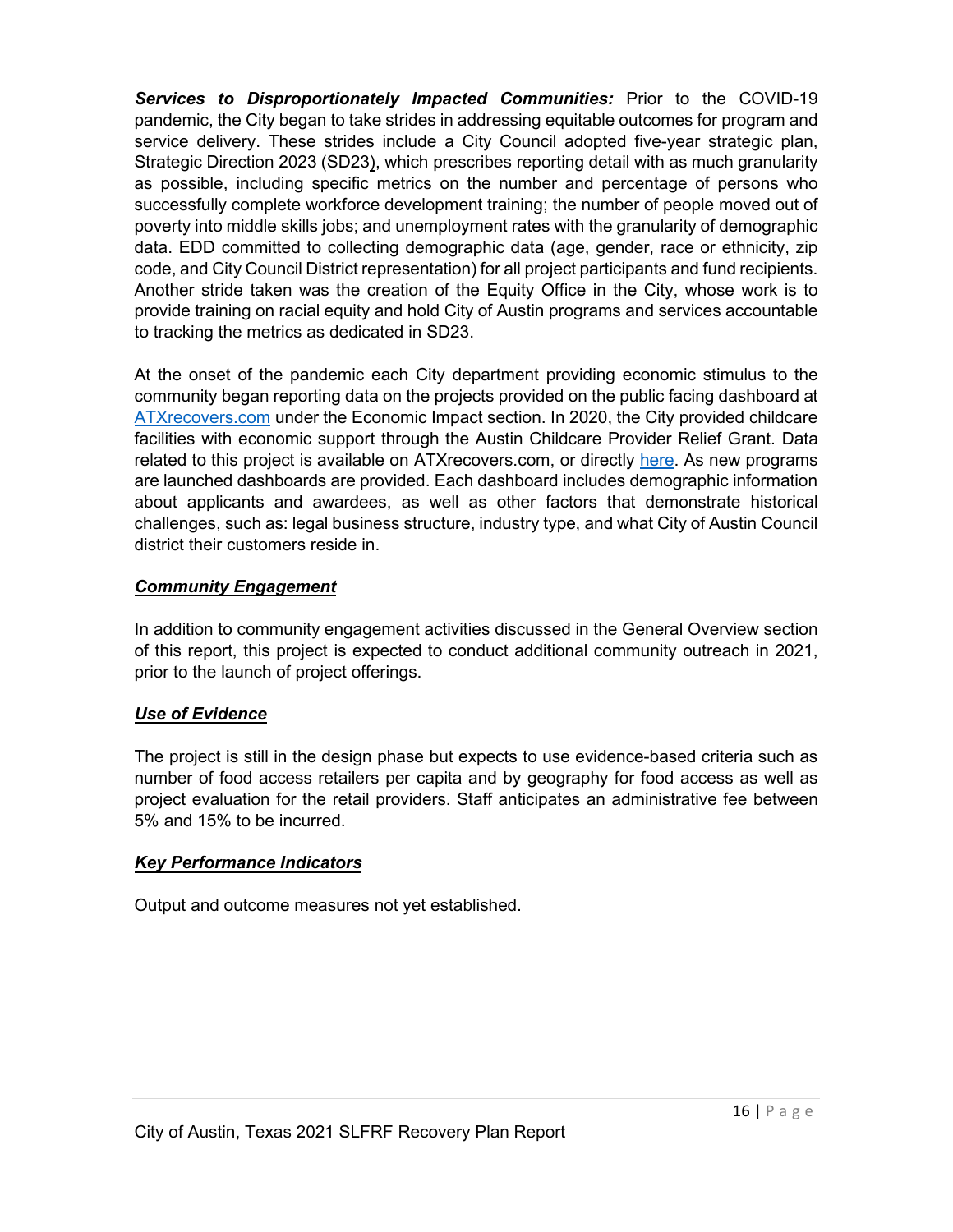***Services to Disproportionately Impacted Communities:*** Prior to the COVID-19 pandemic, the City began to take strides in addressing equitable outcomes for program and service delivery. These strides include a City Council adopted five-year strategic plan, Strategic Direction 2023 (SD23), which prescribes reporting detail with as much granularity as possible, including specific metrics on the number and percentage of persons who successfully complete workforce development training; the number of people moved out of poverty into middle skills jobs; and unemployment rates with the granularity of demographic data. EDD committed to collecting demographic data (age, gender, race or ethnicity, zip code, and City Council District representation) for all project participants and fund recipients. Another stride taken was the creation of the Equity Office in the City, whose work is to provide training on racial equity and hold City of Austin programs and services accountable to tracking the metrics as dedicated in SD23.

At the onset of the pandemic each City department providing economic stimulus to the community began reporting data on the projects provided on the public facing dashboard at ATXrecovers.com under the Economic Impact section. In 2020, the City provided childcare facilities with economic support through the Austin Childcare Provider Relief Grant. Data related to this project is available on ATXrecovers.com, or directly here. As new programs are launched dashboards are provided. Each dashboard includes demographic information about applicants and awardees, as well as other factors that demonstrate historical challenges, such as: legal business structure, industry type, and what City of Austin Council district their customers reside in.

***Community Engagement***

In addition to community engagement activities discussed in the General Overview section of this report, this project is expected to conduct additional community outreach in 2021, prior to the launch of project offerings.

***Use of Evidence***

The project is still in the design phase but expects to use evidence-based criteria such as number of food access retailers per capita and by geography for food access as well as project evaluation for the retail providers. Staff anticipates an administrative fee between 5% and 15% to be incurred.

***Key Performance Indicators***

Output and outcome measures not yet established.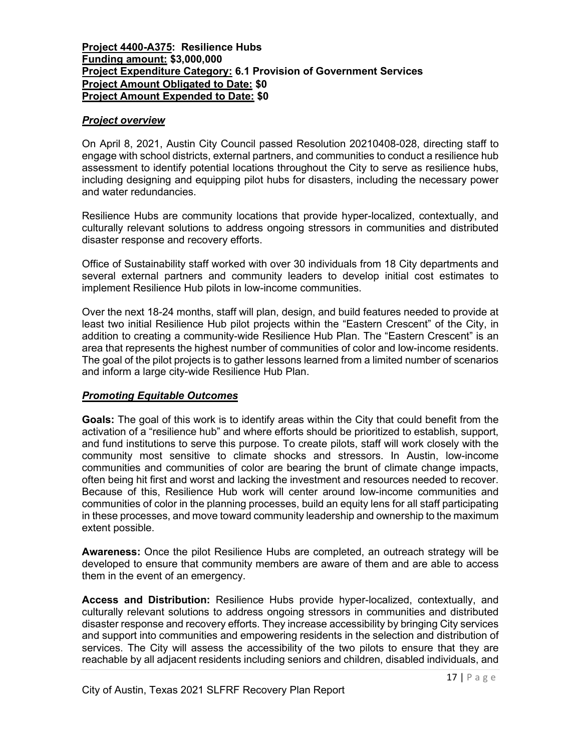**Project 4400-A375: Resilience Hubs**
**Funding amount: $3,000,000**
**Project Expenditure Category: 6.1 Provision of Government Services**
**Project Amount Obligated to Date: $0**
**Project Amount Expended to Date: $0**

### *Project overview*

On April 8, 2021, Austin City Council passed Resolution 20210408-028, directing staff to engage with school districts, external partners, and communities to conduct a resilience hub assessment to identify potential locations throughout the City to serve as resilience hubs, including designing and equipping pilot hubs for disasters, including the necessary power and water redundancies.

Resilience Hubs are community locations that provide hyper-localized, contextually, and culturally relevant solutions to address ongoing stressors in communities and distributed disaster response and recovery efforts.

Office of Sustainability staff worked with over 30 individuals from 18 City departments and several external partners and community leaders to develop initial cost estimates to implement Resilience Hub pilots in low-income communities.

Over the next 18-24 months, staff will plan, design, and build features needed to provide at least two initial Resilience Hub pilot projects within the "Eastern Crescent" of the City, in addition to creating a community-wide Resilience Hub Plan. The "Eastern Crescent" is an area that represents the highest number of communities of color and low-income residents. The goal of the pilot projects is to gather lessons learned from a limited number of scenarios and inform a large city-wide Resilience Hub Plan.

### *Promoting Equitable Outcomes*

**Goals:** The goal of this work is to identify areas within the City that could benefit from the activation of a "resilience hub" and where efforts should be prioritized to establish, support, and fund institutions to serve this purpose. To create pilots, staff will work closely with the community most sensitive to climate shocks and stressors. In Austin, low-income communities and communities of color are bearing the brunt of climate change impacts, often being hit first and worst and lacking the investment and resources needed to recover. Because of this, Resilience Hub work will center around low-income communities and communities of color in the planning processes, build an equity lens for all staff participating in these processes, and move toward community leadership and ownership to the maximum extent possible.

**Awareness:** Once the pilot Resilience Hubs are completed, an outreach strategy will be developed to ensure that community members are aware of them and are able to access them in the event of an emergency.

**Access and Distribution:** Resilience Hubs provide hyper-localized, contextually, and culturally relevant solutions to address ongoing stressors in communities and distributed disaster response and recovery efforts. They increase accessibility by bringing City services and support into communities and empowering residents in the selection and distribution of services. The City will assess the accessibility of the two pilots to ensure that they are reachable by all adjacent residents including seniors and children, disabled individuals, and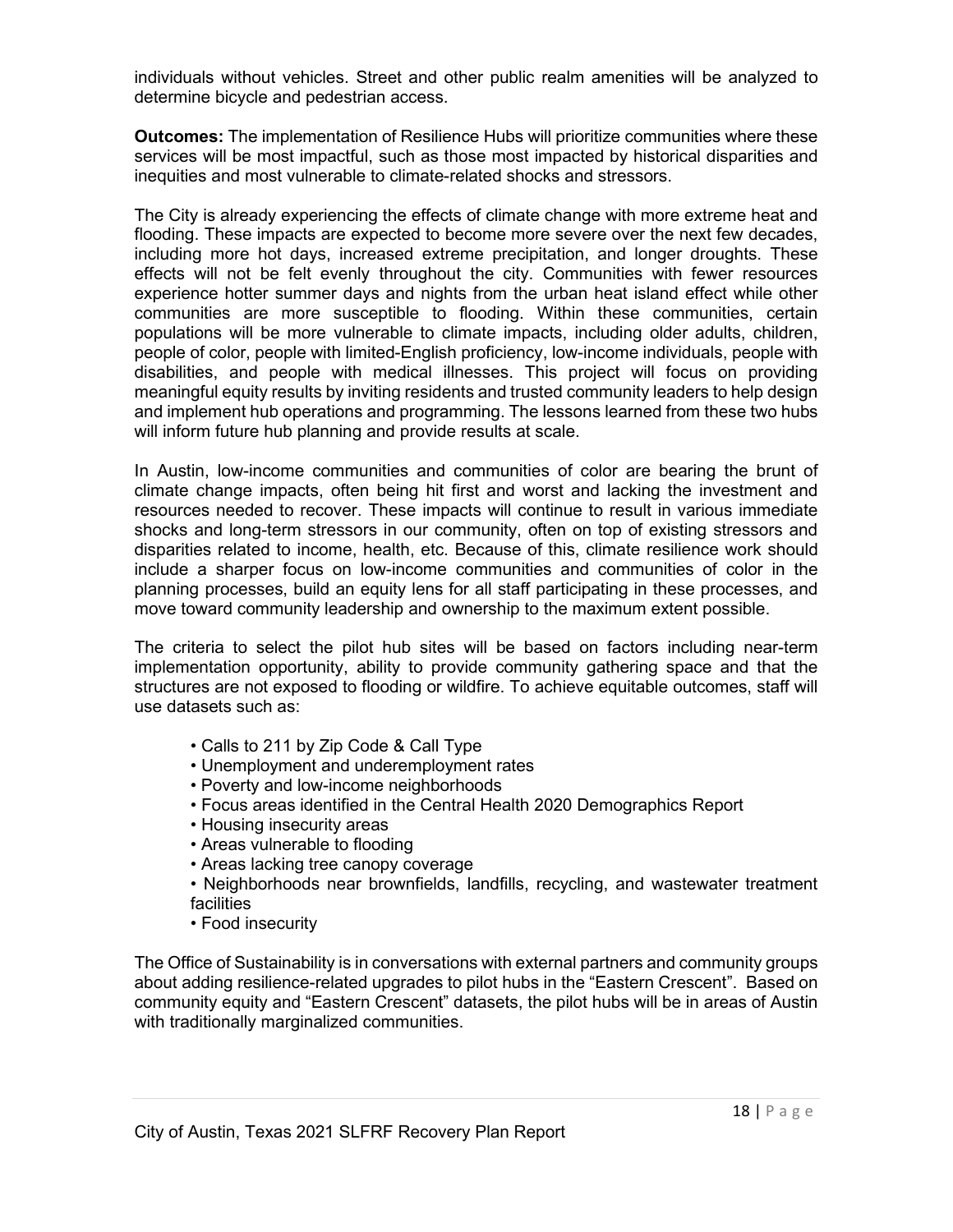individuals without vehicles. Street and other public realm amenities will be analyzed to determine bicycle and pedestrian access.

**Outcomes:** The implementation of Resilience Hubs will prioritize communities where these services will be most impactful, such as those most impacted by historical disparities and inequities and most vulnerable to climate-related shocks and stressors.

The City is already experiencing the effects of climate change with more extreme heat and flooding. These impacts are expected to become more severe over the next few decades, including more hot days, increased extreme precipitation, and longer droughts. These effects will not be felt evenly throughout the city. Communities with fewer resources experience hotter summer days and nights from the urban heat island effect while other communities are more susceptible to flooding. Within these communities, certain populations will be more vulnerable to climate impacts, including older adults, children, people of color, people with limited-English proficiency, low-income individuals, people with disabilities, and people with medical illnesses. This project will focus on providing meaningful equity results by inviting residents and trusted community leaders to help design and implement hub operations and programming. The lessons learned from these two hubs will inform future hub planning and provide results at scale.

In Austin, low-income communities and communities of color are bearing the brunt of climate change impacts, often being hit first and worst and lacking the investment and resources needed to recover. These impacts will continue to result in various immediate shocks and long-term stressors in our community, often on top of existing stressors and disparities related to income, health, etc. Because of this, climate resilience work should include a sharper focus on low-income communities and communities of color in the planning processes, build an equity lens for all staff participating in these processes, and move toward community leadership and ownership to the maximum extent possible.

The criteria to select the pilot hub sites will be based on factors including near-term implementation opportunity, ability to provide community gathering space and that the structures are not exposed to flooding or wildfire. To achieve equitable outcomes, staff will use datasets such as:

- Calls to 211 by Zip Code & Call Type
- Unemployment and underemployment rates
- Poverty and low-income neighborhoods
- Focus areas identified in the Central Health 2020 Demographics Report
- Housing insecurity areas
- Areas vulnerable to flooding
- Areas lacking tree canopy coverage
- Neighborhoods near brownfields, landfills, recycling, and wastewater treatment facilities
- Food insecurity

The Office of Sustainability is in conversations with external partners and community groups about adding resilience-related upgrades to pilot hubs in the "Eastern Crescent". Based on community equity and "Eastern Crescent" datasets, the pilot hubs will be in areas of Austin with traditionally marginalized communities.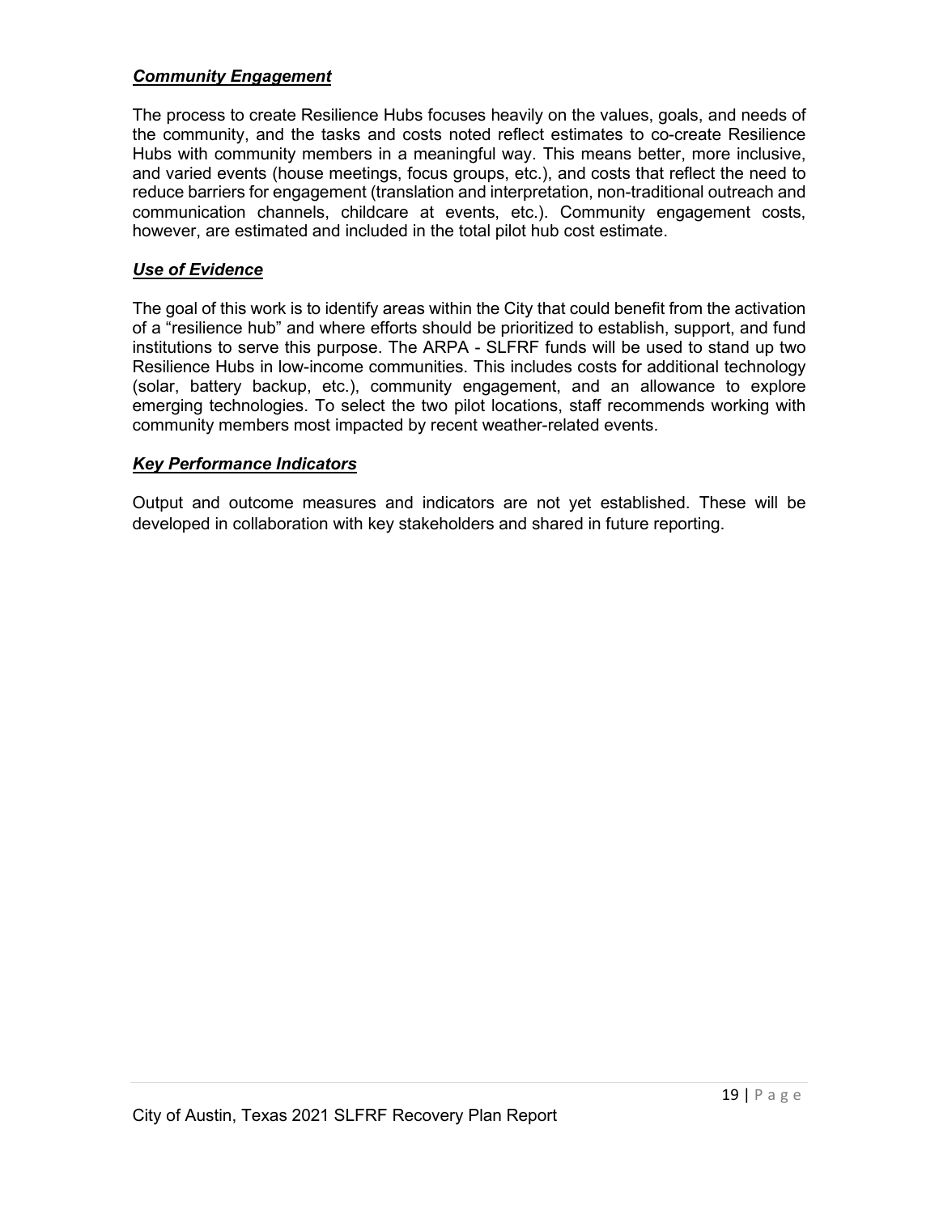### ***Community Engagement***

The process to create Resilience Hubs focuses heavily on the values, goals, and needs of the community, and the tasks and costs noted reflect estimates to co-create Resilience Hubs with community members in a meaningful way. This means better, more inclusive, and varied events (house meetings, focus groups, etc.), and costs that reflect the need to reduce barriers for engagement (translation and interpretation, non-traditional outreach and communication channels, childcare at events, etc.). Community engagement costs, however, are estimated and included in the total pilot hub cost estimate.

### ***Use of Evidence***

The goal of this work is to identify areas within the City that could benefit from the activation of a "resilience hub" and where efforts should be prioritized to establish, support, and fund institutions to serve this purpose. The ARPA - SLFRF funds will be used to stand up two Resilience Hubs in low-income communities. This includes costs for additional technology (solar, battery backup, etc.), community engagement, and an allowance to explore emerging technologies. To select the two pilot locations, staff recommends working with community members most impacted by recent weather-related events.

### ***Key Performance Indicators***

Output and outcome measures and indicators are not yet established. These will be developed in collaboration with key stakeholders and shared in future reporting.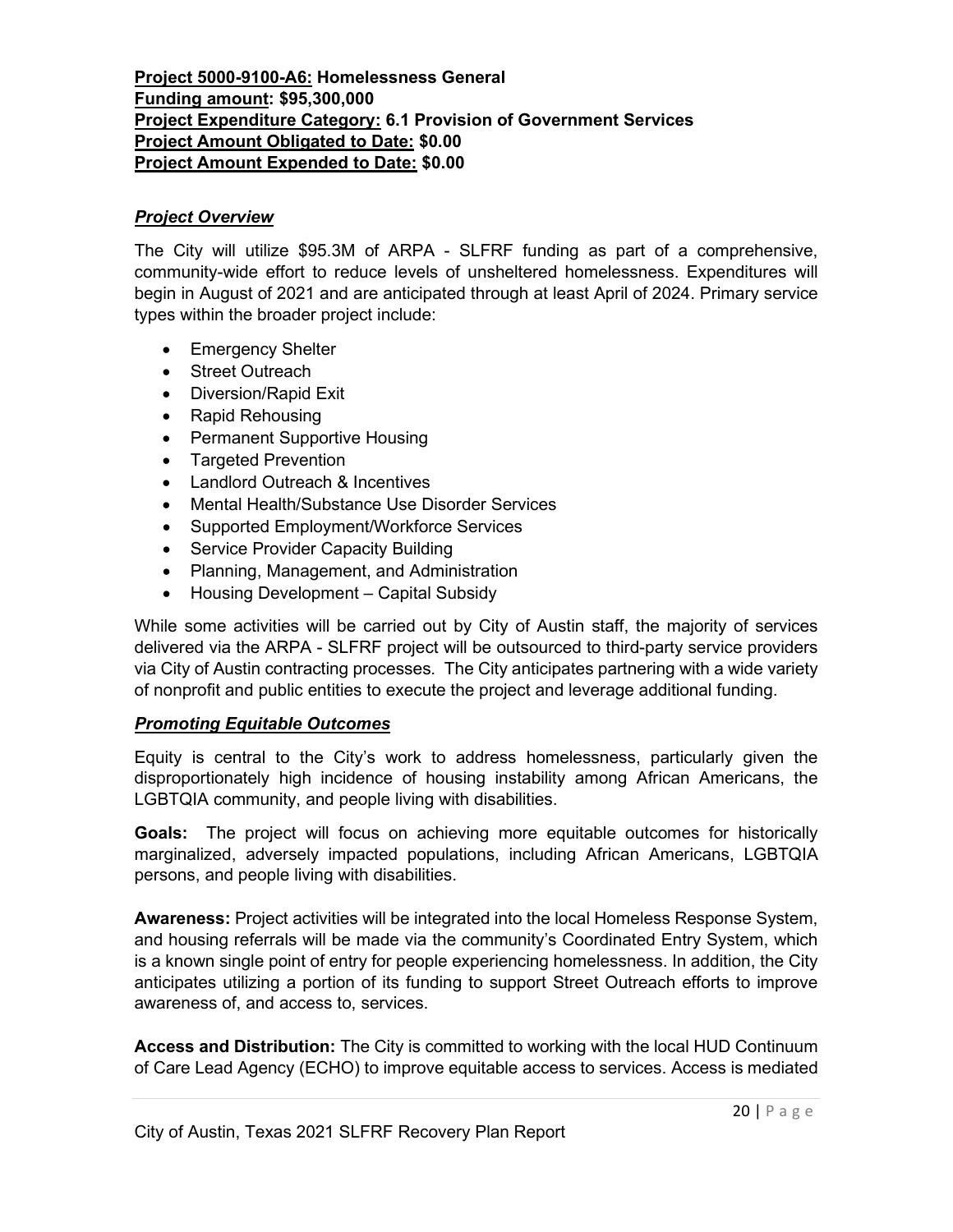**Project 5000-9100-A6: Homelessness General**
**Funding amount: $95,300,000**
**Project Expenditure Category: 6.1 Provision of Government Services**
**Project Amount Obligated to Date: $0.00**
**Project Amount Expended to Date: $0.00**

### *Project Overview*

The City will utilize $95.3M of ARPA - SLFRF funding as part of a comprehensive, community-wide effort to reduce levels of unsheltered homelessness. Expenditures will begin in August of 2021 and are anticipated through at least April of 2024. Primary service types within the broader project include:

- Emergency Shelter
- Street Outreach
- Diversion/Rapid Exit
- Rapid Rehousing
- Permanent Supportive Housing
- Targeted Prevention
- Landlord Outreach & Incentives
- Mental Health/Substance Use Disorder Services
- Supported Employment/Workforce Services
- Service Provider Capacity Building
- Planning, Management, and Administration
- Housing Development – Capital Subsidy

While some activities will be carried out by City of Austin staff, the majority of services delivered via the ARPA - SLFRF project will be outsourced to third-party service providers via City of Austin contracting processes. The City anticipates partnering with a wide variety of nonprofit and public entities to execute the project and leverage additional funding.

### *Promoting Equitable Outcomes*

Equity is central to the City's work to address homelessness, particularly given the disproportionately high incidence of housing instability among African Americans, the LGBTQIA community, and people living with disabilities.

**Goals:** The project will focus on achieving more equitable outcomes for historically marginalized, adversely impacted populations, including African Americans, LGBTQIA persons, and people living with disabilities.

**Awareness:** Project activities will be integrated into the local Homeless Response System, and housing referrals will be made via the community's Coordinated Entry System, which is a known single point of entry for people experiencing homelessness. In addition, the City anticipates utilizing a portion of its funding to support Street Outreach efforts to improve awareness of, and access to, services.

**Access and Distribution:** The City is committed to working with the local HUD Continuum of Care Lead Agency (ECHO) to improve equitable access to services. Access is mediated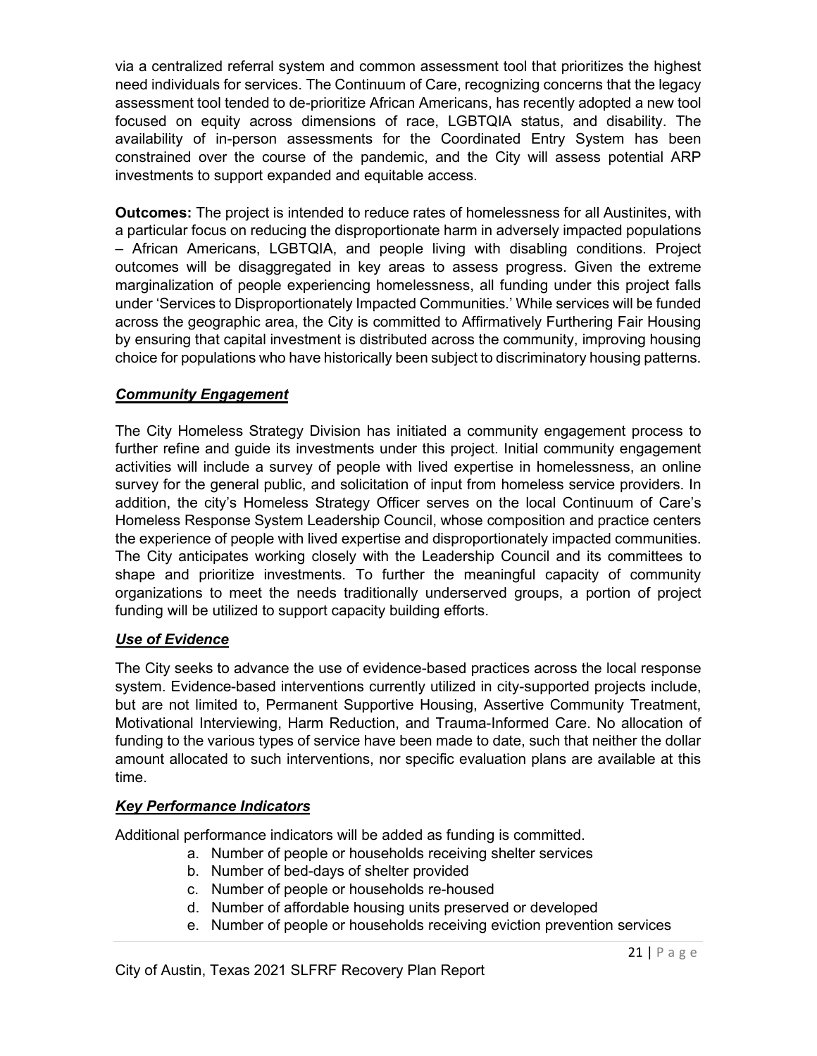via a centralized referral system and common assessment tool that prioritizes the highest need individuals for services. The Continuum of Care, recognizing concerns that the legacy assessment tool tended to de-prioritize African Americans, has recently adopted a new tool focused on equity across dimensions of race, LGBTQIA status, and disability. The availability of in-person assessments for the Coordinated Entry System has been constrained over the course of the pandemic, and the City will assess potential ARP investments to support expanded and equitable access.

**Outcomes:** The project is intended to reduce rates of homelessness for all Austinites, with a particular focus on reducing the disproportionate harm in adversely impacted populations – African Americans, LGBTQIA, and people living with disabling conditions. Project outcomes will be disaggregated in key areas to assess progress. Given the extreme marginalization of people experiencing homelessness, all funding under this project falls under 'Services to Disproportionately Impacted Communities.' While services will be funded across the geographic area, the City is committed to Affirmatively Furthering Fair Housing by ensuring that capital investment is distributed across the community, improving housing choice for populations who have historically been subject to discriminatory housing patterns.

### ***Community Engagement***

The City Homeless Strategy Division has initiated a community engagement process to further refine and guide its investments under this project. Initial community engagement activities will include a survey of people with lived expertise in homelessness, an online survey for the general public, and solicitation of input from homeless service providers. In addition, the city's Homeless Strategy Officer serves on the local Continuum of Care's Homeless Response System Leadership Council, whose composition and practice centers the experience of people with lived expertise and disproportionately impacted communities. The City anticipates working closely with the Leadership Council and its committees to shape and prioritize investments. To further the meaningful capacity of community organizations to meet the needs traditionally underserved groups, a portion of project funding will be utilized to support capacity building efforts.

### ***Use of Evidence***

The City seeks to advance the use of evidence-based practices across the local response system. Evidence-based interventions currently utilized in city-supported projects include, but are not limited to, Permanent Supportive Housing, Assertive Community Treatment, Motivational Interviewing, Harm Reduction, and Trauma-Informed Care. No allocation of funding to the various types of service have been made to date, such that neither the dollar amount allocated to such interventions, nor specific evaluation plans are available at this time.

### ***Key Performance Indicators***

Additional performance indicators will be added as funding is committed.

a. Number of people or households receiving shelter services
b. Number of bed-days of shelter provided
c. Number of people or households re-housed
d. Number of affordable housing units preserved or developed
e. Number of people or households receiving eviction prevention services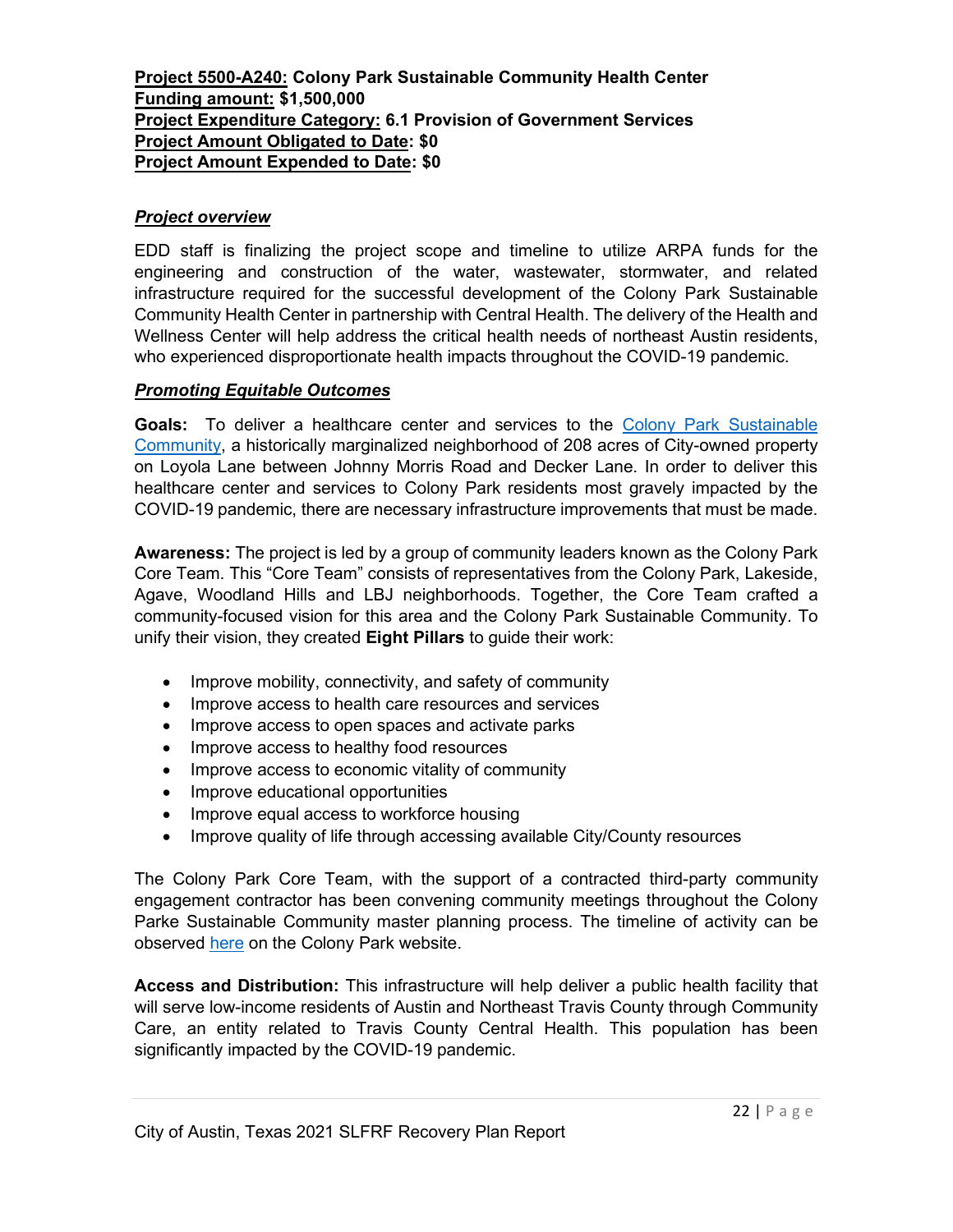**<u>Project 5500-A240:</u> Colony Park Sustainable Community Health Center**
**<u>Funding amount:</u> $1,500,000**
**<u>Project Expenditure Category:</u> 6.1 Provision of Government Services**
**<u>Project Amount Obligated to Date</u>: $0**
**<u>Project Amount Expended to Date</u>: $0**

***<u>Project overview</u>***

EDD staff is finalizing the project scope and timeline to utilize ARPA funds for the engineering and construction of the water, wastewater, stormwater, and related infrastructure required for the successful development of the Colony Park Sustainable Community Health Center in partnership with Central Health. The delivery of the Health and Wellness Center will help address the critical health needs of northeast Austin residents, who experienced disproportionate health impacts throughout the COVID-19 pandemic.

***<u>Promoting Equitable Outcomes</u>***

**Goals:** To deliver a healthcare center and services to the [Colony Park Sustainable Community](), a historically marginalized neighborhood of 208 acres of City-owned property on Loyola Lane between Johnny Morris Road and Decker Lane. In order to deliver this healthcare center and services to Colony Park residents most gravely impacted by the COVID-19 pandemic, there are necessary infrastructure improvements that must be made.

**Awareness:** The project is led by a group of community leaders known as the Colony Park Core Team. This "Core Team" consists of representatives from the Colony Park, Lakeside, Agave, Woodland Hills and LBJ neighborhoods. Together, the Core Team crafted a community-focused vision for this area and the Colony Park Sustainable Community. To unify their vision, they created **Eight Pillars** to guide their work:

- Improve mobility, connectivity, and safety of community
- Improve access to health care resources and services
- Improve access to open spaces and activate parks
- Improve access to healthy food resources
- Improve access to economic vitality of community
- Improve educational opportunities
- Improve equal access to workforce housing
- Improve quality of life through accessing available City/County resources

The Colony Park Core Team, with the support of a contracted third-party community engagement contractor has been convening community meetings throughout the Colony Parke Sustainable Community master planning process. The timeline of activity can be observed [here]() on the Colony Park website.

**Access and Distribution:** This infrastructure will help deliver a public health facility that will serve low-income residents of Austin and Northeast Travis County through Community Care, an entity related to Travis County Central Health. This population has been significantly impacted by the COVID-19 pandemic.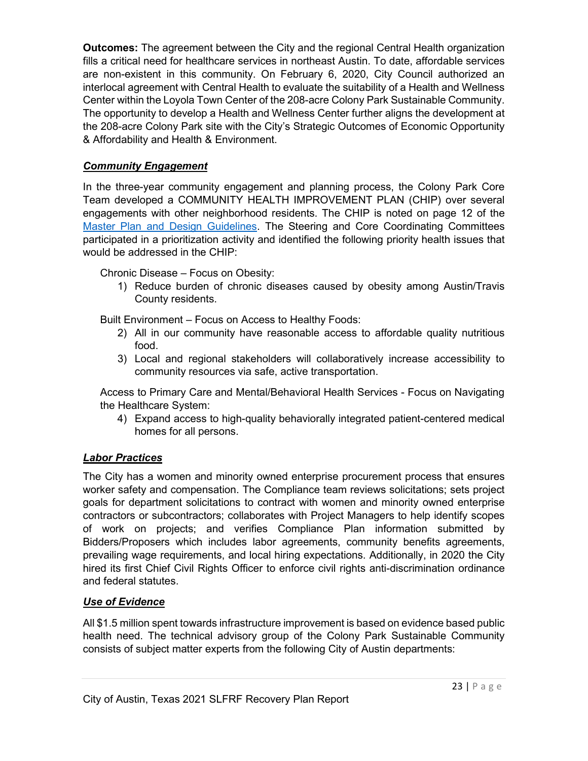**Outcomes:** The agreement between the City and the regional Central Health organization fills a critical need for healthcare services in northeast Austin. To date, affordable services are non-existent in this community. On February 6, 2020, City Council authorized an interlocal agreement with Central Health to evaluate the suitability of a Health and Wellness Center within the Loyola Town Center of the 208-acre Colony Park Sustainable Community. The opportunity to develop a Health and Wellness Center further aligns the development at the 208-acre Colony Park site with the City's Strategic Outcomes of Economic Opportunity & Affordability and Health & Environment.

### ***Community Engagement***

In the three-year community engagement and planning process, the Colony Park Core Team developed a COMMUNITY HEALTH IMPROVEMENT PLAN (CHIP) over several engagements with other neighborhood residents. The CHIP is noted on page 12 of the [Master Plan and Design Guidelines](). The Steering and Core Coordinating Committees participated in a prioritization activity and identified the following priority health issues that would be addressed in the CHIP:

Chronic Disease – Focus on Obesity:

1) Reduce burden of chronic diseases caused by obesity among Austin/Travis County residents.

Built Environment – Focus on Access to Healthy Foods:

2) All in our community have reasonable access to affordable quality nutritious food.
3) Local and regional stakeholders will collaboratively increase accessibility to community resources via safe, active transportation.

Access to Primary Care and Mental/Behavioral Health Services - Focus on Navigating the Healthcare System:

4) Expand access to high-quality behaviorally integrated patient-centered medical homes for all persons.

### ***Labor Practices***

The City has a women and minority owned enterprise procurement process that ensures worker safety and compensation. The Compliance team reviews solicitations; sets project goals for department solicitations to contract with women and minority owned enterprise contractors or subcontractors; collaborates with Project Managers to help identify scopes of work on projects; and verifies Compliance Plan information submitted by Bidders/Proposers which includes labor agreements, community benefits agreements, prevailing wage requirements, and local hiring expectations. Additionally, in 2020 the City hired its first Chief Civil Rights Officer to enforce civil rights anti-discrimination ordinance and federal statutes.

### ***Use of Evidence***

All $1.5 million spent towards infrastructure improvement is based on evidence based public health need. The technical advisory group of the Colony Park Sustainable Community consists of subject matter experts from the following City of Austin departments: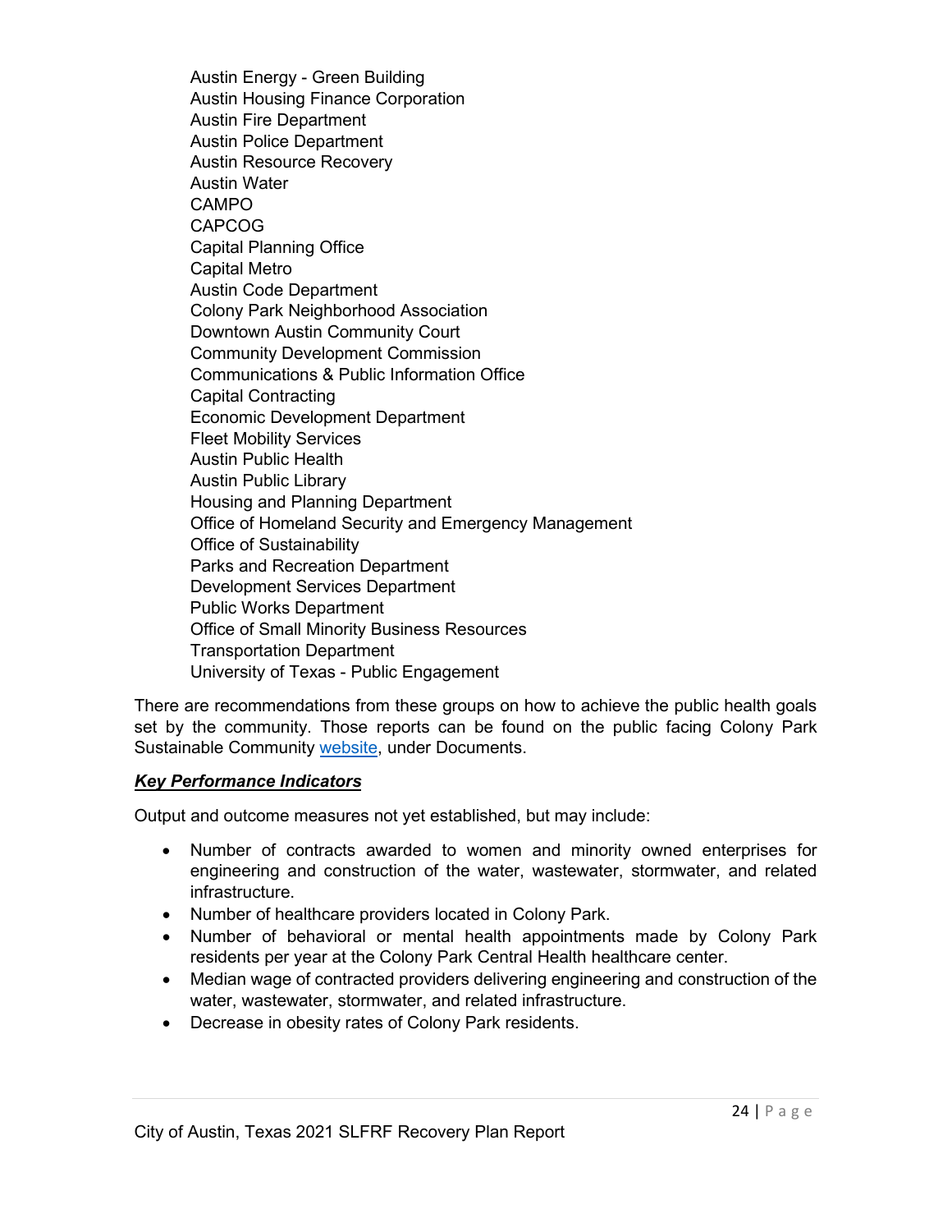Austin Energy - Green Building
Austin Housing Finance Corporation
Austin Fire Department
Austin Police Department
Austin Resource Recovery
Austin Water
CAMPO
CAPCOG
Capital Planning Office
Capital Metro
Austin Code Department
Colony Park Neighborhood Association
Downtown Austin Community Court
Community Development Commission
Communications & Public Information Office
Capital Contracting
Economic Development Department
Fleet Mobility Services
Austin Public Health
Austin Public Library
Housing and Planning Department
Office of Homeland Security and Emergency Management
Office of Sustainability
Parks and Recreation Department
Development Services Department
Public Works Department
Office of Small Minority Business Resources
Transportation Department
University of Texas - Public Engagement

There are recommendations from these groups on how to achieve the public health goals set by the community. Those reports can be found on the public facing Colony Park Sustainable Community website, under Documents.

***Key Performance Indicators***

Output and outcome measures not yet established, but may include:

- Number of contracts awarded to women and minority owned enterprises for engineering and construction of the water, wastewater, stormwater, and related infrastructure.
- Number of healthcare providers located in Colony Park.
- Number of behavioral or mental health appointments made by Colony Park residents per year at the Colony Park Central Health healthcare center.
- Median wage of contracted providers delivering engineering and construction of the water, wastewater, stormwater, and related infrastructure.
- Decrease in obesity rates of Colony Park residents.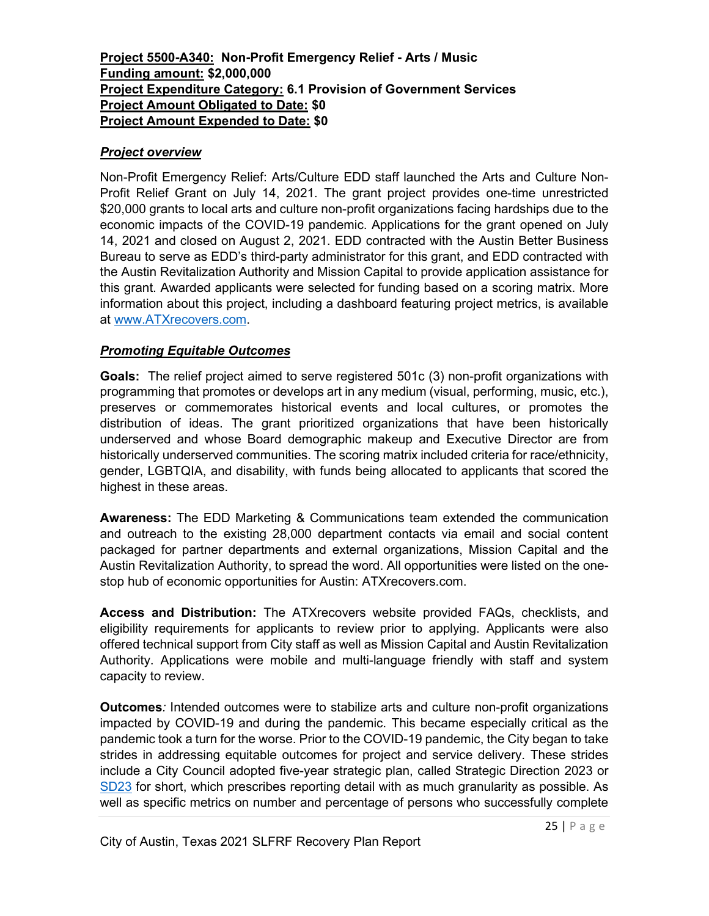**Project 5500-A340:** **Non-Profit Emergency Relief - Arts / Music**
**Funding amount:** **$2,000,000**
**Project Expenditure Category:** **6.1 Provision of Government Services**
**Project Amount Obligated to Date:** **$0**
**Project Amount Expended to Date:** **$0**

***Project overview***

Non-Profit Emergency Relief: Arts/Culture EDD staff launched the Arts and Culture Non-Profit Relief Grant on July 14, 2021. The grant project provides one-time unrestricted $20,000 grants to local arts and culture non-profit organizations facing hardships due to the economic impacts of the COVID-19 pandemic. Applications for the grant opened on July 14, 2021 and closed on August 2, 2021. EDD contracted with the Austin Better Business Bureau to serve as EDD's third-party administrator for this grant, and EDD contracted with the Austin Revitalization Authority and Mission Capital to provide application assistance for this grant. Awarded applicants were selected for funding based on a scoring matrix. More information about this project, including a dashboard featuring project metrics, is available at www.ATXrecovers.com.

***Promoting Equitable Outcomes***

**Goals:** The relief project aimed to serve registered 501c (3) non-profit organizations with programming that promotes or develops art in any medium (visual, performing, music, etc.), preserves or commemorates historical events and local cultures, or promotes the distribution of ideas. The grant prioritized organizations that have been historically underserved and whose Board demographic makeup and Executive Director are from historically underserved communities. The scoring matrix included criteria for race/ethnicity, gender, LGBTQIA, and disability, with funds being allocated to applicants that scored the highest in these areas.

**Awareness:** The EDD Marketing & Communications team extended the communication and outreach to the existing 28,000 department contacts via email and social content packaged for partner departments and external organizations, Mission Capital and the Austin Revitalization Authority, to spread the word. All opportunities were listed on the one-stop hub of economic opportunities for Austin: ATXrecovers.com.

**Access and Distribution:** The ATXrecovers website provided FAQs, checklists, and eligibility requirements for applicants to review prior to applying. Applicants were also offered technical support from City staff as well as Mission Capital and Austin Revitalization Authority. Applications were mobile and multi-language friendly with staff and system capacity to review.

**Outcomes***:* Intended outcomes were to stabilize arts and culture non-profit organizations impacted by COVID-19 and during the pandemic. This became especially critical as the pandemic took a turn for the worse. Prior to the COVID-19 pandemic, the City began to take strides in addressing equitable outcomes for project and service delivery. These strides include a City Council adopted five-year strategic plan, called Strategic Direction 2023 or SD23 for short, which prescribes reporting detail with as much granularity as possible. As well as specific metrics on number and percentage of persons who successfully complete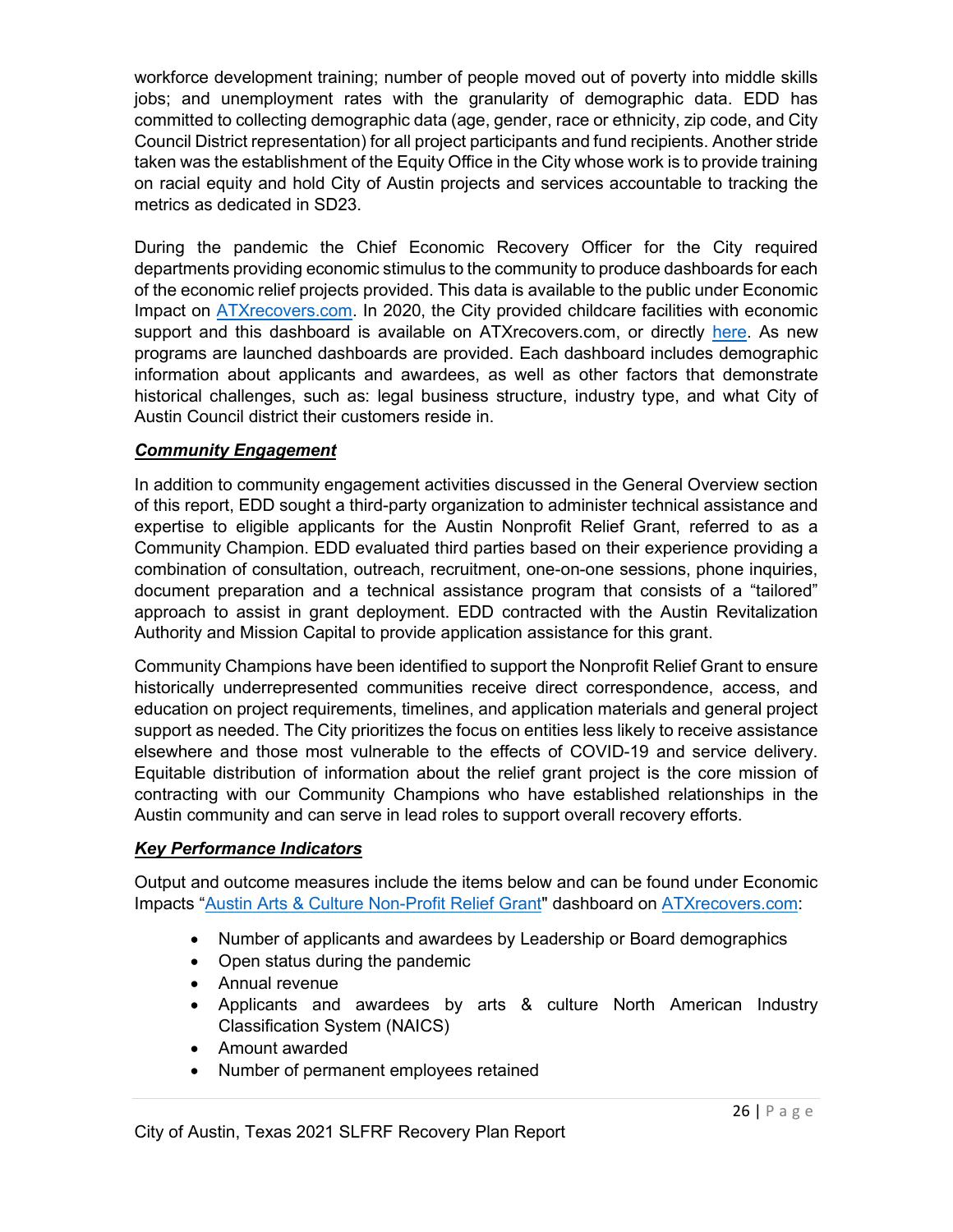workforce development training; number of people moved out of poverty into middle skills jobs; and unemployment rates with the granularity of demographic data. EDD has committed to collecting demographic data (age, gender, race or ethnicity, zip code, and City Council District representation) for all project participants and fund recipients. Another stride taken was the establishment of the Equity Office in the City whose work is to provide training on racial equity and hold City of Austin projects and services accountable to tracking the metrics as dedicated in SD23.

During the pandemic the Chief Economic Recovery Officer for the City required departments providing economic stimulus to the community to produce dashboards for each of the economic relief projects provided. This data is available to the public under Economic Impact on [ATXrecovers.com](). In 2020, the City provided childcare facilities with economic support and this dashboard is available on ATXrecovers.com, or directly [here](). As new programs are launched dashboards are provided. Each dashboard includes demographic information about applicants and awardees, as well as other factors that demonstrate historical challenges, such as: legal business structure, industry type, and what City of Austin Council district their customers reside in.

***Community Engagement***

In addition to community engagement activities discussed in the General Overview section of this report, EDD sought a third-party organization to administer technical assistance and expertise to eligible applicants for the Austin Nonprofit Relief Grant, referred to as a Community Champion. EDD evaluated third parties based on their experience providing a combination of consultation, outreach, recruitment, one-on-one sessions, phone inquiries, document preparation and a technical assistance program that consists of a "tailored" approach to assist in grant deployment. EDD contracted with the Austin Revitalization Authority and Mission Capital to provide application assistance for this grant.

Community Champions have been identified to support the Nonprofit Relief Grant to ensure historically underrepresented communities receive direct correspondence, access, and education on project requirements, timelines, and application materials and general project support as needed. The City prioritizes the focus on entities less likely to receive assistance elsewhere and those most vulnerable to the effects of COVID-19 and service delivery. Equitable distribution of information about the relief grant project is the core mission of contracting with our Community Champions who have established relationships in the Austin community and can serve in lead roles to support overall recovery efforts.

***Key Performance Indicators***

Output and outcome measures include the items below and can be found under Economic Impacts "[Austin Arts & Culture Non-Profit Relief Grant]()" dashboard on [ATXrecovers.com]():

- Number of applicants and awardees by Leadership or Board demographics
- Open status during the pandemic
- Annual revenue
- Applicants and awardees by arts & culture North American Industry Classification System (NAICS)
- Amount awarded
- Number of permanent employees retained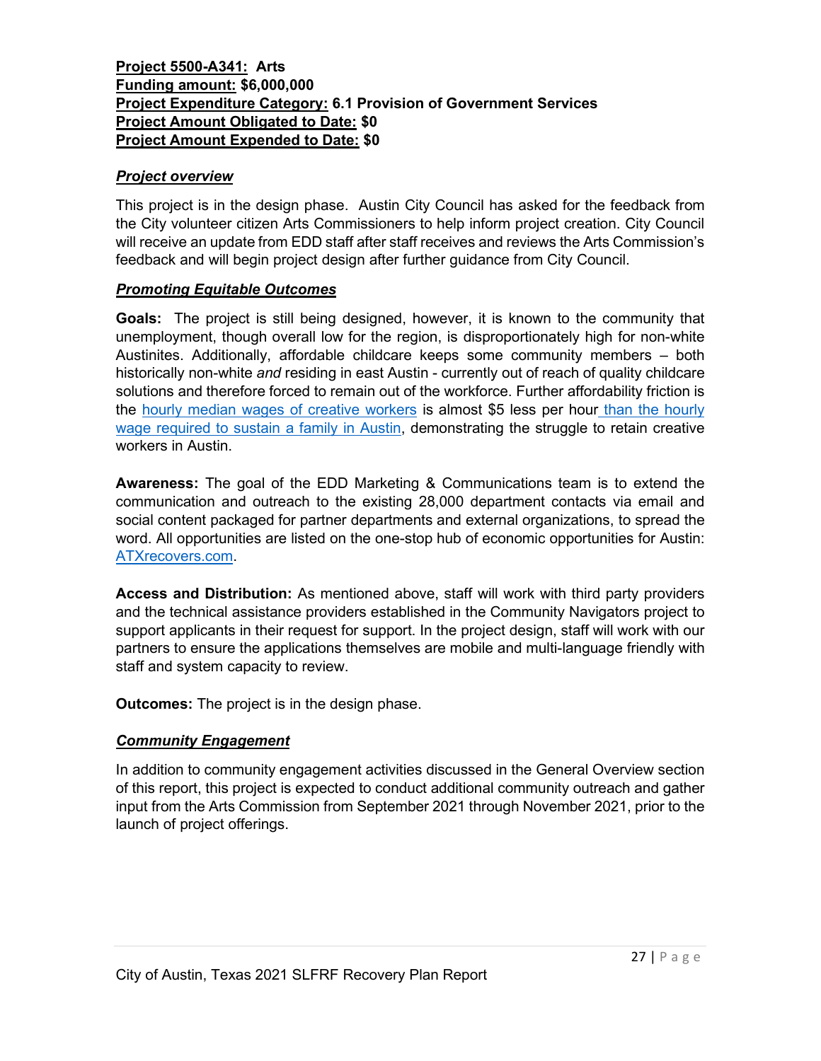**<u>Project 5500-A341:</u> Arts**
**<u>Funding amount:</u> $6,000,000**
**<u>Project Expenditure Category:</u> 6.1 Provision of Government Services**
**<u>Project Amount Obligated to Date:</u> $0**
**<u>Project Amount Expended to Date:</u> $0**

***<u>Project overview</u>***

This project is in the design phase. Austin City Council has asked for the feedback from the City volunteer citizen Arts Commissioners to help inform project creation. City Council will receive an update from EDD staff after staff receives and reviews the Arts Commission's feedback and will begin project design after further guidance from City Council.

***<u>Promoting Equitable Outcomes</u>***

**Goals:** The project is still being designed, however, it is known to the community that unemployment, though overall low for the region, is disproportionately high for non-white Austinites. Additionally, affordable childcare keeps some community members – both historically non-white *and* residing in east Austin - currently out of reach of quality childcare solutions and therefore forced to remain out of the workforce. Further affordability friction is the hourly median wages of creative workers is almost $5 less per hour than the hourly wage required to sustain a family in Austin, demonstrating the struggle to retain creative workers in Austin.

**Awareness:** The goal of the EDD Marketing & Communications team is to extend the communication and outreach to the existing 28,000 department contacts via email and social content packaged for partner departments and external organizations, to spread the word. All opportunities are listed on the one-stop hub of economic opportunities for Austin: ATXrecovers.com.

**Access and Distribution:** As mentioned above, staff will work with third party providers and the technical assistance providers established in the Community Navigators project to support applicants in their request for support. In the project design, staff will work with our partners to ensure the applications themselves are mobile and multi-language friendly with staff and system capacity to review.

**Outcomes:** The project is in the design phase.

***<u>Community Engagement</u>***

In addition to community engagement activities discussed in the General Overview section of this report, this project is expected to conduct additional community outreach and gather input from the Arts Commission from September 2021 through November 2021, prior to the launch of project offerings.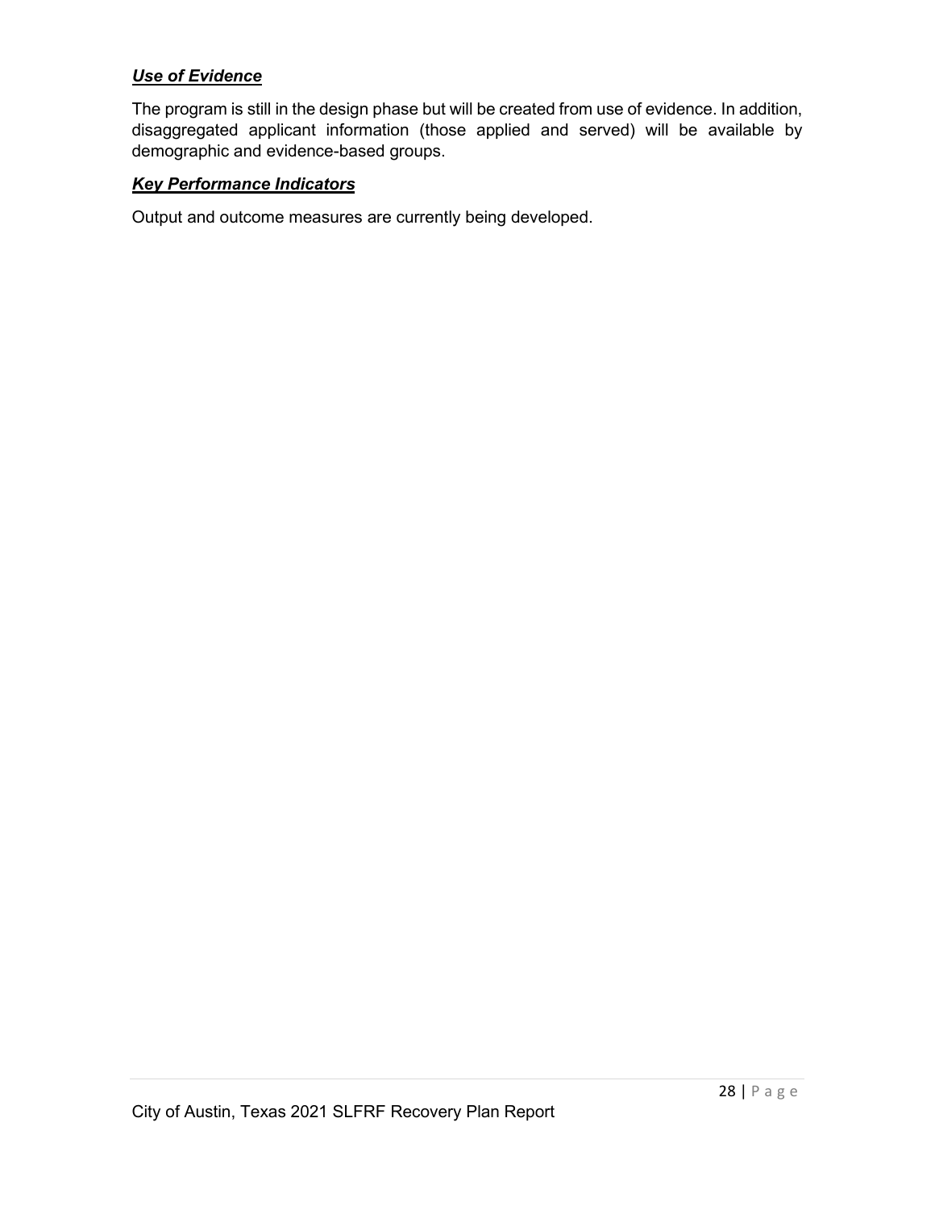***Use of Evidence***

The program is still in the design phase but will be created from use of evidence. In addition, disaggregated applicant information (those applied and served) will be available by demographic and evidence-based groups.

***Key Performance Indicators***

Output and outcome measures are currently being developed.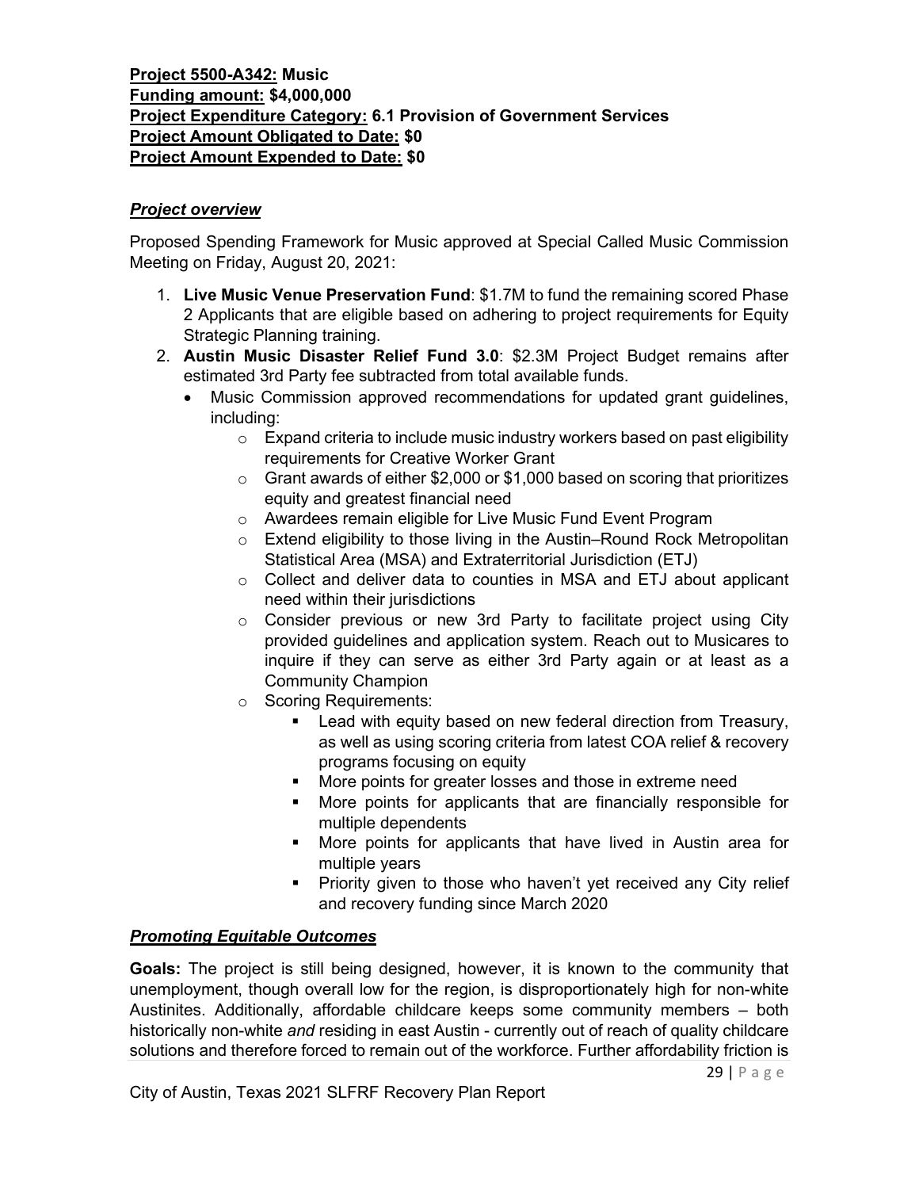**Project 5500-A342: Music**
**Funding amount: $4,000,000**
**Project Expenditure Category: 6.1 Provision of Government Services**
**Project Amount Obligated to Date: $0**
**Project Amount Expended to Date: $0**

### *Project overview*

Proposed Spending Framework for Music approved at Special Called Music Commission Meeting on Friday, August 20, 2021:

1. **Live Music Venue Preservation Fund**: $1.7M to fund the remaining scored Phase 2 Applicants that are eligible based on adhering to project requirements for Equity Strategic Planning training.
2. **Austin Music Disaster Relief Fund 3.0**: $2.3M Project Budget remains after estimated 3rd Party fee subtracted from total available funds.
    - Music Commission approved recommendations for updated grant guidelines, including:
        - Expand criteria to include music industry workers based on past eligibility requirements for Creative Worker Grant
        - Grant awards of either $2,000 or $1,000 based on scoring that prioritizes equity and greatest financial need
        - Awardees remain eligible for Live Music Fund Event Program
        - Extend eligibility to those living in the Austin–Round Rock Metropolitan Statistical Area (MSA) and Extraterritorial Jurisdiction (ETJ)
        - Collect and deliver data to counties in MSA and ETJ about applicant need within their jurisdictions
        - Consider previous or new 3rd Party to facilitate project using City provided guidelines and application system. Reach out to Musicares to inquire if they can serve as either 3rd Party again or at least as a Community Champion
        - Scoring Requirements:
            - Lead with equity based on new federal direction from Treasury, as well as using scoring criteria from latest COA relief & recovery programs focusing on equity
            - More points for greater losses and those in extreme need
            - More points for applicants that are financially responsible for multiple dependents
            - More points for applicants that have lived in Austin area for multiple years
            - Priority given to those who haven't yet received any City relief and recovery funding since March 2020

### *Promoting Equitable Outcomes*

**Goals:** The project is still being designed, however, it is known to the community that unemployment, though overall low for the region, is disproportionately high for non-white Austinites. Additionally, affordable childcare keeps some community members – both historically non-white *and* residing in east Austin - currently out of reach of quality childcare solutions and therefore forced to remain out of the workforce. Further affordability friction is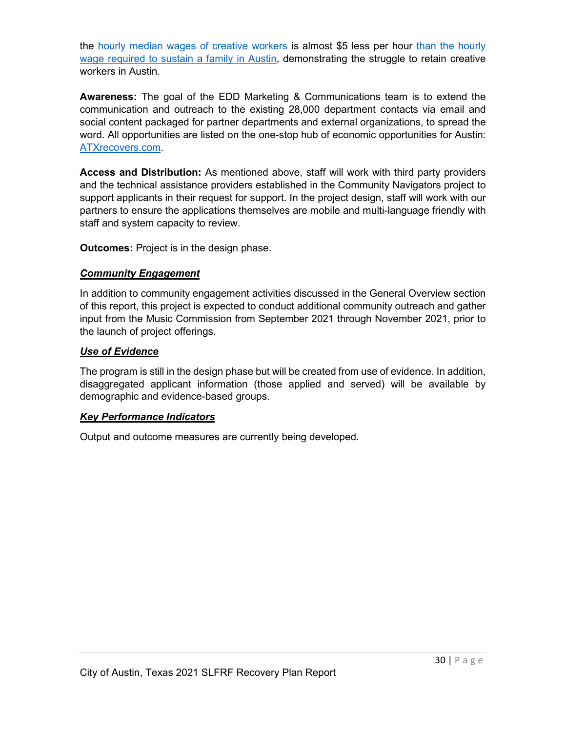the hourly median wages of creative workers is almost $5 less per hour than the hourly wage required to sustain a family in Austin, demonstrating the struggle to retain creative workers in Austin.

**Awareness:** The goal of the EDD Marketing & Communications team is to extend the communication and outreach to the existing 28,000 department contacts via email and social content packaged for partner departments and external organizations, to spread the word. All opportunities are listed on the one-stop hub of economic opportunities for Austin: ATXrecovers.com.

**Access and Distribution:** As mentioned above, staff will work with third party providers and the technical assistance providers established in the Community Navigators project to support applicants in their request for support. In the project design, staff will work with our partners to ensure the applications themselves are mobile and multi-language friendly with staff and system capacity to review.

**Outcomes:** Project is in the design phase.

***Community Engagement***

In addition to community engagement activities discussed in the General Overview section of this report, this project is expected to conduct additional community outreach and gather input from the Music Commission from September 2021 through November 2021, prior to the launch of project offerings.

***Use of Evidence***

The program is still in the design phase but will be created from use of evidence. In addition, disaggregated applicant information (those applied and served) will be available by demographic and evidence-based groups.

***Key Performance Indicators***

Output and outcome measures are currently being developed.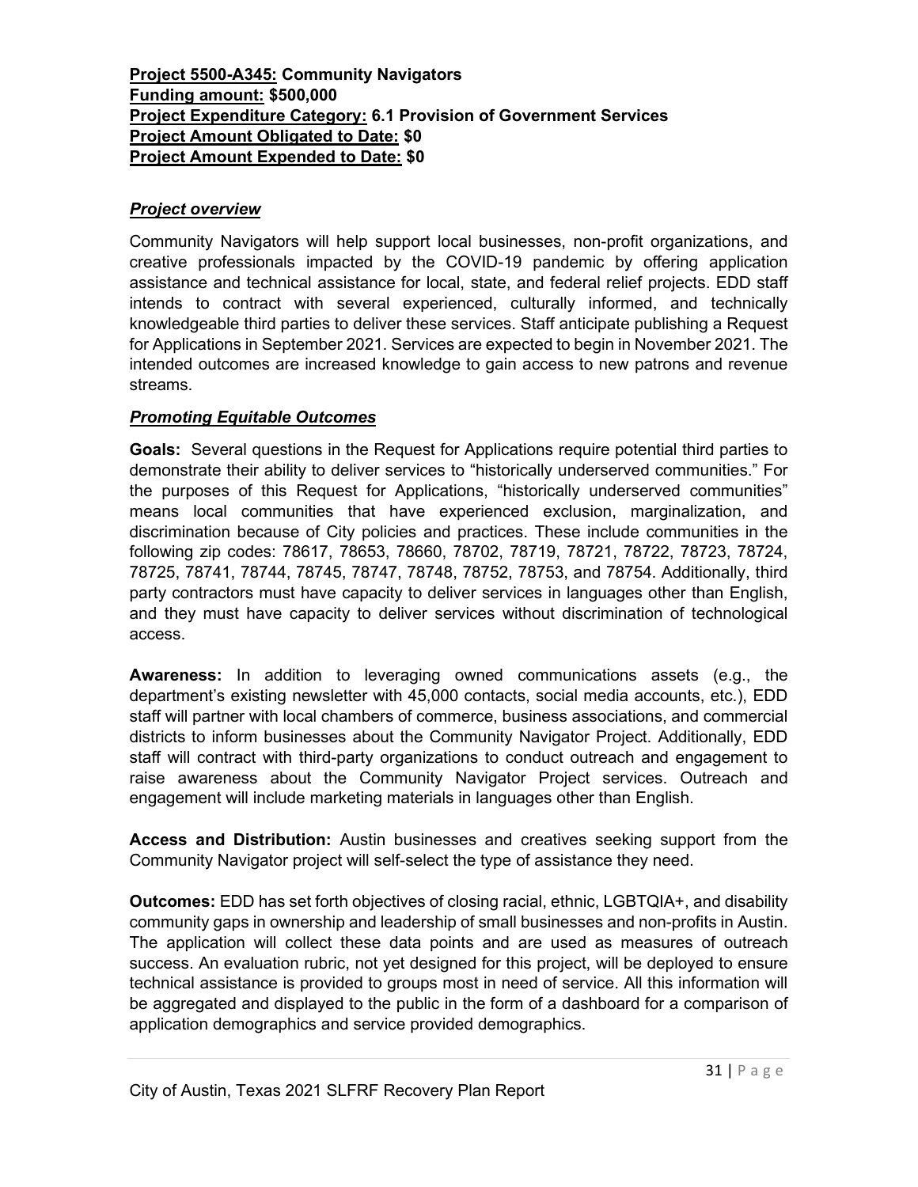**<u>Project 5500-A345:</u> Community Navigators**
**<u>Funding amount:</u> $500,000**
**<u>Project Expenditure Category:</u> 6.1 Provision of Government Services**
**<u>Project Amount Obligated to Date:</u> $0**
**<u>Project Amount Expended to Date:</u> $0**

***<u>Project overview</u>***

Community Navigators will help support local businesses, non-profit organizations, and creative professionals impacted by the COVID-19 pandemic by offering application assistance and technical assistance for local, state, and federal relief projects. EDD staff intends to contract with several experienced, culturally informed, and technically knowledgeable third parties to deliver these services. Staff anticipate publishing a Request for Applications in September 2021. Services are expected to begin in November 2021. The intended outcomes are increased knowledge to gain access to new patrons and revenue streams.

***<u>Promoting Equitable Outcomes</u>***

**Goals:** Several questions in the Request for Applications require potential third parties to demonstrate their ability to deliver services to "historically underserved communities." For the purposes of this Request for Applications, "historically underserved communities" means local communities that have experienced exclusion, marginalization, and discrimination because of City policies and practices. These include communities in the following zip codes: 78617, 78653, 78660, 78702, 78719, 78721, 78722, 78723, 78724, 78725, 78741, 78744, 78745, 78747, 78748, 78752, 78753, and 78754. Additionally, third party contractors must have capacity to deliver services in languages other than English, and they must have capacity to deliver services without discrimination of technological access.

**Awareness:** In addition to leveraging owned communications assets (e.g., the department's existing newsletter with 45,000 contacts, social media accounts, etc.), EDD staff will partner with local chambers of commerce, business associations, and commercial districts to inform businesses about the Community Navigator Project. Additionally, EDD staff will contract with third-party organizations to conduct outreach and engagement to raise awareness about the Community Navigator Project services. Outreach and engagement will include marketing materials in languages other than English.

**Access and Distribution:** Austin businesses and creatives seeking support from the Community Navigator project will self-select the type of assistance they need.

**Outcomes:** EDD has set forth objectives of closing racial, ethnic, LGBTQIA+, and disability community gaps in ownership and leadership of small businesses and non-profits in Austin. The application will collect these data points and are used as measures of outreach success. An evaluation rubric, not yet designed for this project, will be deployed to ensure technical assistance is provided to groups most in need of service. All this information will be aggregated and displayed to the public in the form of a dashboard for a comparison of application demographics and service provided demographics.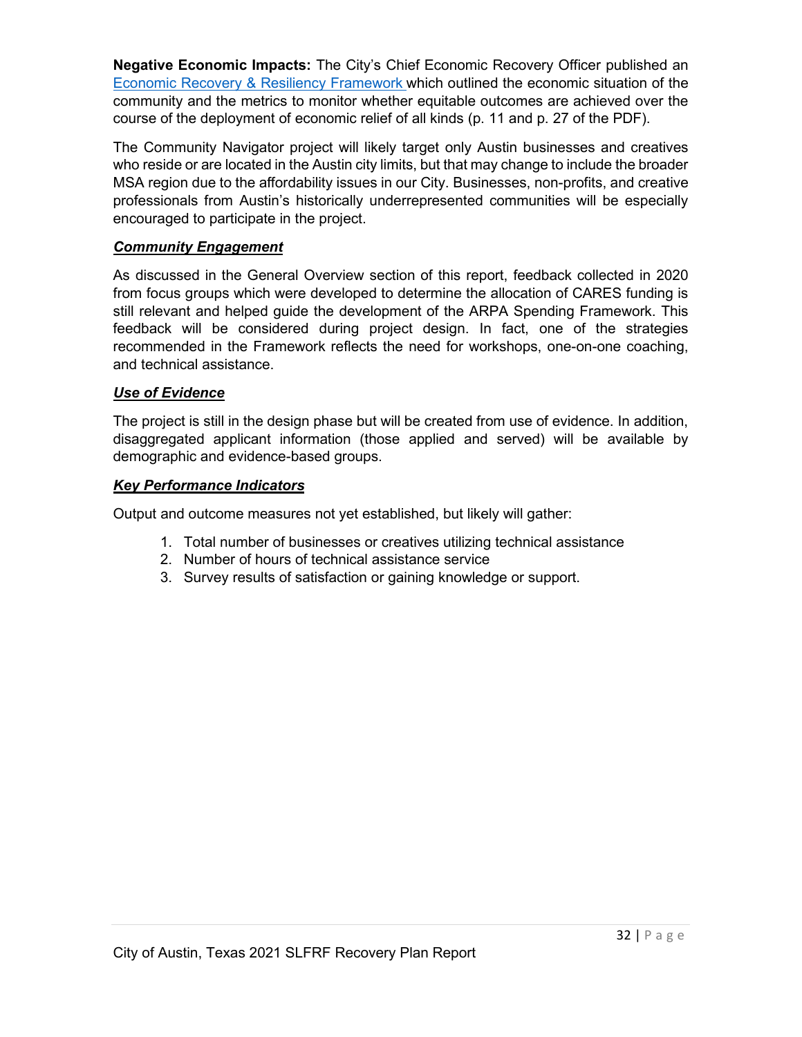**Negative Economic Impacts:** The City's Chief Economic Recovery Officer published an [Economic Recovery & Resiliency Framework](Economic Recovery & Resiliency Framework) which outlined the economic situation of the community and the metrics to monitor whether equitable outcomes are achieved over the course of the deployment of economic relief of all kinds (p. 11 and p. 27 of the PDF).

The Community Navigator project will likely target only Austin businesses and creatives who reside or are located in the Austin city limits, but that may change to include the broader MSA region due to the affordability issues in our City. Businesses, non-profits, and creative professionals from Austin's historically underrepresented communities will be especially encouraged to participate in the project.

***Community Engagement***

As discussed in the General Overview section of this report, feedback collected in 2020 from focus groups which were developed to determine the allocation of CARES funding is still relevant and helped guide the development of the ARPA Spending Framework. This feedback will be considered during project design. In fact, one of the strategies recommended in the Framework reflects the need for workshops, one-on-one coaching, and technical assistance.

***Use of Evidence***

The project is still in the design phase but will be created from use of evidence. In addition, disaggregated applicant information (those applied and served) will be available by demographic and evidence-based groups.

***Key Performance Indicators***

Output and outcome measures not yet established, but likely will gather:

1. Total number of businesses or creatives utilizing technical assistance
2. Number of hours of technical assistance service
3. Survey results of satisfaction or gaining knowledge or support.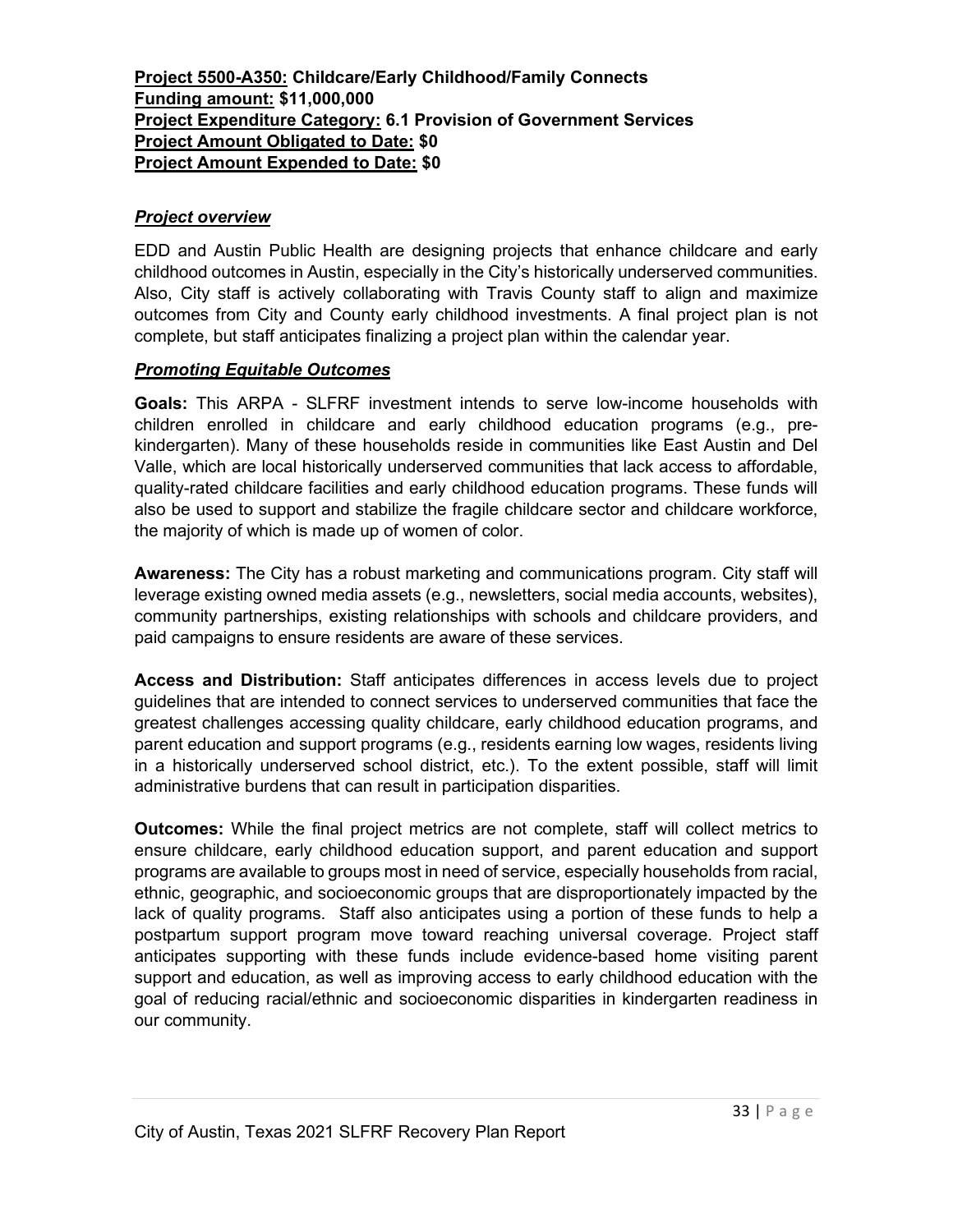**Project 5500-A350: Childcare/Early Childhood/Family Connects**
**Funding amount: $11,000,000**
**Project Expenditure Category: 6.1 Provision of Government Services**
**Project Amount Obligated to Date: $0**
**Project Amount Expended to Date: $0**

### *Project overview*

EDD and Austin Public Health are designing projects that enhance childcare and early childhood outcomes in Austin, especially in the City's historically underserved communities. Also, City staff is actively collaborating with Travis County staff to align and maximize outcomes from City and County early childhood investments. A final project plan is not complete, but staff anticipates finalizing a project plan within the calendar year.

### *Promoting Equitable Outcomes*

**Goals:** This ARPA - SLFRF investment intends to serve low-income households with children enrolled in childcare and early childhood education programs (e.g., pre-kindergarten). Many of these households reside in communities like East Austin and Del Valle, which are local historically underserved communities that lack access to affordable, quality-rated childcare facilities and early childhood education programs. These funds will also be used to support and stabilize the fragile childcare sector and childcare workforce, the majority of which is made up of women of color.

**Awareness:** The City has a robust marketing and communications program. City staff will leverage existing owned media assets (e.g., newsletters, social media accounts, websites), community partnerships, existing relationships with schools and childcare providers, and paid campaigns to ensure residents are aware of these services.

**Access and Distribution:** Staff anticipates differences in access levels due to project guidelines that are intended to connect services to underserved communities that face the greatest challenges accessing quality childcare, early childhood education programs, and parent education and support programs (e.g., residents earning low wages, residents living in a historically underserved school district, etc.). To the extent possible, staff will limit administrative burdens that can result in participation disparities.

**Outcomes:** While the final project metrics are not complete, staff will collect metrics to ensure childcare, early childhood education support, and parent education and support programs are available to groups most in need of service, especially households from racial, ethnic, geographic, and socioeconomic groups that are disproportionately impacted by the lack of quality programs. Staff also anticipates using a portion of these funds to help a postpartum support program move toward reaching universal coverage. Project staff anticipates supporting with these funds include evidence-based home visiting parent support and education, as well as improving access to early childhood education with the goal of reducing racial/ethnic and socioeconomic disparities in kindergarten readiness in our community.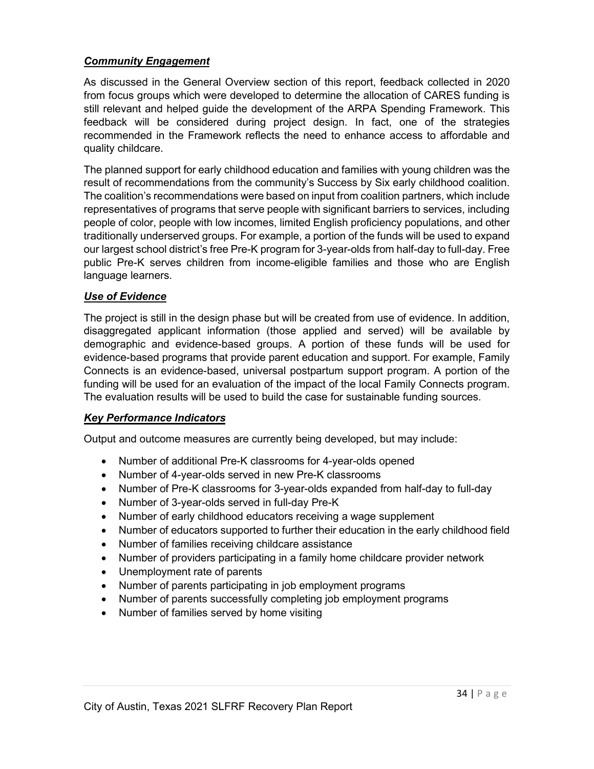### ***Community Engagement***

As discussed in the General Overview section of this report, feedback collected in 2020 from focus groups which were developed to determine the allocation of CARES funding is still relevant and helped guide the development of the ARPA Spending Framework. This feedback will be considered during project design. In fact, one of the strategies recommended in the Framework reflects the need to enhance access to affordable and quality childcare.

The planned support for early childhood education and families with young children was the result of recommendations from the community's Success by Six early childhood coalition. The coalition's recommendations were based on input from coalition partners, which include representatives of programs that serve people with significant barriers to services, including people of color, people with low incomes, limited English proficiency populations, and other traditionally underserved groups. For example, a portion of the funds will be used to expand our largest school district's free Pre-K program for 3-year-olds from half-day to full-day. Free public Pre-K serves children from income-eligible families and those who are English language learners.

### ***Use of Evidence***

The project is still in the design phase but will be created from use of evidence. In addition, disaggregated applicant information (those applied and served) will be available by demographic and evidence-based groups. A portion of these funds will be used for evidence-based programs that provide parent education and support. For example, Family Connects is an evidence-based, universal postpartum support program. A portion of the funding will be used for an evaluation of the impact of the local Family Connects program. The evaluation results will be used to build the case for sustainable funding sources.

### ***Key Performance Indicators***

Output and outcome measures are currently being developed, but may include:

- Number of additional Pre-K classrooms for 4-year-olds opened
- Number of 4-year-olds served in new Pre-K classrooms
- Number of Pre-K classrooms for 3-year-olds expanded from half-day to full-day
- Number of 3-year-olds served in full-day Pre-K
- Number of early childhood educators receiving a wage supplement
- Number of educators supported to further their education in the early childhood field
- Number of families receiving childcare assistance
- Number of providers participating in a family home childcare provider network
- Unemployment rate of parents
- Number of parents participating in job employment programs
- Number of parents successfully completing job employment programs
- Number of families served by home visiting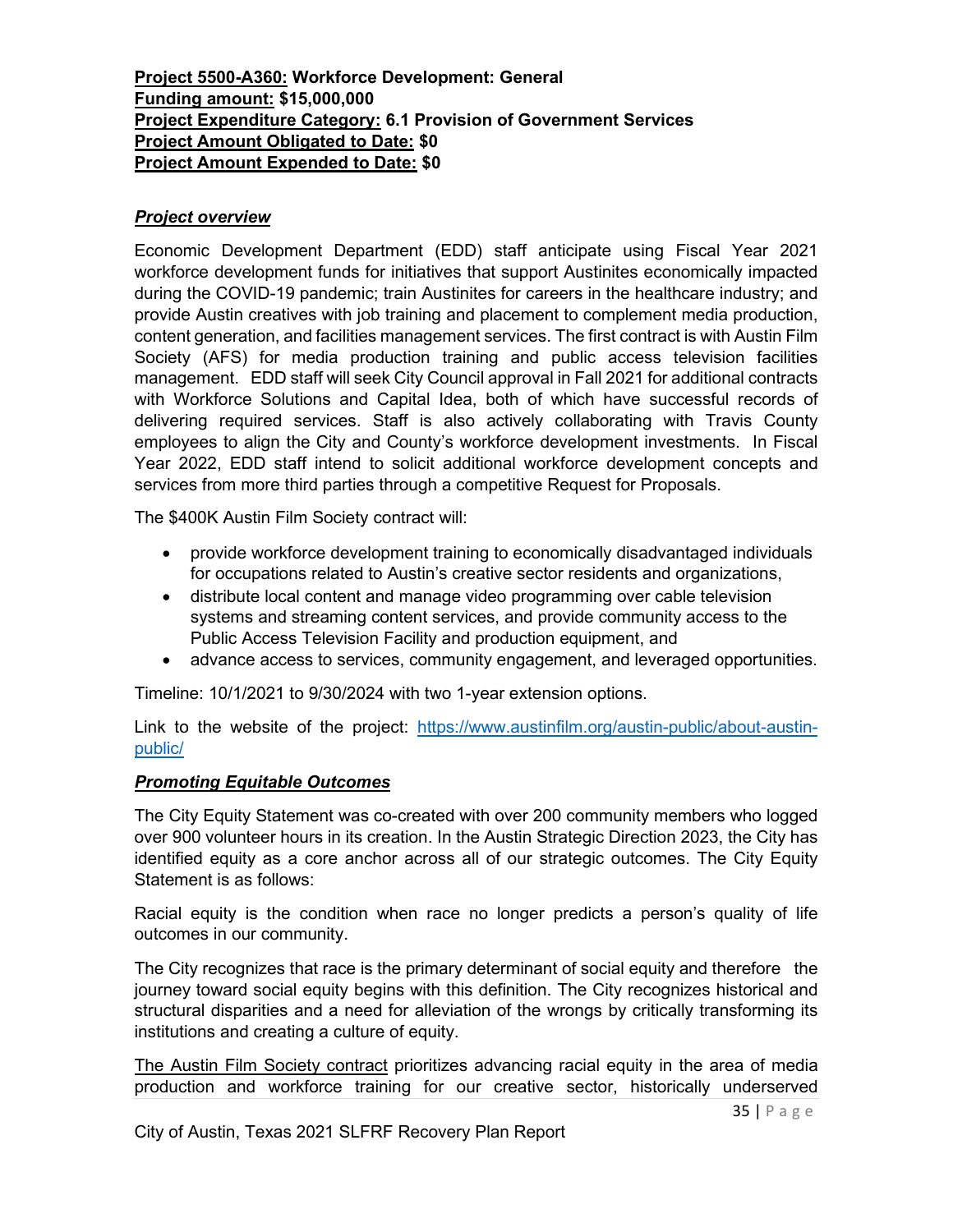**<u>Project 5500-A360:</u> Workforce Development: General**
**<u>Funding amount:</u> $15,000,000**
**<u>Project Expenditure Category:</u> 6.1 Provision of Government Services**
**<u>Project Amount Obligated to Date:</u> $0**
**<u>Project Amount Expended to Date:</u> $0**

***<u>Project overview</u>***

Economic Development Department (EDD) staff anticipate using Fiscal Year 2021 workforce development funds for initiatives that support Austinites economically impacted during the COVID-19 pandemic; train Austinites for careers in the healthcare industry; and provide Austin creatives with job training and placement to complement media production, content generation, and facilities management services. The first contract is with Austin Film Society (AFS) for media production training and public access television facilities management. EDD staff will seek City Council approval in Fall 2021 for additional contracts with Workforce Solutions and Capital Idea, both of which have successful records of delivering required services. Staff is also actively collaborating with Travis County employees to align the City and County's workforce development investments. In Fiscal Year 2022, EDD staff intend to solicit additional workforce development concepts and services from more third parties through a competitive Request for Proposals.

The $400K Austin Film Society contract will:

- provide workforce development training to economically disadvantaged individuals for occupations related to Austin's creative sector residents and organizations,
- distribute local content and manage video programming over cable television systems and streaming content services, and provide community access to the Public Access Television Facility and production equipment, and
- advance access to services, community engagement, and leveraged opportunities.

Timeline: 10/1/2021 to 9/30/2024 with two 1-year extension options.

Link to the website of the project: [https://www.austinfilm.org/austin-public/about-austin-public/](https://www.austinfilm.org/austin-public/about-austin-public/)

***<u>Promoting Equitable Outcomes</u>***

The City Equity Statement was co-created with over 200 community members who logged over 900 volunteer hours in its creation. In the Austin Strategic Direction 2023, the City has identified equity as a core anchor across all of our strategic outcomes. The City Equity Statement is as follows:

Racial equity is the condition when race no longer predicts a person's quality of life outcomes in our community.

The City recognizes that race is the primary determinant of social equity and therefore the journey toward social equity begins with this definition. The City recognizes historical and structural disparities and a need for alleviation of the wrongs by critically transforming its institutions and creating a culture of equity.

<u>The Austin Film Society contract</u> prioritizes advancing racial equity in the area of media production and workforce training for our creative sector, historically underserved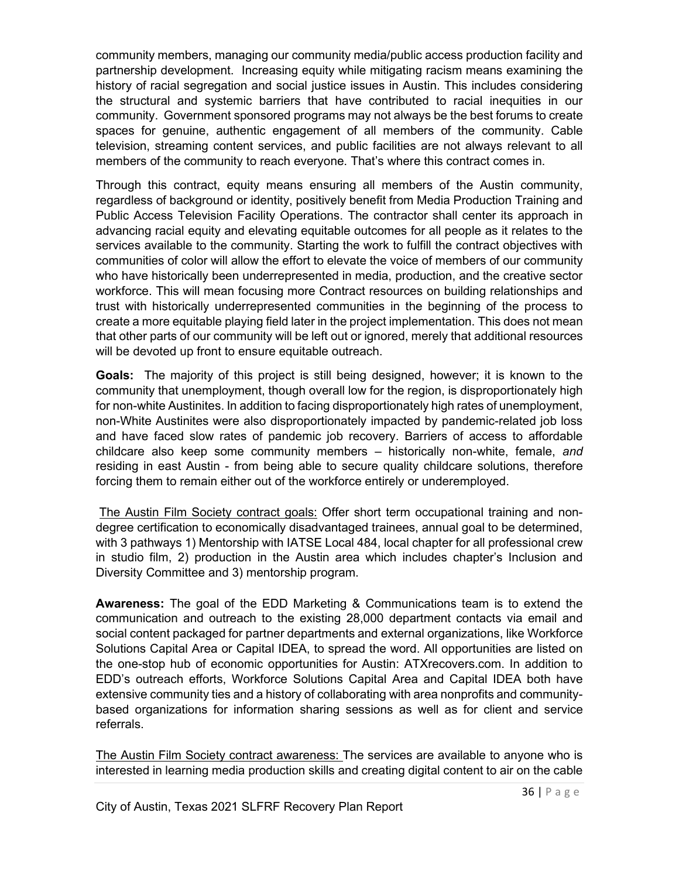community members, managing our community media/public access production facility and partnership development. Increasing equity while mitigating racism means examining the history of racial segregation and social justice issues in Austin. This includes considering the structural and systemic barriers that have contributed to racial inequities in our community. Government sponsored programs may not always be the best forums to create spaces for genuine, authentic engagement of all members of the community. Cable television, streaming content services, and public facilities are not always relevant to all members of the community to reach everyone. That's where this contract comes in.

Through this contract, equity means ensuring all members of the Austin community, regardless of background or identity, positively benefit from Media Production Training and Public Access Television Facility Operations. The contractor shall center its approach in advancing racial equity and elevating equitable outcomes for all people as it relates to the services available to the community. Starting the work to fulfill the contract objectives with communities of color will allow the effort to elevate the voice of members of our community who have historically been underrepresented in media, production, and the creative sector workforce. This will mean focusing more Contract resources on building relationships and trust with historically underrepresented communities in the beginning of the process to create a more equitable playing field later in the project implementation. This does not mean that other parts of our community will be left out or ignored, merely that additional resources will be devoted up front to ensure equitable outreach.

**Goals:** The majority of this project is still being designed, however; it is known to the community that unemployment, though overall low for the region, is disproportionately high for non-white Austinites. In addition to facing disproportionately high rates of unemployment, non-White Austinites were also disproportionately impacted by pandemic-related job loss and have faced slow rates of pandemic job recovery. Barriers of access to affordable childcare also keep some community members – historically non-white, female, *and* residing in east Austin - from being able to secure quality childcare solutions, therefore forcing them to remain either out of the workforce entirely or underemployed.

The Austin Film Society contract goals: Offer short term occupational training and non-degree certification to economically disadvantaged trainees, annual goal to be determined, with 3 pathways 1) Mentorship with IATSE Local 484, local chapter for all professional crew in studio film, 2) production in the Austin area which includes chapter's Inclusion and Diversity Committee and 3) mentorship program.

**Awareness:** The goal of the EDD Marketing & Communications team is to extend the communication and outreach to the existing 28,000 department contacts via email and social content packaged for partner departments and external organizations, like Workforce Solutions Capital Area or Capital IDEA, to spread the word. All opportunities are listed on the one-stop hub of economic opportunities for Austin: ATXrecovers.com. In addition to EDD's outreach efforts, Workforce Solutions Capital Area and Capital IDEA both have extensive community ties and a history of collaborating with area nonprofits and community-based organizations for information sharing sessions as well as for client and service referrals.

The Austin Film Society contract awareness: The services are available to anyone who is interested in learning media production skills and creating digital content to air on the cable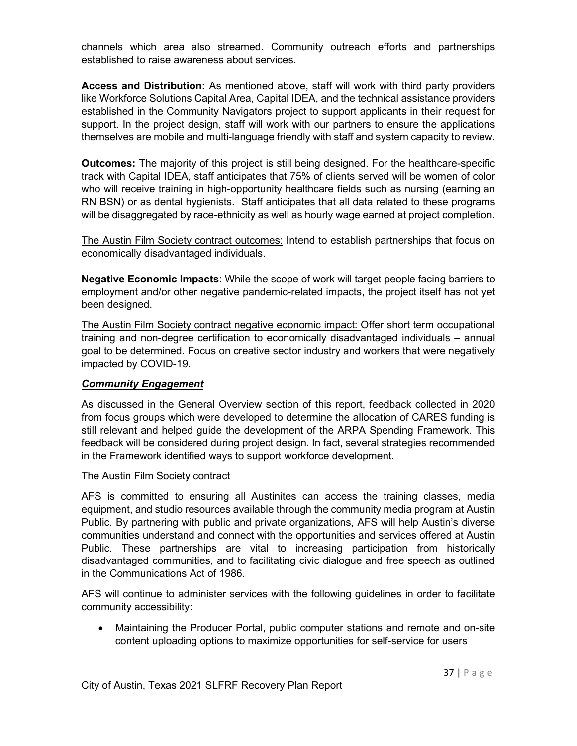channels which area also streamed. Community outreach efforts and partnerships established to raise awareness about services.

**Access and Distribution:** As mentioned above, staff will work with third party providers like Workforce Solutions Capital Area, Capital IDEA, and the technical assistance providers established in the Community Navigators project to support applicants in their request for support. In the project design, staff will work with our partners to ensure the applications themselves are mobile and multi-language friendly with staff and system capacity to review.

**Outcomes:** The majority of this project is still being designed. For the healthcare-specific track with Capital IDEA, staff anticipates that 75% of clients served will be women of color who will receive training in high-opportunity healthcare fields such as nursing (earning an RN BSN) or as dental hygienists. Staff anticipates that all data related to these programs will be disaggregated by race-ethnicity as well as hourly wage earned at project completion.

<u>The Austin Film Society contract outcomes:</u> Intend to establish partnerships that focus on economically disadvantaged individuals.

**Negative Economic Impacts**: While the scope of work will target people facing barriers to employment and/or other negative pandemic-related impacts, the project itself has not yet been designed.

<u>The Austin Film Society contract negative economic impact:</u> Offer short term occupational training and non-degree certification to economically disadvantaged individuals – annual goal to be determined. Focus on creative sector industry and workers that were negatively impacted by COVID-19.

***<u>Community Engagement</u>***

As discussed in the General Overview section of this report, feedback collected in 2020 from focus groups which were developed to determine the allocation of CARES funding is still relevant and helped guide the development of the ARPA Spending Framework. This feedback will be considered during project design. In fact, several strategies recommended in the Framework identified ways to support workforce development.

<u>The Austin Film Society contract</u>

AFS is committed to ensuring all Austinites can access the training classes, media equipment, and studio resources available through the community media program at Austin Public. By partnering with public and private organizations, AFS will help Austin's diverse communities understand and connect with the opportunities and services offered at Austin Public. These partnerships are vital to increasing participation from historically disadvantaged communities, and to facilitating civic dialogue and free speech as outlined in the Communications Act of 1986.

AFS will continue to administer services with the following guidelines in order to facilitate community accessibility:

- Maintaining the Producer Portal, public computer stations and remote and on-site content uploading options to maximize opportunities for self-service for users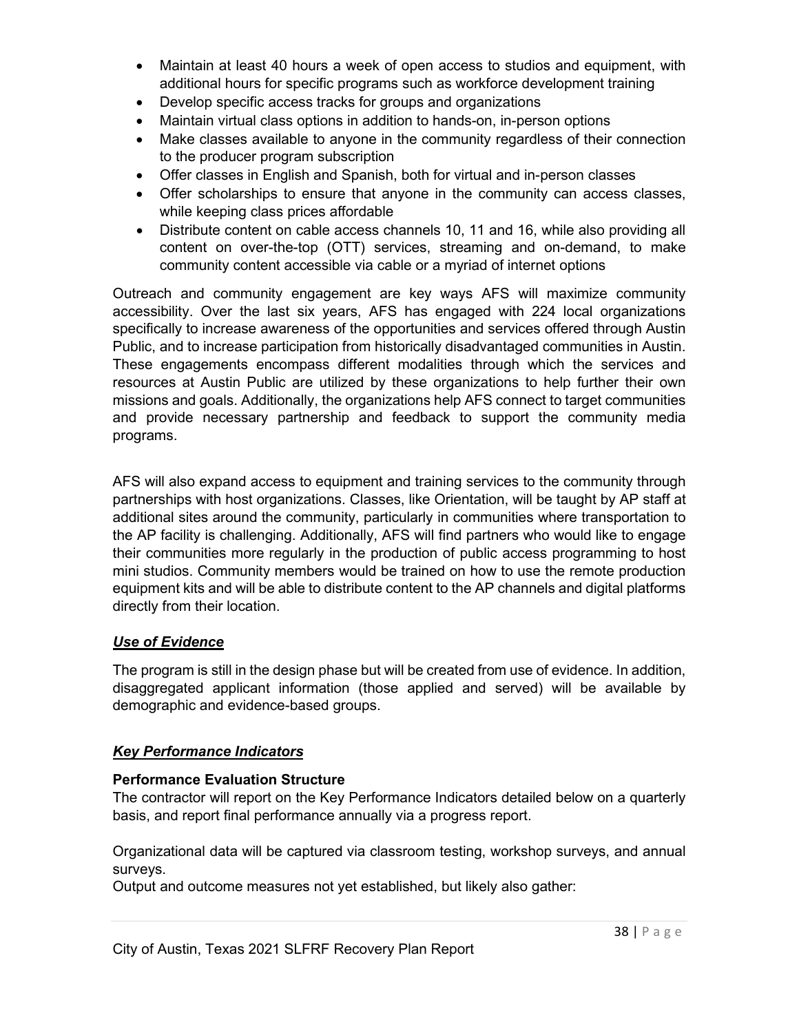- Maintain at least 40 hours a week of open access to studios and equipment, with additional hours for specific programs such as workforce development training
- Develop specific access tracks for groups and organizations
- Maintain virtual class options in addition to hands-on, in-person options
- Make classes available to anyone in the community regardless of their connection to the producer program subscription
- Offer classes in English and Spanish, both for virtual and in-person classes
- Offer scholarships to ensure that anyone in the community can access classes, while keeping class prices affordable
- Distribute content on cable access channels 10, 11 and 16, while also providing all content on over-the-top (OTT) services, streaming and on-demand, to make community content accessible via cable or a myriad of internet options

Outreach and community engagement are key ways AFS will maximize community accessibility. Over the last six years, AFS has engaged with 224 local organizations specifically to increase awareness of the opportunities and services offered through Austin Public, and to increase participation from historically disadvantaged communities in Austin. These engagements encompass different modalities through which the services and resources at Austin Public are utilized by these organizations to help further their own missions and goals. Additionally, the organizations help AFS connect to target communities and provide necessary partnership and feedback to support the community media programs.

AFS will also expand access to equipment and training services to the community through partnerships with host organizations. Classes, like Orientation, will be taught by AP staff at additional sites around the community, particularly in communities where transportation to the AP facility is challenging. Additionally, AFS will find partners who would like to engage their communities more regularly in the production of public access programming to host mini studios. Community members would be trained on how to use the remote production equipment kits and will be able to distribute content to the AP channels and digital platforms directly from their location.

### ***Use of Evidence***

The program is still in the design phase but will be created from use of evidence. In addition, disaggregated applicant information (those applied and served) will be available by demographic and evidence-based groups.

### ***Key Performance Indicators***

**Performance Evaluation Structure**

The contractor will report on the Key Performance Indicators detailed below on a quarterly basis, and report final performance annually via a progress report.

Organizational data will be captured via classroom testing, workshop surveys, and annual surveys.

Output and outcome measures not yet established, but likely also gather: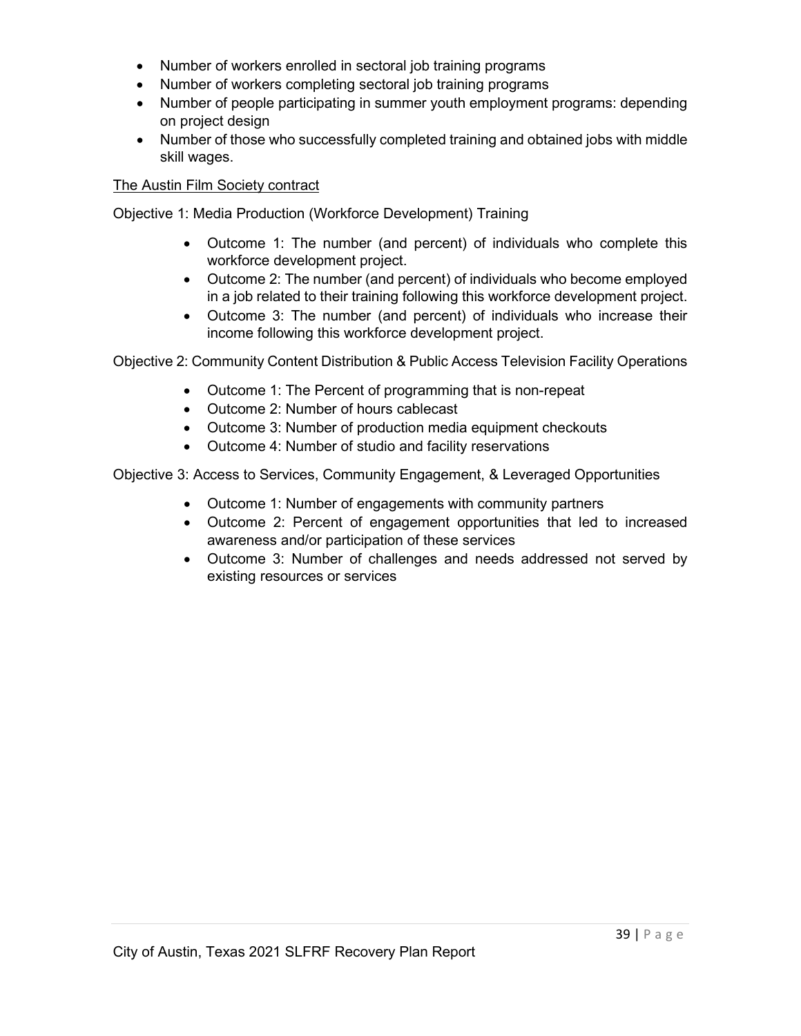- Number of workers enrolled in sectoral job training programs
- Number of workers completing sectoral job training programs
- Number of people participating in summer youth employment programs: depending on project design
- Number of those who successfully completed training and obtained jobs with middle skill wages.

<u>The Austin Film Society contract</u>

Objective 1: Media Production (Workforce Development) Training

- Outcome 1: The number (and percent) of individuals who complete this workforce development project.
- Outcome 2: The number (and percent) of individuals who become employed in a job related to their training following this workforce development project.
- Outcome 3: The number (and percent) of individuals who increase their income following this workforce development project.

Objective 2: Community Content Distribution & Public Access Television Facility Operations

- Outcome 1: The Percent of programming that is non-repeat
- Outcome 2: Number of hours cablecast
- Outcome 3: Number of production media equipment checkouts
- Outcome 4: Number of studio and facility reservations

Objective 3: Access to Services, Community Engagement, & Leveraged Opportunities

- Outcome 1: Number of engagements with community partners
- Outcome 2: Percent of engagement opportunities that led to increased awareness and/or participation of these services
- Outcome 3: Number of challenges and needs addressed not served by existing resources or services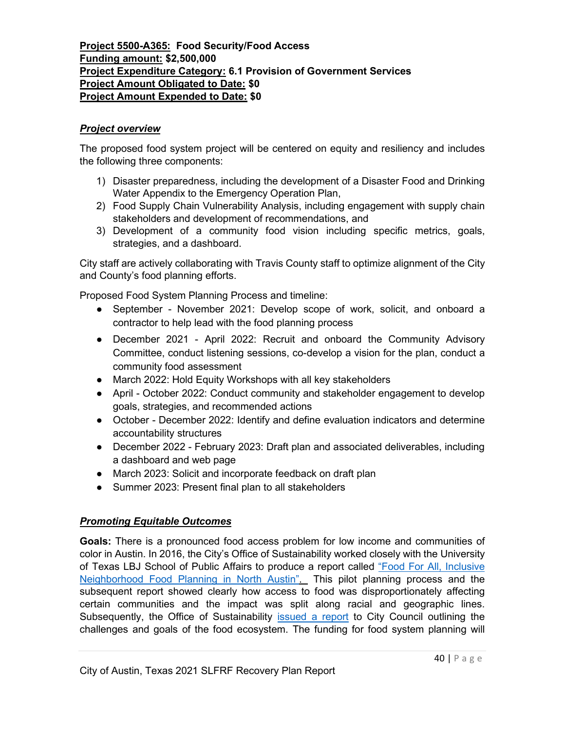**Project 5500-A365: Food Security/Food Access**
**Funding amount: $2,500,000**
**Project Expenditure Category: 6.1 Provision of Government Services**
**Project Amount Obligated to Date: $0**
**Project Amount Expended to Date: $0**

***Project overview***

The proposed food system project will be centered on equity and resiliency and includes the following three components:

1) Disaster preparedness, including the development of a Disaster Food and Drinking Water Appendix to the Emergency Operation Plan,
2) Food Supply Chain Vulnerability Analysis, including engagement with supply chain stakeholders and development of recommendations, and
3) Development of a community food vision including specific metrics, goals, strategies, and a dashboard.

City staff are actively collaborating with Travis County staff to optimize alignment of the City and County's food planning efforts.

Proposed Food System Planning Process and timeline:

- September - November 2021: Develop scope of work, solicit, and onboard a contractor to help lead with the food planning process
- December 2021 - April 2022: Recruit and onboard the Community Advisory Committee, conduct listening sessions, co-develop a vision for the plan, conduct a community food assessment
- March 2022: Hold Equity Workshops with all key stakeholders
- April - October 2022: Conduct community and stakeholder engagement to develop goals, strategies, and recommended actions
- October - December 2022: Identify and define evaluation indicators and determine accountability structures
- December 2022 - February 2023: Draft plan and associated deliverables, including a dashboard and web page
- March 2023: Solicit and incorporate feedback on draft plan
- Summer 2023: Present final plan to all stakeholders

***Promoting Equitable Outcomes***

**Goals:** There is a pronounced food access problem for low income and communities of color in Austin. In 2016, the City's Office of Sustainability worked closely with the University of Texas LBJ School of Public Affairs to produce a report called "Food For All, Inclusive Neighborhood Food Planning in North Austin". This pilot planning process and the subsequent report showed clearly how access to food was disproportionately affecting certain communities and the impact was split along racial and geographic lines. Subsequently, the Office of Sustainability issued a report to City Council outlining the challenges and goals of the food ecosystem. The funding for food system planning will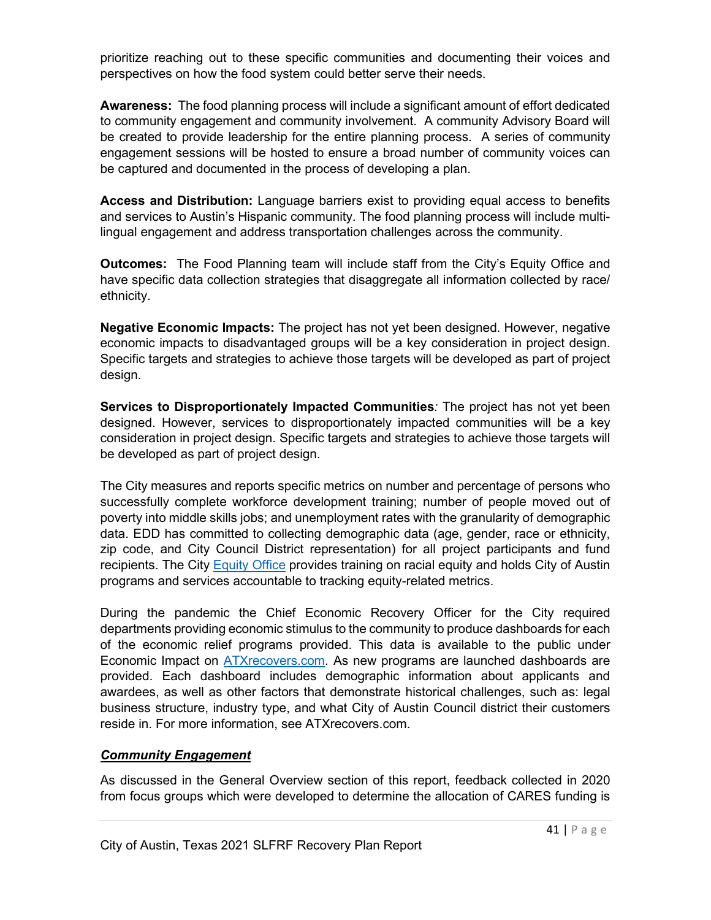prioritize reaching out to these specific communities and documenting their voices and perspectives on how the food system could better serve their needs.

**Awareness:** The food planning process will include a significant amount of effort dedicated to community engagement and community involvement. A community Advisory Board will be created to provide leadership for the entire planning process. A series of community engagement sessions will be hosted to ensure a broad number of community voices can be captured and documented in the process of developing a plan.

**Access and Distribution:** Language barriers exist to providing equal access to benefits and services to Austin's Hispanic community. The food planning process will include multi-lingual engagement and address transportation challenges across the community.

**Outcomes:** The Food Planning team will include staff from the City's Equity Office and have specific data collection strategies that disaggregate all information collected by race/ ethnicity.

**Negative Economic Impacts:** The project has not yet been designed. However, negative economic impacts to disadvantaged groups will be a key consideration in project design. Specific targets and strategies to achieve those targets will be developed as part of project design.

**Services to Disproportionately Impacted Communities***:* The project has not yet been designed. However, services to disproportionately impacted communities will be a key consideration in project design. Specific targets and strategies to achieve those targets will be developed as part of project design.

The City measures and reports specific metrics on number and percentage of persons who successfully complete workforce development training; number of people moved out of poverty into middle skills jobs; and unemployment rates with the granularity of demographic data. EDD has committed to collecting demographic data (age, gender, race or ethnicity, zip code, and City Council District representation) for all project participants and fund recipients. The City [Equity Office](#) provides training on racial equity and holds City of Austin programs and services accountable to tracking equity-related metrics.

During the pandemic the Chief Economic Recovery Officer for the City required departments providing economic stimulus to the community to produce dashboards for each of the economic relief programs provided. This data is available to the public under Economic Impact on [ATXrecovers.com](#). As new programs are launched dashboards are provided. Each dashboard includes demographic information about applicants and awardees, as well as other factors that demonstrate historical challenges, such as: legal business structure, industry type, and what City of Austin Council district their customers reside in. For more information, see ATXrecovers.com.

***Community Engagement***

As discussed in the General Overview section of this report, feedback collected in 2020 from focus groups which were developed to determine the allocation of CARES funding is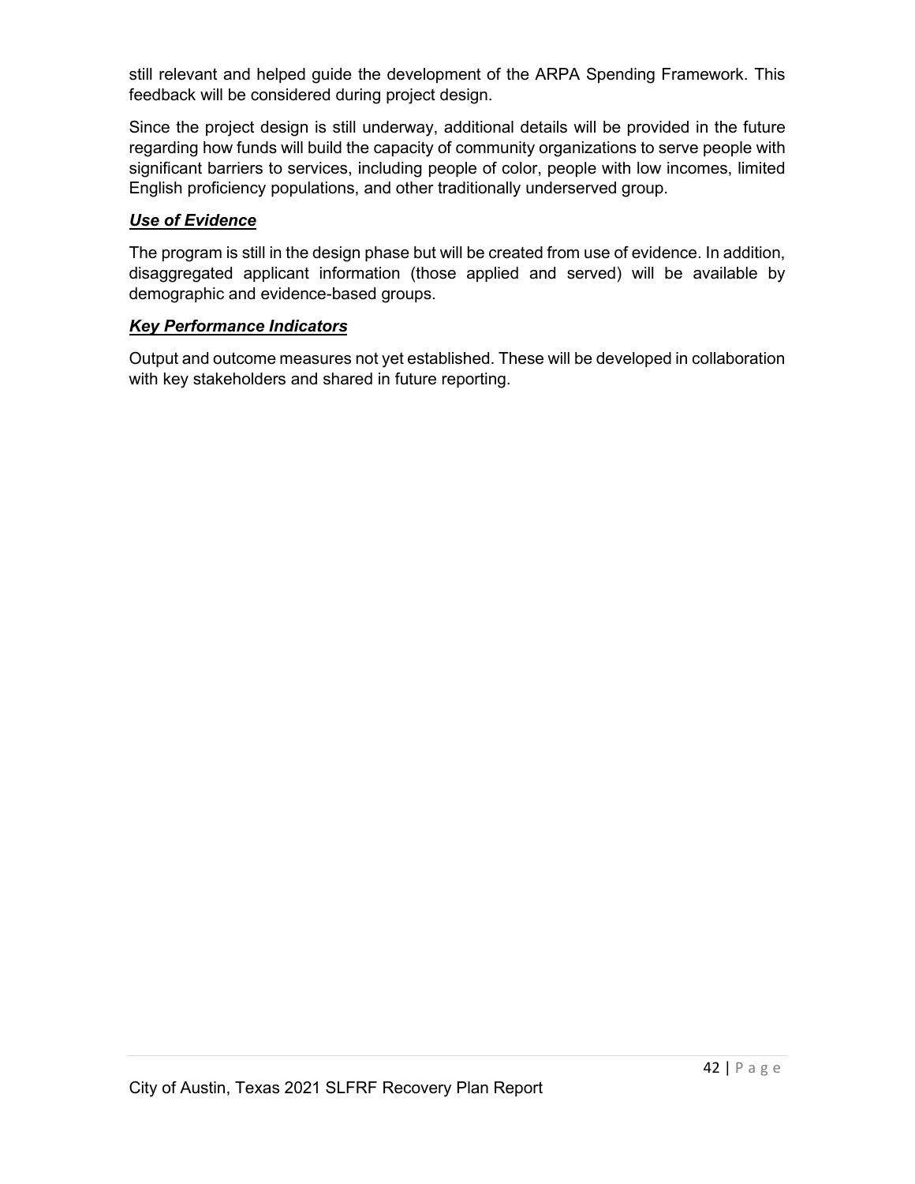still relevant and helped guide the development of the ARPA Spending Framework. This feedback will be considered during project design.

Since the project design is still underway, additional details will be provided in the future regarding how funds will build the capacity of community organizations to serve people with significant barriers to services, including people of color, people with low incomes, limited English proficiency populations, and other traditionally underserved group.

***Use of Evidence***

The program is still in the design phase but will be created from use of evidence. In addition, disaggregated applicant information (those applied and served) will be available by demographic and evidence-based groups.

***Key Performance Indicators***

Output and outcome measures not yet established. These will be developed in collaboration with key stakeholders and shared in future reporting.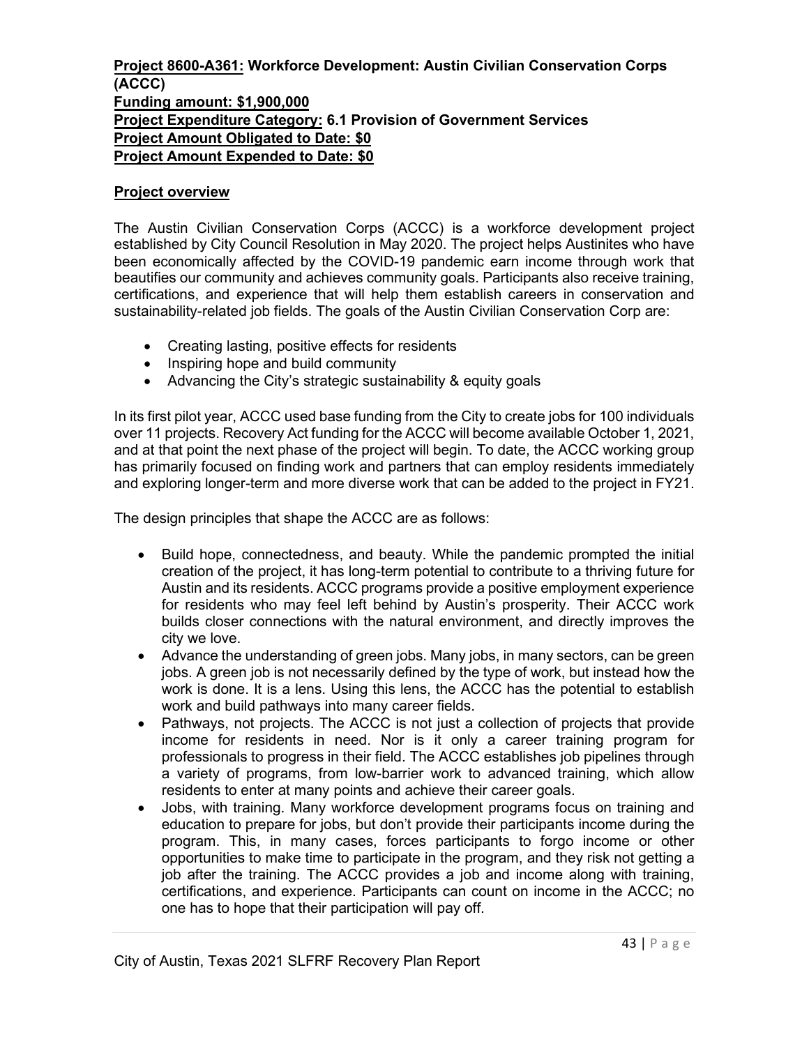**Project 8600-A361: Workforce Development: Austin Civilian Conservation Corps (ACCC)**
**Funding amount: $1,900,000**
**Project Expenditure Category: 6.1 Provision of Government Services**
**Project Amount Obligated to Date: $0**
**Project Amount Expended to Date: $0**

**Project overview**

The Austin Civilian Conservation Corps (ACCC) is a workforce development project established by City Council Resolution in May 2020. The project helps Austinites who have been economically affected by the COVID-19 pandemic earn income through work that beautifies our community and achieves community goals. Participants also receive training, certifications, and experience that will help them establish careers in conservation and sustainability-related job fields. The goals of the Austin Civilian Conservation Corp are:

- Creating lasting, positive effects for residents
- Inspiring hope and build community
- Advancing the City's strategic sustainability & equity goals

In its first pilot year, ACCC used base funding from the City to create jobs for 100 individuals over 11 projects. Recovery Act funding for the ACCC will become available October 1, 2021, and at that point the next phase of the project will begin. To date, the ACCC working group has primarily focused on finding work and partners that can employ residents immediately and exploring longer-term and more diverse work that can be added to the project in FY21.

The design principles that shape the ACCC are as follows:

- Build hope, connectedness, and beauty. While the pandemic prompted the initial creation of the project, it has long-term potential to contribute to a thriving future for Austin and its residents. ACCC programs provide a positive employment experience for residents who may feel left behind by Austin's prosperity. Their ACCC work builds closer connections with the natural environment, and directly improves the city we love.
- Advance the understanding of green jobs. Many jobs, in many sectors, can be green jobs. A green job is not necessarily defined by the type of work, but instead how the work is done. It is a lens. Using this lens, the ACCC has the potential to establish work and build pathways into many career fields.
- Pathways, not projects. The ACCC is not just a collection of projects that provide income for residents in need. Nor is it only a career training program for professionals to progress in their field. The ACCC establishes job pipelines through a variety of programs, from low-barrier work to advanced training, which allow residents to enter at many points and achieve their career goals.
- Jobs, with training. Many workforce development programs focus on training and education to prepare for jobs, but don't provide their participants income during the program. This, in many cases, forces participants to forgo income or other opportunities to make time to participate in the program, and they risk not getting a job after the training. The ACCC provides a job and income along with training, certifications, and experience. Participants can count on income in the ACCC; no one has to hope that their participation will pay off.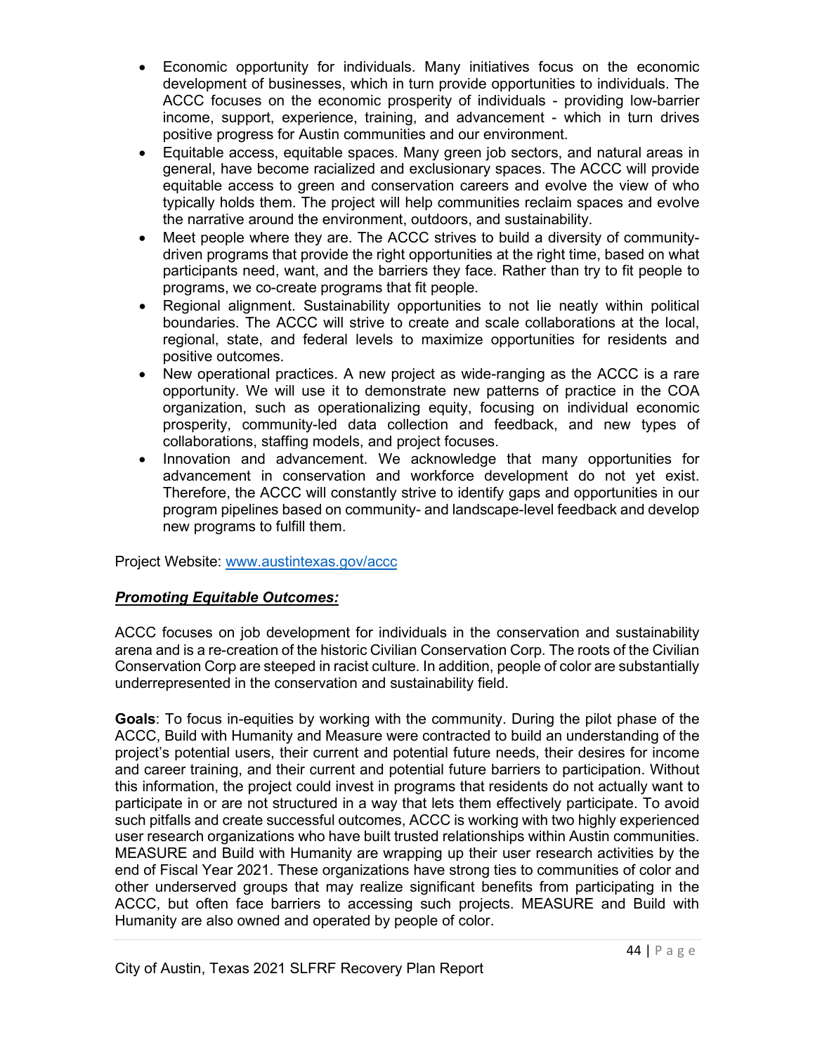- Economic opportunity for individuals. Many initiatives focus on the economic development of businesses, which in turn provide opportunities to individuals. The ACCC focuses on the economic prosperity of individuals - providing low-barrier income, support, experience, training, and advancement - which in turn drives positive progress for Austin communities and our environment.
- Equitable access, equitable spaces. Many green job sectors, and natural areas in general, have become racialized and exclusionary spaces. The ACCC will provide equitable access to green and conservation careers and evolve the view of who typically holds them. The project will help communities reclaim spaces and evolve the narrative around the environment, outdoors, and sustainability.
- Meet people where they are. The ACCC strives to build a diversity of community-driven programs that provide the right opportunities at the right time, based on what participants need, want, and the barriers they face. Rather than try to fit people to programs, we co-create programs that fit people.
- Regional alignment. Sustainability opportunities to not lie neatly within political boundaries. The ACCC will strive to create and scale collaborations at the local, regional, state, and federal levels to maximize opportunities for residents and positive outcomes.
- New operational practices. A new project as wide-ranging as the ACCC is a rare opportunity. We will use it to demonstrate new patterns of practice in the COA organization, such as operationalizing equity, focusing on individual economic prosperity, community-led data collection and feedback, and new types of collaborations, staffing models, and project focuses.
- Innovation and advancement. We acknowledge that many opportunities for advancement in conservation and workforce development do not yet exist. Therefore, the ACCC will constantly strive to identify gaps and opportunities in our program pipelines based on community- and landscape-level feedback and develop new programs to fulfill them.

Project Website: [www.austintexas.gov/accc](http://www.austintexas.gov/accc)

***Promoting Equitable Outcomes:***

ACCC focuses on job development for individuals in the conservation and sustainability arena and is a re-creation of the historic Civilian Conservation Corp. The roots of the Civilian Conservation Corp are steeped in racist culture. In addition, people of color are substantially underrepresented in the conservation and sustainability field.

**Goals**: To focus in-equities by working with the community. During the pilot phase of the ACCC, Build with Humanity and Measure were contracted to build an understanding of the project's potential users, their current and potential future needs, their desires for income and career training, and their current and potential future barriers to participation. Without this information, the project could invest in programs that residents do not actually want to participate in or are not structured in a way that lets them effectively participate. To avoid such pitfalls and create successful outcomes, ACCC is working with two highly experienced user research organizations who have built trusted relationships within Austin communities. MEASURE and Build with Humanity are wrapping up their user research activities by the end of Fiscal Year 2021. These organizations have strong ties to communities of color and other underserved groups that may realize significant benefits from participating in the ACCC, but often face barriers to accessing such projects. MEASURE and Build with Humanity are also owned and operated by people of color.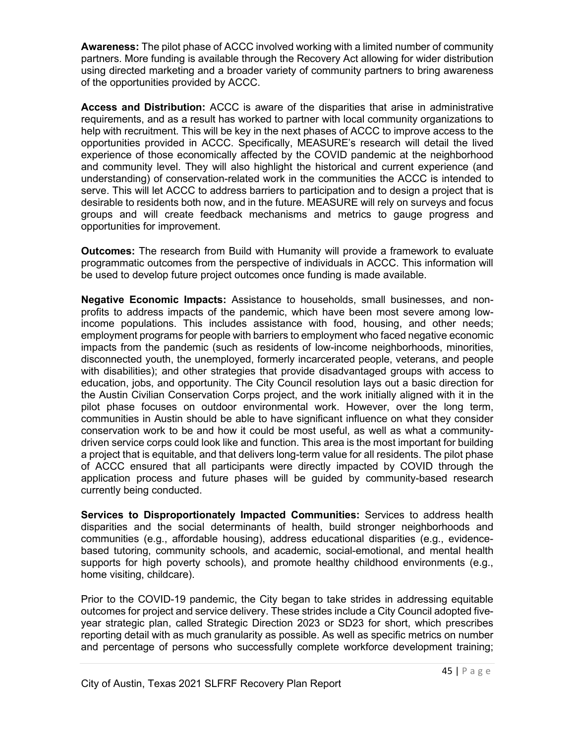**Awareness:** The pilot phase of ACCC involved working with a limited number of community partners. More funding is available through the Recovery Act allowing for wider distribution using directed marketing and a broader variety of community partners to bring awareness of the opportunities provided by ACCC.

**Access and Distribution:** ACCC is aware of the disparities that arise in administrative requirements, and as a result has worked to partner with local community organizations to help with recruitment. This will be key in the next phases of ACCC to improve access to the opportunities provided in ACCC. Specifically, MEASURE's research will detail the lived experience of those economically affected by the COVID pandemic at the neighborhood and community level. They will also highlight the historical and current experience (and understanding) of conservation-related work in the communities the ACCC is intended to serve. This will let ACCC to address barriers to participation and to design a project that is desirable to residents both now, and in the future. MEASURE will rely on surveys and focus groups and will create feedback mechanisms and metrics to gauge progress and opportunities for improvement.

**Outcomes:** The research from Build with Humanity will provide a framework to evaluate programmatic outcomes from the perspective of individuals in ACCC. This information will be used to develop future project outcomes once funding is made available.

**Negative Economic Impacts:** Assistance to households, small businesses, and non-profits to address impacts of the pandemic, which have been most severe among low-income populations. This includes assistance with food, housing, and other needs; employment programs for people with barriers to employment who faced negative economic impacts from the pandemic (such as residents of low-income neighborhoods, minorities, disconnected youth, the unemployed, formerly incarcerated people, veterans, and people with disabilities); and other strategies that provide disadvantaged groups with access to education, jobs, and opportunity. The City Council resolution lays out a basic direction for the Austin Civilian Conservation Corps project, and the work initially aligned with it in the pilot phase focuses on outdoor environmental work. However, over the long term, communities in Austin should be able to have significant influence on what they consider conservation work to be and how it could be most useful, as well as what a community-driven service corps could look like and function. This area is the most important for building a project that is equitable, and that delivers long-term value for all residents. The pilot phase of ACCC ensured that all participants were directly impacted by COVID through the application process and future phases will be guided by community-based research currently being conducted.

**Services to Disproportionately Impacted Communities:** Services to address health disparities and the social determinants of health, build stronger neighborhoods and communities (e.g., affordable housing), address educational disparities (e.g., evidence-based tutoring, community schools, and academic, social-emotional, and mental health supports for high poverty schools), and promote healthy childhood environments (e.g., home visiting, childcare).

Prior to the COVID-19 pandemic, the City began to take strides in addressing equitable outcomes for project and service delivery. These strides include a City Council adopted five-year strategic plan, called Strategic Direction 2023 or SD23 for short, which prescribes reporting detail with as much granularity as possible. As well as specific metrics on number and percentage of persons who successfully complete workforce development training;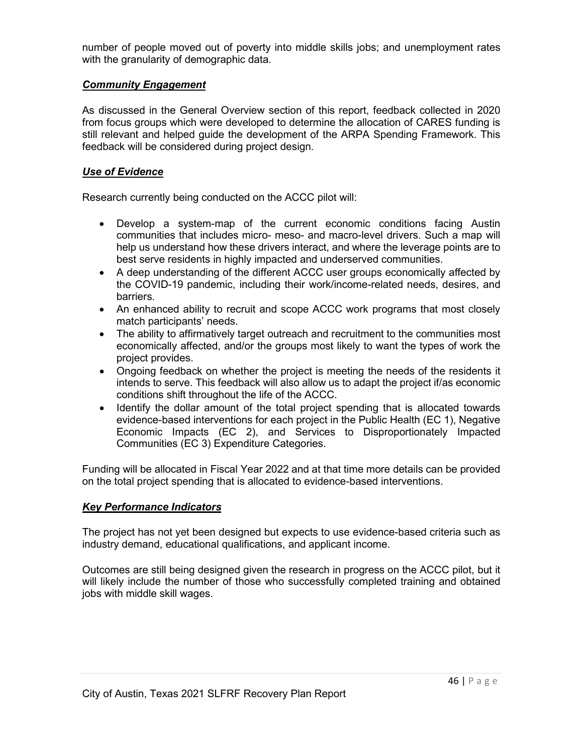number of people moved out of poverty into middle skills jobs; and unemployment rates with the granularity of demographic data.

### ***Community Engagement***

As discussed in the General Overview section of this report, feedback collected in 2020 from focus groups which were developed to determine the allocation of CARES funding is still relevant and helped guide the development of the ARPA Spending Framework. This feedback will be considered during project design.

### ***Use of Evidence***

Research currently being conducted on the ACCC pilot will:

- Develop a system-map of the current economic conditions facing Austin communities that includes micro- meso- and macro-level drivers. Such a map will help us understand how these drivers interact, and where the leverage points are to best serve residents in highly impacted and underserved communities.
- A deep understanding of the different ACCC user groups economically affected by the COVID-19 pandemic, including their work/income-related needs, desires, and barriers.
- An enhanced ability to recruit and scope ACCC work programs that most closely match participants' needs.
- The ability to affirmatively target outreach and recruitment to the communities most economically affected, and/or the groups most likely to want the types of work the project provides.
- Ongoing feedback on whether the project is meeting the needs of the residents it intends to serve. This feedback will also allow us to adapt the project if/as economic conditions shift throughout the life of the ACCC.
- Identify the dollar amount of the total project spending that is allocated towards evidence-based interventions for each project in the Public Health (EC 1), Negative Economic Impacts (EC 2), and Services to Disproportionately Impacted Communities (EC 3) Expenditure Categories.

Funding will be allocated in Fiscal Year 2022 and at that time more details can be provided on the total project spending that is allocated to evidence-based interventions.

### ***Key Performance Indicators***

The project has not yet been designed but expects to use evidence-based criteria such as industry demand, educational qualifications, and applicant income.

Outcomes are still being designed given the research in progress on the ACCC pilot, but it will likely include the number of those who successfully completed training and obtained jobs with middle skill wages.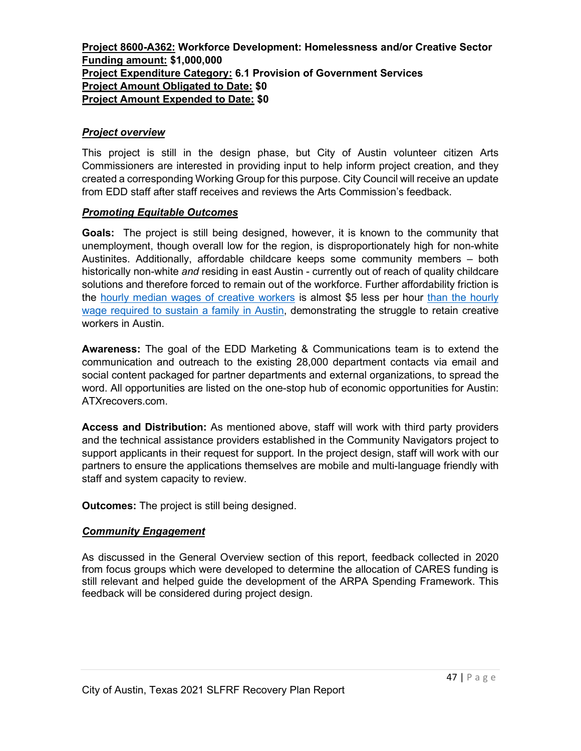**Project 8600-A362:** **Workforce Development: Homelessness and/or Creative Sector**
**Funding amount:** **$1,000,000**
**Project Expenditure Category:** **6.1 Provision of Government Services**
**Project Amount Obligated to Date:** **$0**
**Project Amount Expended to Date:** **$0**

***Project overview***

This project is still in the design phase, but City of Austin volunteer citizen Arts Commissioners are interested in providing input to help inform project creation, and they created a corresponding Working Group for this purpose. City Council will receive an update from EDD staff after staff receives and reviews the Arts Commission's feedback.

***Promoting Equitable Outcomes***

**Goals:** The project is still being designed, however, it is known to the community that unemployment, though overall low for the region, is disproportionately high for non-white Austinites. Additionally, affordable childcare keeps some community members – both historically non-white *and* residing in east Austin - currently out of reach of quality childcare solutions and therefore forced to remain out of the workforce. Further affordability friction is the hourly median wages of creative workers is almost $5 less per hour than the hourly wage required to sustain a family in Austin, demonstrating the struggle to retain creative workers in Austin.

**Awareness:** The goal of the EDD Marketing & Communications team is to extend the communication and outreach to the existing 28,000 department contacts via email and social content packaged for partner departments and external organizations, to spread the word. All opportunities are listed on the one-stop hub of economic opportunities for Austin: ATXrecovers.com.

**Access and Distribution:** As mentioned above, staff will work with third party providers and the technical assistance providers established in the Community Navigators project to support applicants in their request for support. In the project design, staff will work with our partners to ensure the applications themselves are mobile and multi-language friendly with staff and system capacity to review.

**Outcomes:** The project is still being designed.

***Community Engagement***

As discussed in the General Overview section of this report, feedback collected in 2020 from focus groups which were developed to determine the allocation of CARES funding is still relevant and helped guide the development of the ARPA Spending Framework. This feedback will be considered during project design.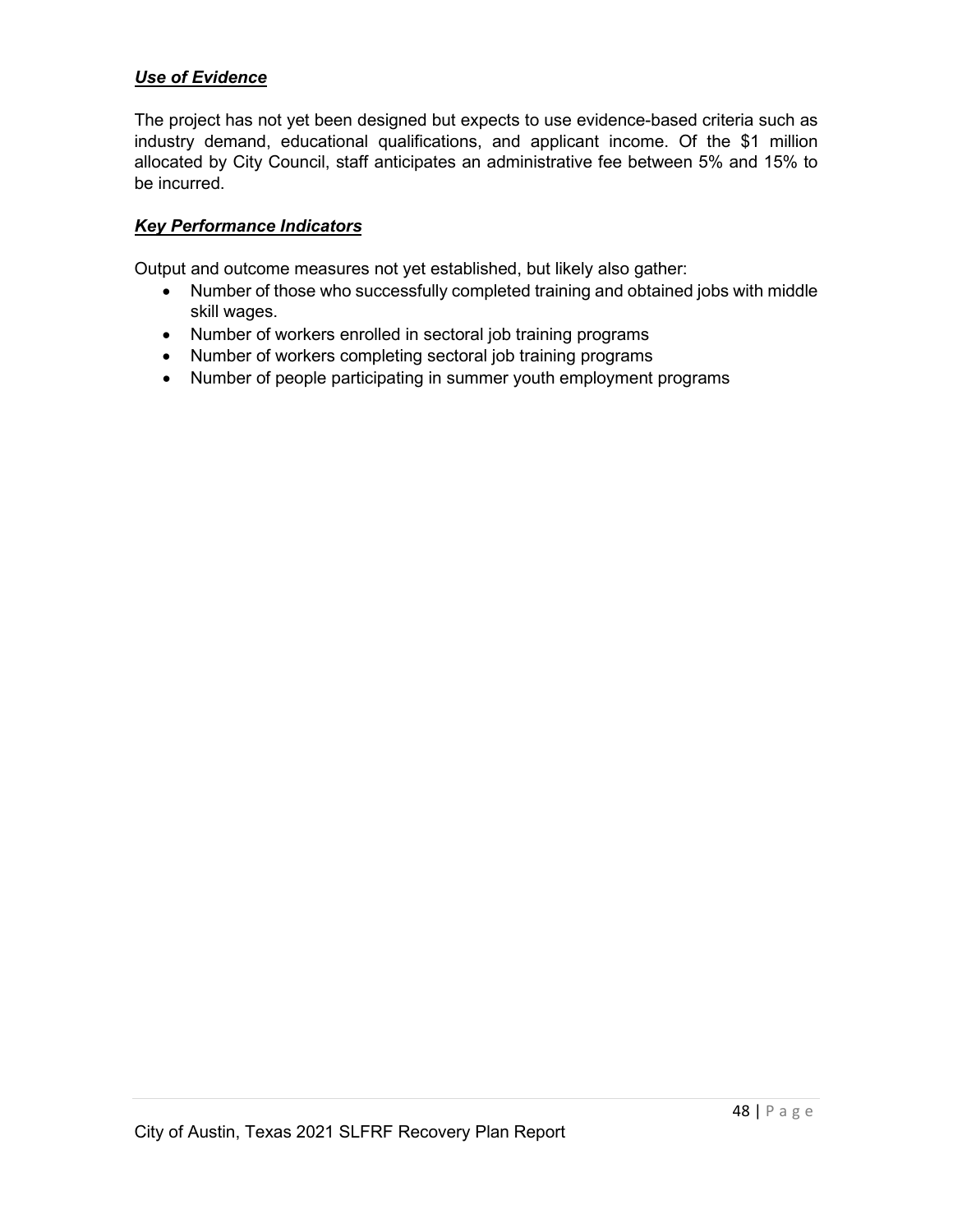***Use of Evidence***

The project has not yet been designed but expects to use evidence-based criteria such as industry demand, educational qualifications, and applicant income. Of the $1 million allocated by City Council, staff anticipates an administrative fee between 5% and 15% to be incurred.

***Key Performance Indicators***

Output and outcome measures not yet established, but likely also gather:

- Number of those who successfully completed training and obtained jobs with middle skill wages.
- Number of workers enrolled in sectoral job training programs
- Number of workers completing sectoral job training programs
- Number of people participating in summer youth employment programs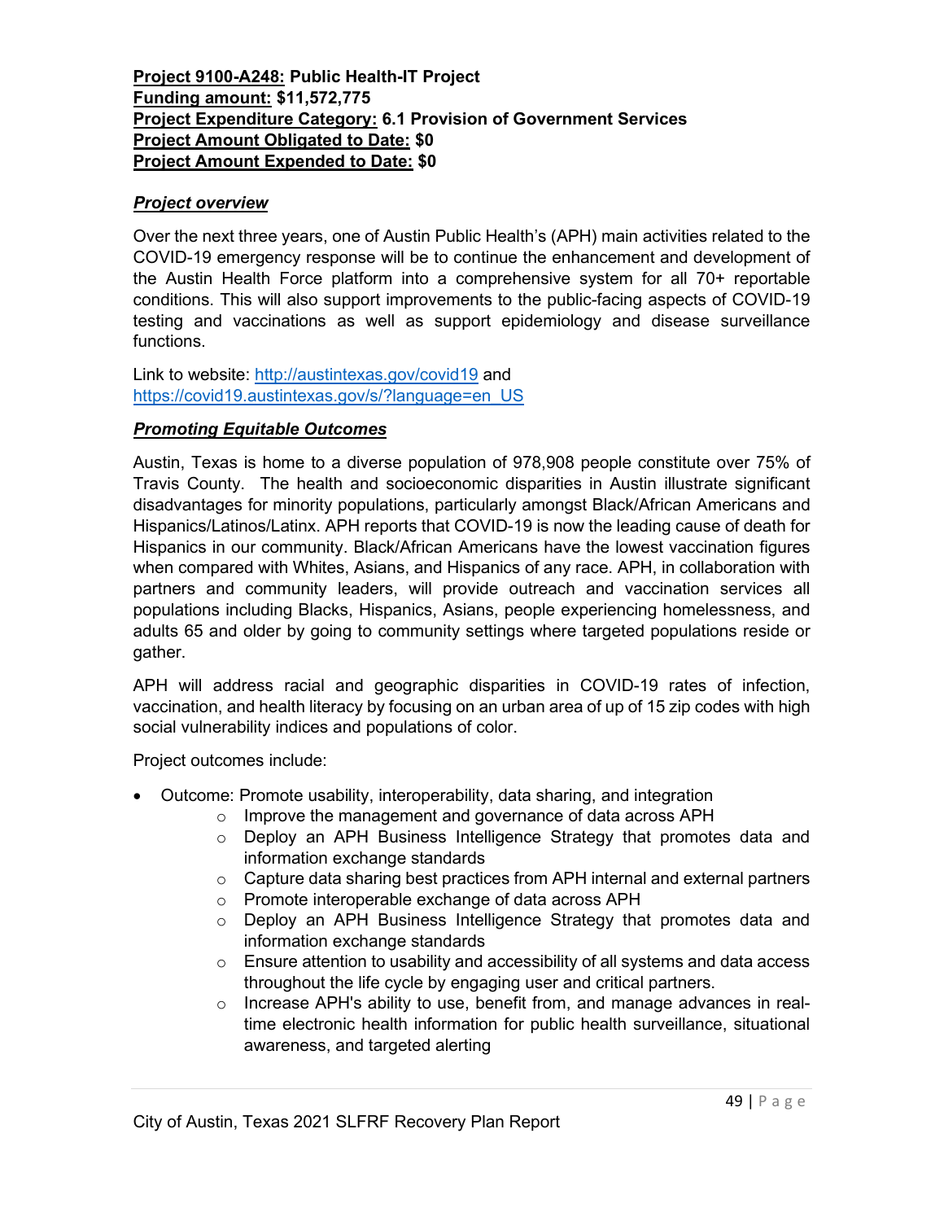**Project 9100-A248:** Public Health-IT Project
**Funding amount:** $11,572,775
**Project Expenditure Category:** 6.1 Provision of Government Services
**Project Amount Obligated to Date:** $0
**Project Amount Expended to Date:** $0

***Project overview***

Over the next three years, one of Austin Public Health's (APH) main activities related to the COVID-19 emergency response will be to continue the enhancement and development of the Austin Health Force platform into a comprehensive system for all 70+ reportable conditions. This will also support improvements to the public-facing aspects of COVID-19 testing and vaccinations as well as support epidemiology and disease surveillance functions.

Link to website: [http://austintexas.gov/covid19](http://austintexas.gov/covid19) and [https://covid19.austintexas.gov/s/?language=en_US](https://covid19.austintexas.gov/s/?language=en_US)

***Promoting Equitable Outcomes***

Austin, Texas is home to a diverse population of 978,908 people constitute over 75% of Travis County. The health and socioeconomic disparities in Austin illustrate significant disadvantages for minority populations, particularly amongst Black/African Americans and Hispanics/Latinos/Latinx. APH reports that COVID-19 is now the leading cause of death for Hispanics in our community. Black/African Americans have the lowest vaccination figures when compared with Whites, Asians, and Hispanics of any race. APH, in collaboration with partners and community leaders, will provide outreach and vaccination services all populations including Blacks, Hispanics, Asians, people experiencing homelessness, and adults 65 and older by going to community settings where targeted populations reside or gather.

APH will address racial and geographic disparities in COVID-19 rates of infection, vaccination, and health literacy by focusing on an urban area of up of 15 zip codes with high social vulnerability indices and populations of color.

Project outcomes include:

- Outcome: Promote usability, interoperability, data sharing, and integration
  - Improve the management and governance of data across APH
  - Deploy an APH Business Intelligence Strategy that promotes data and information exchange standards
  - Capture data sharing best practices from APH internal and external partners
  - Promote interoperable exchange of data across APH
  - Deploy an APH Business Intelligence Strategy that promotes data and information exchange standards
  - Ensure attention to usability and accessibility of all systems and data access throughout the life cycle by engaging user and critical partners.
  - Increase APH's ability to use, benefit from, and manage advances in real-time electronic health information for public health surveillance, situational awareness, and targeted alerting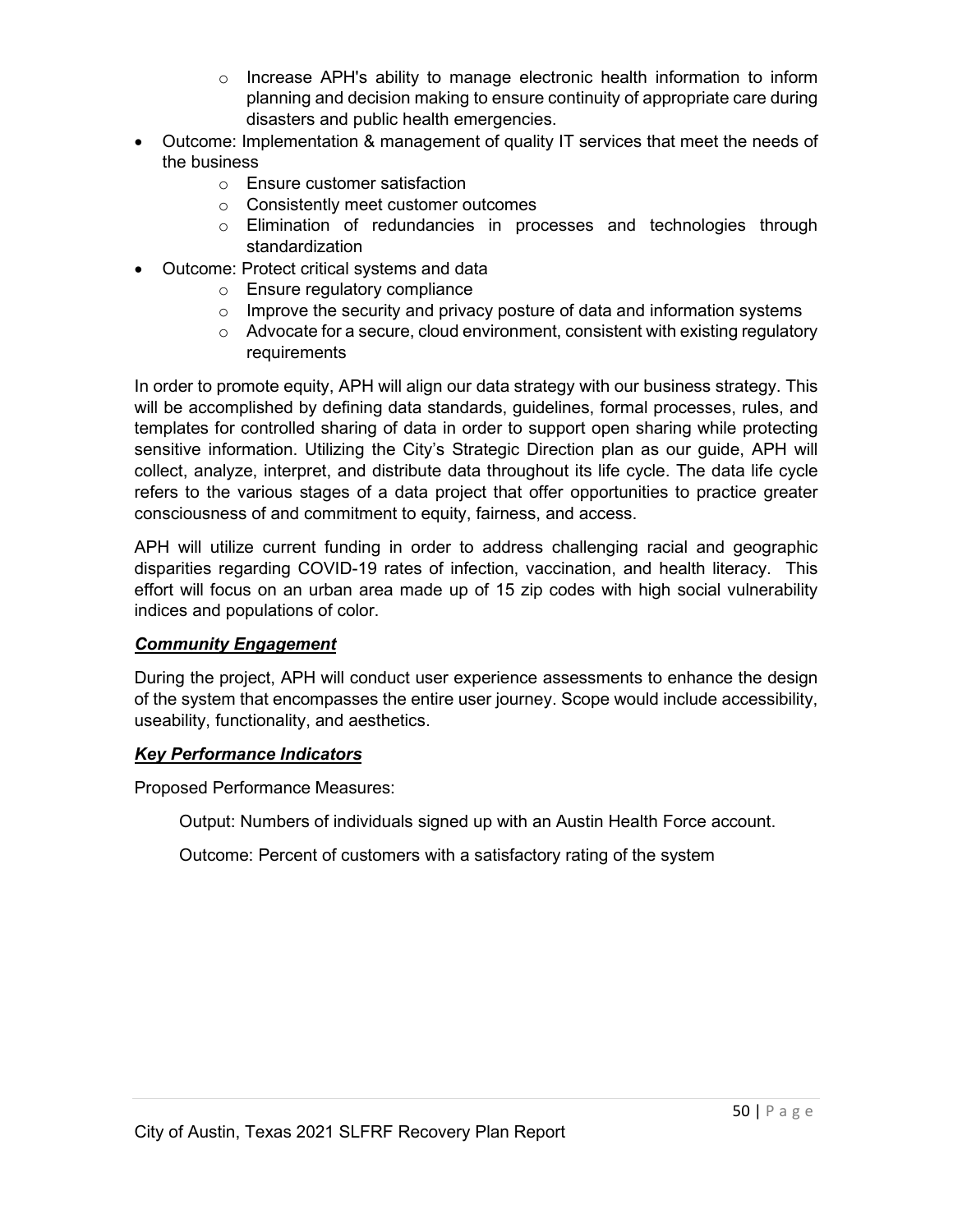- Increase APH's ability to manage electronic health information to inform planning and decision making to ensure continuity of appropriate care during disasters and public health emergencies.
- Outcome: Implementation & management of quality IT services that meet the needs of the business
    - Ensure customer satisfaction
    - Consistently meet customer outcomes
    - Elimination of redundancies in processes and technologies through standardization
- Outcome: Protect critical systems and data
    - Ensure regulatory compliance
    - Improve the security and privacy posture of data and information systems
    - Advocate for a secure, cloud environment, consistent with existing regulatory requirements

In order to promote equity, APH will align our data strategy with our business strategy. This will be accomplished by defining data standards, guidelines, formal processes, rules, and templates for controlled sharing of data in order to support open sharing while protecting sensitive information. Utilizing the City's Strategic Direction plan as our guide, APH will collect, analyze, interpret, and distribute data throughout its life cycle. The data life cycle refers to the various stages of a data project that offer opportunities to practice greater consciousness of and commitment to equity, fairness, and access.

APH will utilize current funding in order to address challenging racial and geographic disparities regarding COVID-19 rates of infection, vaccination, and health literacy. This effort will focus on an urban area made up of 15 zip codes with high social vulnerability indices and populations of color.

***Community Engagement***

During the project, APH will conduct user experience assessments to enhance the design of the system that encompasses the entire user journey. Scope would include accessibility, useability, functionality, and aesthetics.

***Key Performance Indicators***

Proposed Performance Measures:

Output: Numbers of individuals signed up with an Austin Health Force account.

Outcome: Percent of customers with a satisfactory rating of the system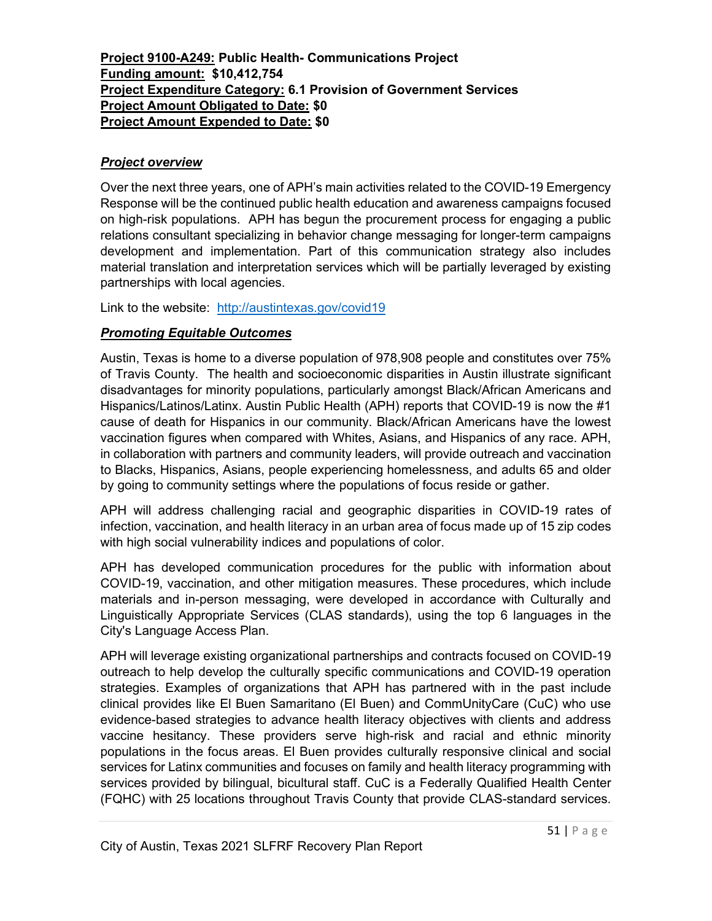**Project 9100-A249: Public Health- Communications Project**
**Funding amount: $10,412,754**
**Project Expenditure Category: 6.1 Provision of Government Services**
**Project Amount Obligated to Date: $0**
**Project Amount Expended to Date: $0**

***Project overview***

Over the next three years, one of APH's main activities related to the COVID-19 Emergency Response will be the continued public health education and awareness campaigns focused on high-risk populations. APH has begun the procurement process for engaging a public relations consultant specializing in behavior change messaging for longer-term campaigns development and implementation. Part of this communication strategy also includes material translation and interpretation services which will be partially leveraged by existing partnerships with local agencies.

Link to the website: http://austintexas.gov/covid19

***Promoting Equitable Outcomes***

Austin, Texas is home to a diverse population of 978,908 people and constitutes over 75% of Travis County. The health and socioeconomic disparities in Austin illustrate significant disadvantages for minority populations, particularly amongst Black/African Americans and Hispanics/Latinos/Latinx. Austin Public Health (APH) reports that COVID-19 is now the #1 cause of death for Hispanics in our community. Black/African Americans have the lowest vaccination figures when compared with Whites, Asians, and Hispanics of any race. APH, in collaboration with partners and community leaders, will provide outreach and vaccination to Blacks, Hispanics, Asians, people experiencing homelessness, and adults 65 and older by going to community settings where the populations of focus reside or gather.

APH will address challenging racial and geographic disparities in COVID-19 rates of infection, vaccination, and health literacy in an urban area of focus made up of 15 zip codes with high social vulnerability indices and populations of color.

APH has developed communication procedures for the public with information about COVID-19, vaccination, and other mitigation measures. These procedures, which include materials and in-person messaging, were developed in accordance with Culturally and Linguistically Appropriate Services (CLAS standards), using the top 6 languages in the City's Language Access Plan.

APH will leverage existing organizational partnerships and contracts focused on COVID-19 outreach to help develop the culturally specific communications and COVID-19 operation strategies. Examples of organizations that APH has partnered with in the past include clinical provides like El Buen Samaritano (El Buen) and CommUnityCare (CuC) who use evidence-based strategies to advance health literacy objectives with clients and address vaccine hesitancy. These providers serve high-risk and racial and ethnic minority populations in the focus areas. El Buen provides culturally responsive clinical and social services for Latinx communities and focuses on family and health literacy programming with services provided by bilingual, bicultural staff. CuC is a Federally Qualified Health Center (FQHC) with 25 locations throughout Travis County that provide CLAS-standard services.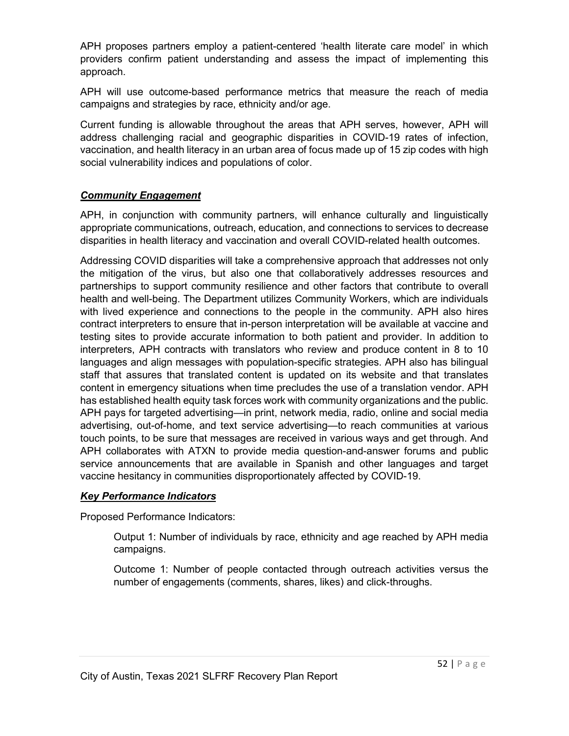APH proposes partners employ a patient-centered 'health literate care model' in which providers confirm patient understanding and assess the impact of implementing this approach.

APH will use outcome-based performance metrics that measure the reach of media campaigns and strategies by race, ethnicity and/or age.

Current funding is allowable throughout the areas that APH serves, however, APH will address challenging racial and geographic disparities in COVID-19 rates of infection, vaccination, and health literacy in an urban area of focus made up of 15 zip codes with high social vulnerability indices and populations of color.

### ***Community Engagement***

APH, in conjunction with community partners, will enhance culturally and linguistically appropriate communications, outreach, education, and connections to services to decrease disparities in health literacy and vaccination and overall COVID-related health outcomes.

Addressing COVID disparities will take a comprehensive approach that addresses not only the mitigation of the virus, but also one that collaboratively addresses resources and partnerships to support community resilience and other factors that contribute to overall health and well-being. The Department utilizes Community Workers, which are individuals with lived experience and connections to the people in the community. APH also hires contract interpreters to ensure that in-person interpretation will be available at vaccine and testing sites to provide accurate information to both patient and provider. In addition to interpreters, APH contracts with translators who review and produce content in 8 to 10 languages and align messages with population-specific strategies. APH also has bilingual staff that assures that translated content is updated on its website and that translates content in emergency situations when time precludes the use of a translation vendor. APH has established health equity task forces work with community organizations and the public. APH pays for targeted advertising—in print, network media, radio, online and social media advertising, out-of-home, and text service advertising—to reach communities at various touch points, to be sure that messages are received in various ways and get through. And APH collaborates with ATXN to provide media question-and-answer forums and public service announcements that are available in Spanish and other languages and target vaccine hesitancy in communities disproportionately affected by COVID-19.

### ***Key Performance Indicators***

Proposed Performance Indicators:

> Output 1: Number of individuals by race, ethnicity and age reached by APH media campaigns.
>
> Outcome 1: Number of people contacted through outreach activities versus the number of engagements (comments, shares, likes) and click-throughs.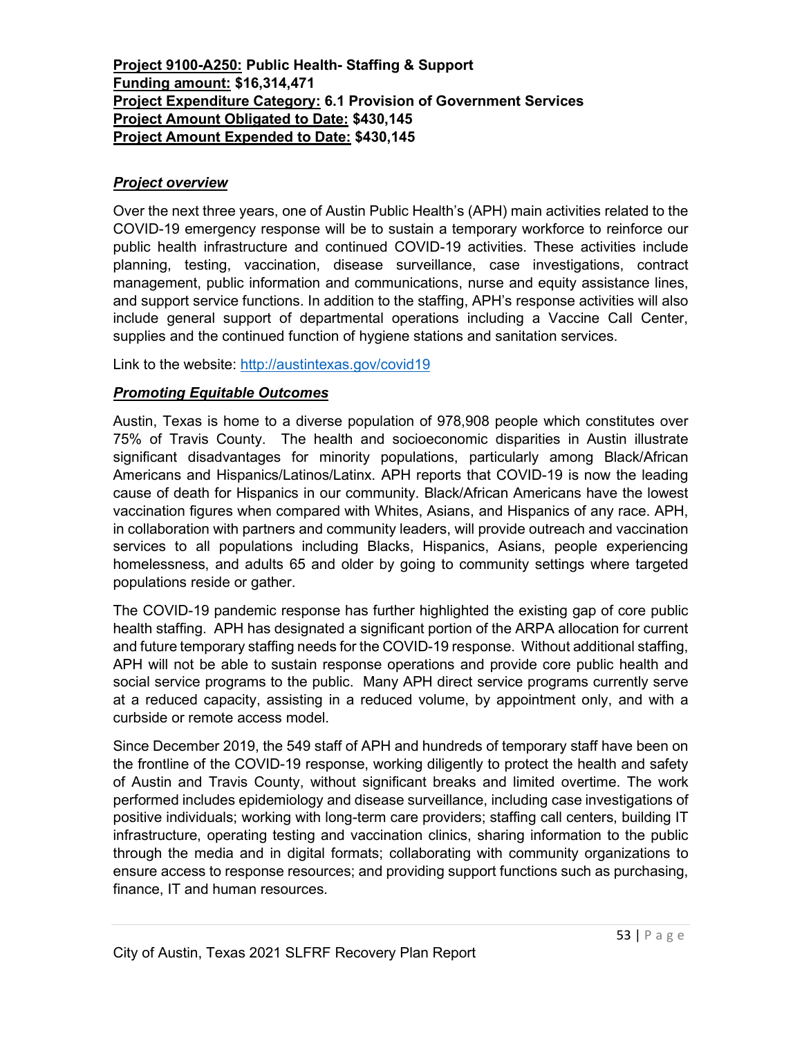**Project 9100-A250:** **Public Health- Staffing & Support**
**Funding amount:** **$16,314,471**
**Project Expenditure Category:** **6.1 Provision of Government Services**
**Project Amount Obligated to Date:** **$430,145**
**Project Amount Expended to Date:** **$430,145**

***Project overview***

Over the next three years, one of Austin Public Health's (APH) main activities related to the COVID-19 emergency response will be to sustain a temporary workforce to reinforce our public health infrastructure and continued COVID-19 activities. These activities include planning, testing, vaccination, disease surveillance, case investigations, contract management, public information and communications, nurse and equity assistance lines, and support service functions. In addition to the staffing, APH's response activities will also include general support of departmental operations including a Vaccine Call Center, supplies and the continued function of hygiene stations and sanitation services.

Link to the website: http://austintexas.gov/covid19

***Promoting Equitable Outcomes***

Austin, Texas is home to a diverse population of 978,908 people which constitutes over 75% of Travis County. The health and socioeconomic disparities in Austin illustrate significant disadvantages for minority populations, particularly among Black/African Americans and Hispanics/Latinos/Latinx. APH reports that COVID-19 is now the leading cause of death for Hispanics in our community. Black/African Americans have the lowest vaccination figures when compared with Whites, Asians, and Hispanics of any race. APH, in collaboration with partners and community leaders, will provide outreach and vaccination services to all populations including Blacks, Hispanics, Asians, people experiencing homelessness, and adults 65 and older by going to community settings where targeted populations reside or gather.

The COVID-19 pandemic response has further highlighted the existing gap of core public health staffing. APH has designated a significant portion of the ARPA allocation for current and future temporary staffing needs for the COVID-19 response. Without additional staffing, APH will not be able to sustain response operations and provide core public health and social service programs to the public. Many APH direct service programs currently serve at a reduced capacity, assisting in a reduced volume, by appointment only, and with a curbside or remote access model.

Since December 2019, the 549 staff of APH and hundreds of temporary staff have been on the frontline of the COVID-19 response, working diligently to protect the health and safety of Austin and Travis County, without significant breaks and limited overtime. The work performed includes epidemiology and disease surveillance, including case investigations of positive individuals; working with long-term care providers; staffing call centers, building IT infrastructure, operating testing and vaccination clinics, sharing information to the public through the media and in digital formats; collaborating with community organizations to ensure access to response resources; and providing support functions such as purchasing, finance, IT and human resources.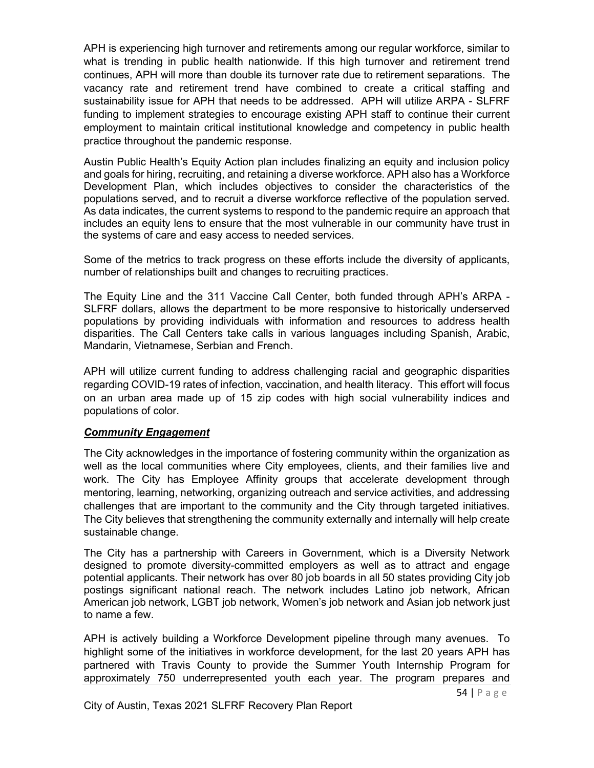APH is experiencing high turnover and retirements among our regular workforce, similar to what is trending in public health nationwide. If this high turnover and retirement trend continues, APH will more than double its turnover rate due to retirement separations. The vacancy rate and retirement trend have combined to create a critical staffing and sustainability issue for APH that needs to be addressed. APH will utilize ARPA - SLFRF funding to implement strategies to encourage existing APH staff to continue their current employment to maintain critical institutional knowledge and competency in public health practice throughout the pandemic response.

Austin Public Health's Equity Action plan includes finalizing an equity and inclusion policy and goals for hiring, recruiting, and retaining a diverse workforce. APH also has a Workforce Development Plan, which includes objectives to consider the characteristics of the populations served, and to recruit a diverse workforce reflective of the population served. As data indicates, the current systems to respond to the pandemic require an approach that includes an equity lens to ensure that the most vulnerable in our community have trust in the systems of care and easy access to needed services.

Some of the metrics to track progress on these efforts include the diversity of applicants, number of relationships built and changes to recruiting practices.

The Equity Line and the 311 Vaccine Call Center, both funded through APH's ARPA - SLFRF dollars, allows the department to be more responsive to historically underserved populations by providing individuals with information and resources to address health disparities. The Call Centers take calls in various languages including Spanish, Arabic, Mandarin, Vietnamese, Serbian and French.

APH will utilize current funding to address challenging racial and geographic disparities regarding COVID-19 rates of infection, vaccination, and health literacy. This effort will focus on an urban area made up of 15 zip codes with high social vulnerability indices and populations of color.

***Community Engagement***

The City acknowledges in the importance of fostering community within the organization as well as the local communities where City employees, clients, and their families live and work. The City has Employee Affinity groups that accelerate development through mentoring, learning, networking, organizing outreach and service activities, and addressing challenges that are important to the community and the City through targeted initiatives. The City believes that strengthening the community externally and internally will help create sustainable change.

The City has a partnership with Careers in Government, which is a Diversity Network designed to promote diversity-committed employers as well as to attract and engage potential applicants. Their network has over 80 job boards in all 50 states providing City job postings significant national reach. The network includes Latino job network, African American job network, LGBT job network, Women's job network and Asian job network just to name a few.

APH is actively building a Workforce Development pipeline through many avenues. To highlight some of the initiatives in workforce development, for the last 20 years APH has partnered with Travis County to provide the Summer Youth Internship Program for approximately 750 underrepresented youth each year. The program prepares and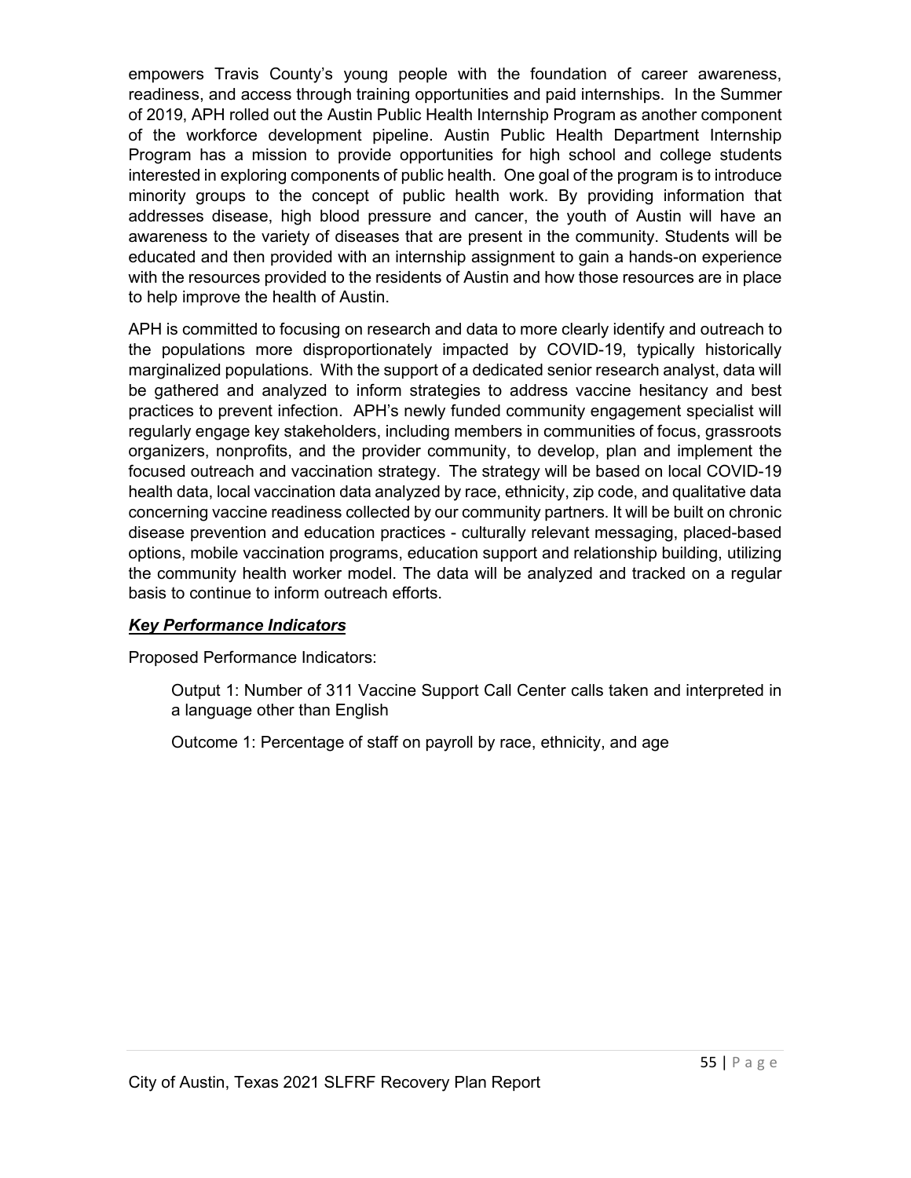empowers Travis County's young people with the foundation of career awareness, readiness, and access through training opportunities and paid internships. In the Summer of 2019, APH rolled out the Austin Public Health Internship Program as another component of the workforce development pipeline. Austin Public Health Department Internship Program has a mission to provide opportunities for high school and college students interested in exploring components of public health. One goal of the program is to introduce minority groups to the concept of public health work. By providing information that addresses disease, high blood pressure and cancer, the youth of Austin will have an awareness to the variety of diseases that are present in the community. Students will be educated and then provided with an internship assignment to gain a hands-on experience with the resources provided to the residents of Austin and how those resources are in place to help improve the health of Austin.

APH is committed to focusing on research and data to more clearly identify and outreach to the populations more disproportionately impacted by COVID-19, typically historically marginalized populations. With the support of a dedicated senior research analyst, data will be gathered and analyzed to inform strategies to address vaccine hesitancy and best practices to prevent infection. APH's newly funded community engagement specialist will regularly engage key stakeholders, including members in communities of focus, grassroots organizers, nonprofits, and the provider community, to develop, plan and implement the focused outreach and vaccination strategy. The strategy will be based on local COVID-19 health data, local vaccination data analyzed by race, ethnicity, zip code, and qualitative data concerning vaccine readiness collected by our community partners. It will be built on chronic disease prevention and education practices - culturally relevant messaging, placed-based options, mobile vaccination programs, education support and relationship building, utilizing the community health worker model. The data will be analyzed and tracked on a regular basis to continue to inform outreach efforts.

***<u>Key Performance Indicators</u>***

Proposed Performance Indicators:

Output 1: Number of 311 Vaccine Support Call Center calls taken and interpreted in a language other than English

Outcome 1: Percentage of staff on payroll by race, ethnicity, and age